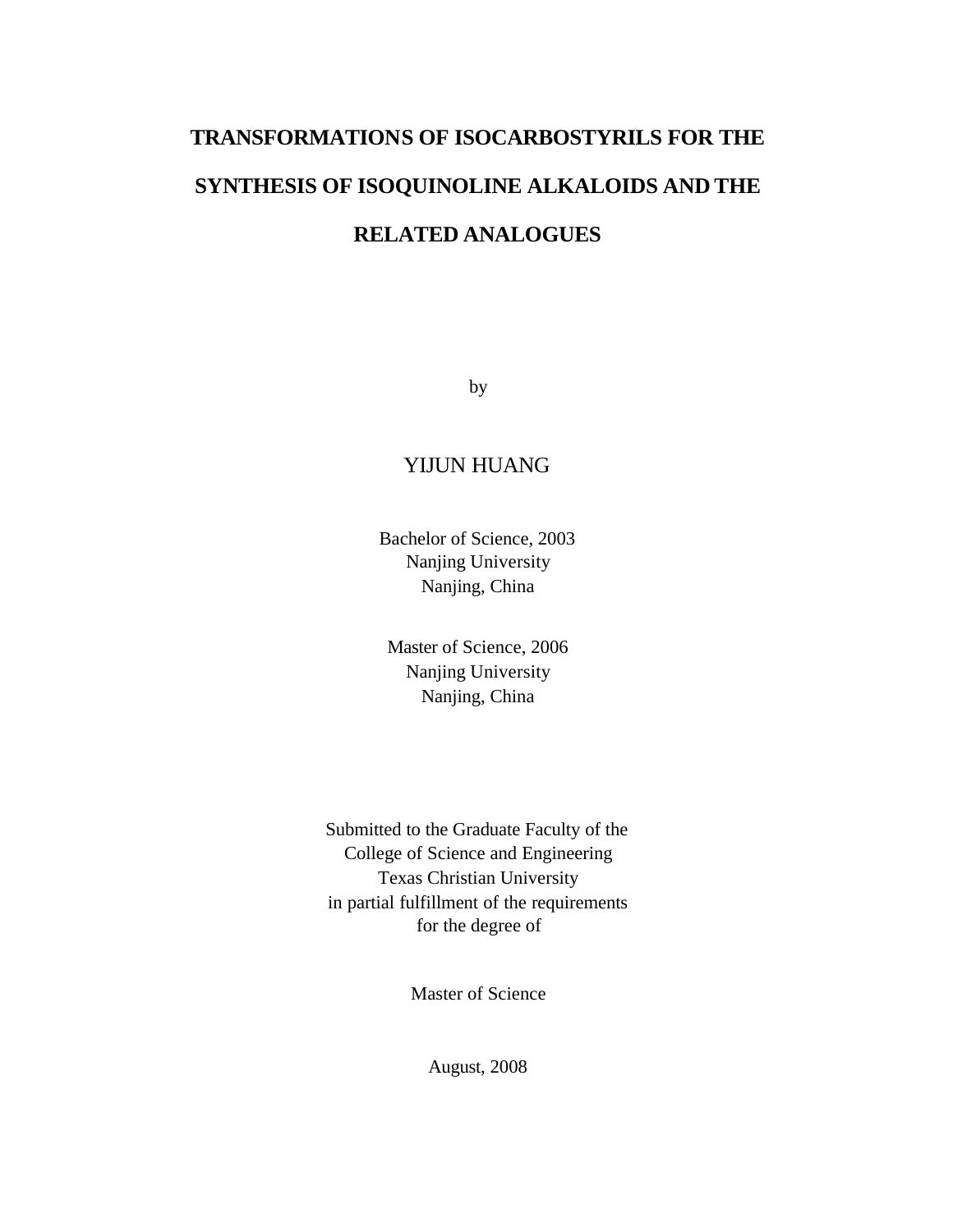# TRANSFORMATIONS OF ISOCARBOSTYRILS FOR THE SYNTHESIS OF ISOQUINOLINE ALKALOIDS AND THE RELATED ANALOGUES

by

YIJUN HUANG

Bachelor of Science, 2003
Nanjing University
Nanjing, China

Master of Science, 2006
Nanjing University
Nanjing, China

Submitted to the Graduate Faculty of the
College of Science and Engineering
Texas Christian University
in partial fulfillment of the requirements
for the degree of

Master of Science

August, 2008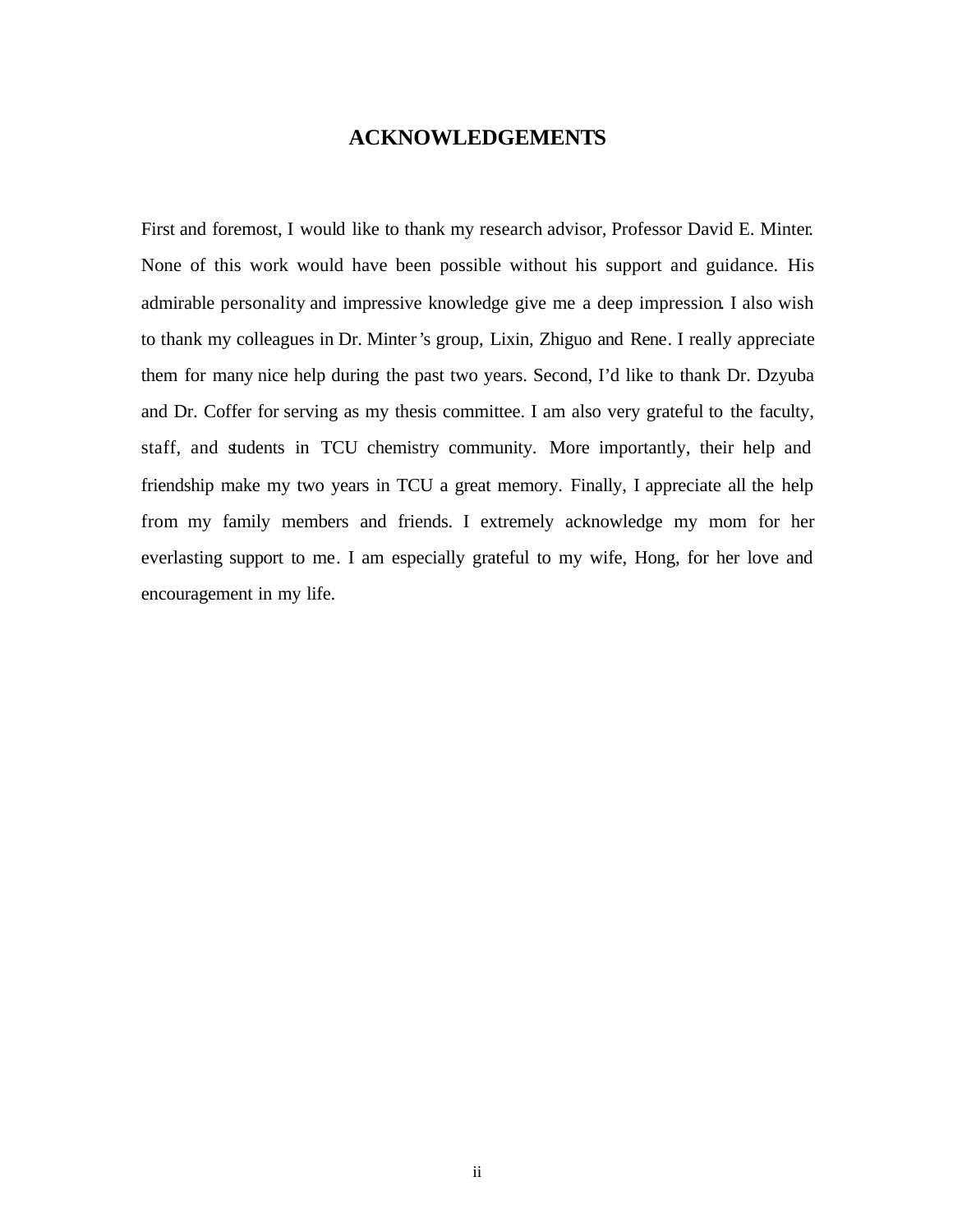# ACKNOWLEDGEMENTS

First and foremost, I would like to thank my research advisor, Professor David E. Minter. None of this work would have been possible without his support and guidance. His admirable personality and impressive knowledge give me a deep impression. I also wish to thank my colleagues in Dr. Minter's group, Lixin, Zhiguo and Rene. I really appreciate them for many nice help during the past two years. Second, I'd like to thank Dr. Dzyuba and Dr. Coffer for serving as my thesis committee. I am also very grateful to the faculty, staff, and students in TCU chemistry community. More importantly, their help and friendship make my two years in TCU a great memory. Finally, I appreciate all the help from my family members and friends. I extremely acknowledge my mom for her everlasting support to me. I am especially grateful to my wife, Hong, for her love and encouragement in my life.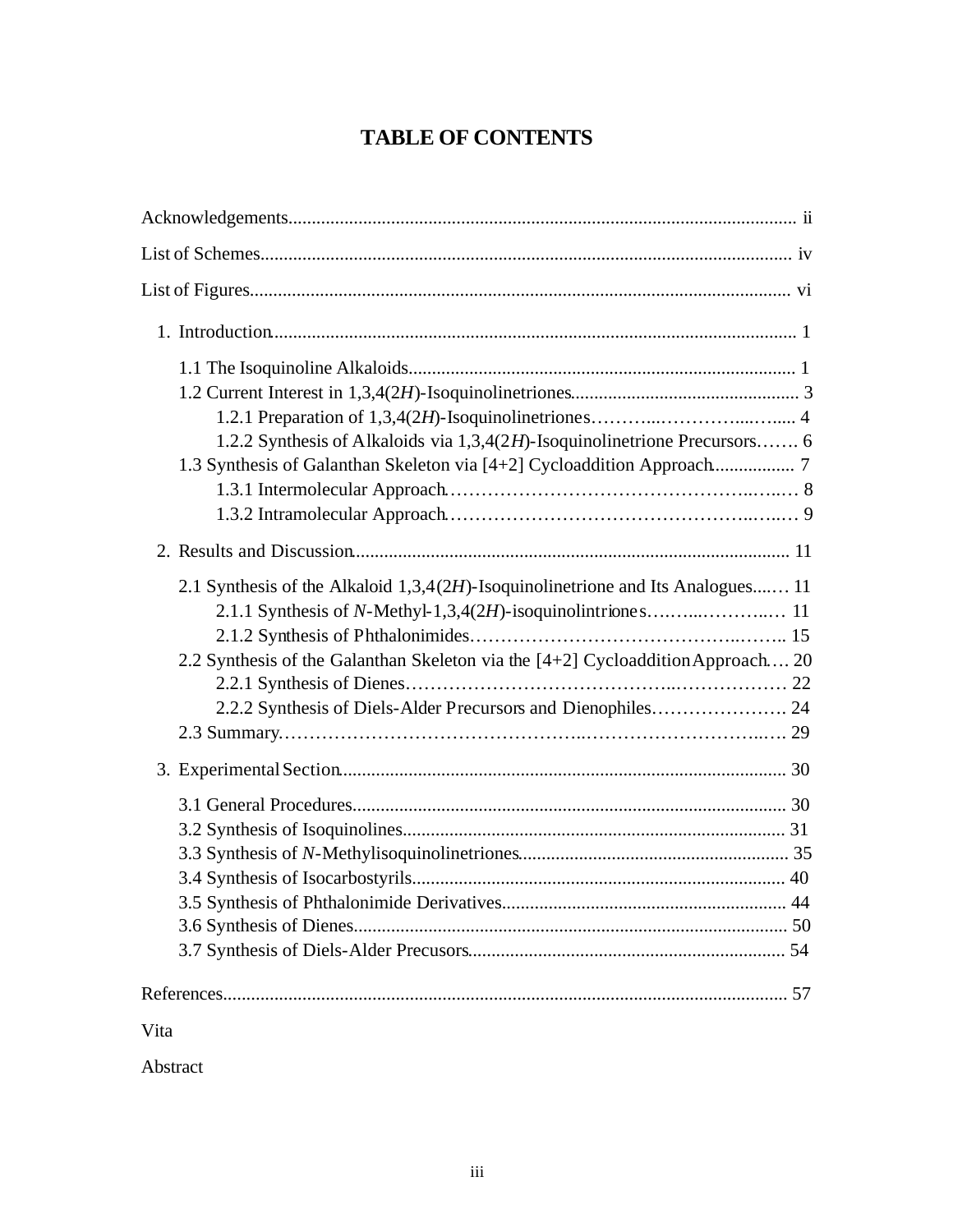# TABLE OF CONTENTS

Acknowledgements ..... ii

List of Schemes ..... iv

List of Figures ..... vi

1. Introduction ..... 1
   - 1.1 The Isoquinoline Alkaloids ..... 1
   - 1.2 Current Interest in 1,3,4(2*H*)-Isoquinolinetriones ..... 3
     - 1.2.1 Preparation of 1,3,4(2*H*)-Isoquinolinetriones ..... 4
     - 1.2.2 Synthesis of Alkaloids via 1,3,4(2*H*)-Isoquinolinetrione Precursors ..... 6
   - 1.3 Synthesis of Galanthan Skeleton via [4+2] Cycloaddition Approach ..... 7
     - 1.3.1 Intermolecular Approach ..... 8
     - 1.3.2 Intramolecular Approach ..... 9

2. Results and Discussion ..... 11
   - 2.1 Synthesis of the Alkaloid 1,3,4(2*H*)-Isoquinolinetrione and Its Analogues ..... 11
     - 2.1.1 Synthesis of *N*-Methyl-1,3,4(2*H*)-isoquinolintriones ..... 11
     - 2.1.2 Synthesis of Phthalonimides ..... 15
   - 2.2 Synthesis of the Galanthan Skeleton via the [4+2] Cycloaddition Approach ..... 20
     - 2.2.1 Synthesis of Dienes ..... 22
     - 2.2.2 Synthesis of Diels-Alder Precursors and Dienophiles ..... 24
   - 2.3 Summary ..... 29

3. Experimental Section ..... 30
   - 3.1 General Procedures ..... 30
   - 3.2 Synthesis of Isoquinolines ..... 31
   - 3.3 Synthesis of *N*-Methylisoquinolinetriones ..... 35
   - 3.4 Synthesis of Isocarbostyrils ..... 40
   - 3.5 Synthesis of Phthalonimide Derivatives ..... 44
   - 3.6 Synthesis of Dienes ..... 50
   - 3.7 Synthesis of Diels-Alder Precusors ..... 54

References ..... 57

Vita

Abstract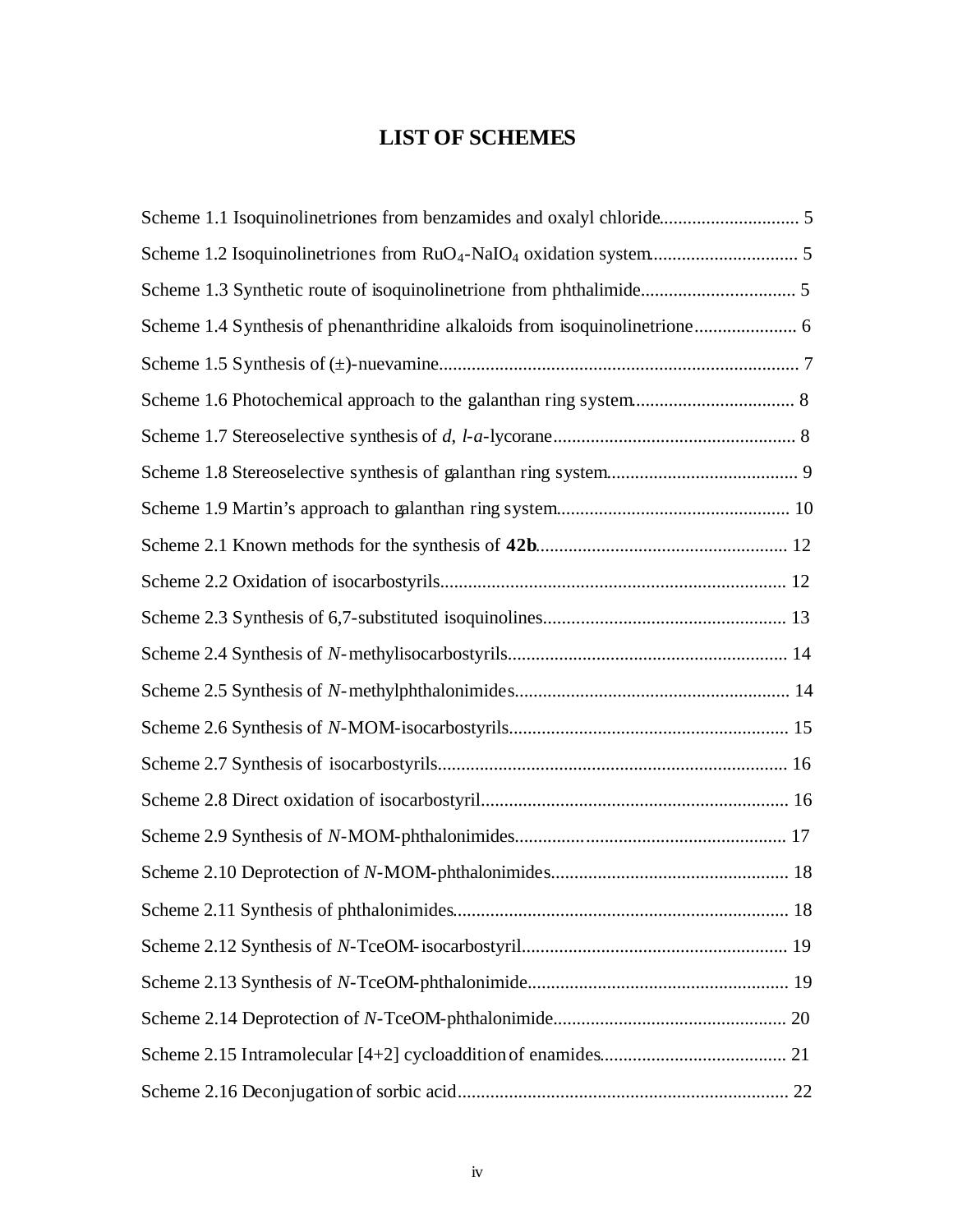# LIST OF SCHEMES

Scheme 1.1 Isoquinolinetriones from benzamides and oxalyl chloride.............................. 5

Scheme 1.2 Isoquinolinetriones from $RuO_4$-$NaIO_4$ oxidation system............................... 5

Scheme 1.3 Synthetic route of isoquinolinetrione from phthalimide................................. 5

Scheme 1.4 Synthesis of phenanthridine alkaloids from isoquinolinetrione..................... 6

Scheme 1.5 Synthesis of (±)-nuevamine............................................................................ 7

Scheme 1.6 Photochemical approach to the galanthan ring system.................................. 8

Scheme 1.7 Stereoselective synthesis of *d*, *l*-*a*-lycorane.................................................... 8

Scheme 1.8 Stereoselective synthesis of galanthan ring system......................................... 9

Scheme 1.9 Martin's approach to galanthan ring system.................................................. 10

Scheme 2.1 Known methods for the synthesis of **42b**...................................................... 12

Scheme 2.2 Oxidation of isocarbostyrils.......................................................................... 12

Scheme 2.3 Synthesis of 6,7-substituted isoquinolines.................................................... 13

Scheme 2.4 Synthesis of *N*-methylisocarbostyrils............................................................ 14

Scheme 2.5 Synthesis of *N*-methylphthalonimides........................................................... 14

Scheme 2.6 Synthesis of *N*-MOM-isocarbostyrils............................................................ 15

Scheme 2.7 Synthesis of isocarbostyrils.......................................................................... 16

Scheme 2.8 Direct oxidation of isocarbostyril.................................................................. 16

Scheme 2.9 Synthesis of *N*-MOM-phthalonimides........................................................... 17

Scheme 2.10 Deprotection of *N*-MOM-phthalonimides................................................... 18

Scheme 2.11 Synthesis of phthalonimides....................................................................... 18

Scheme 2.12 Synthesis of *N*-TceOM-isocarbostyril......................................................... 19

Scheme 2.13 Synthesis of *N*-TceOM-phthalonimide........................................................ 19

Scheme 2.14 Deprotection of *N*-TceOM-phthalonimide.................................................. 20

Scheme 2.15 Intramolecular [4+2] cycloaddition of enamides........................................ 21

Scheme 2.16 Deconjugation of sorbic acid....................................................................... 22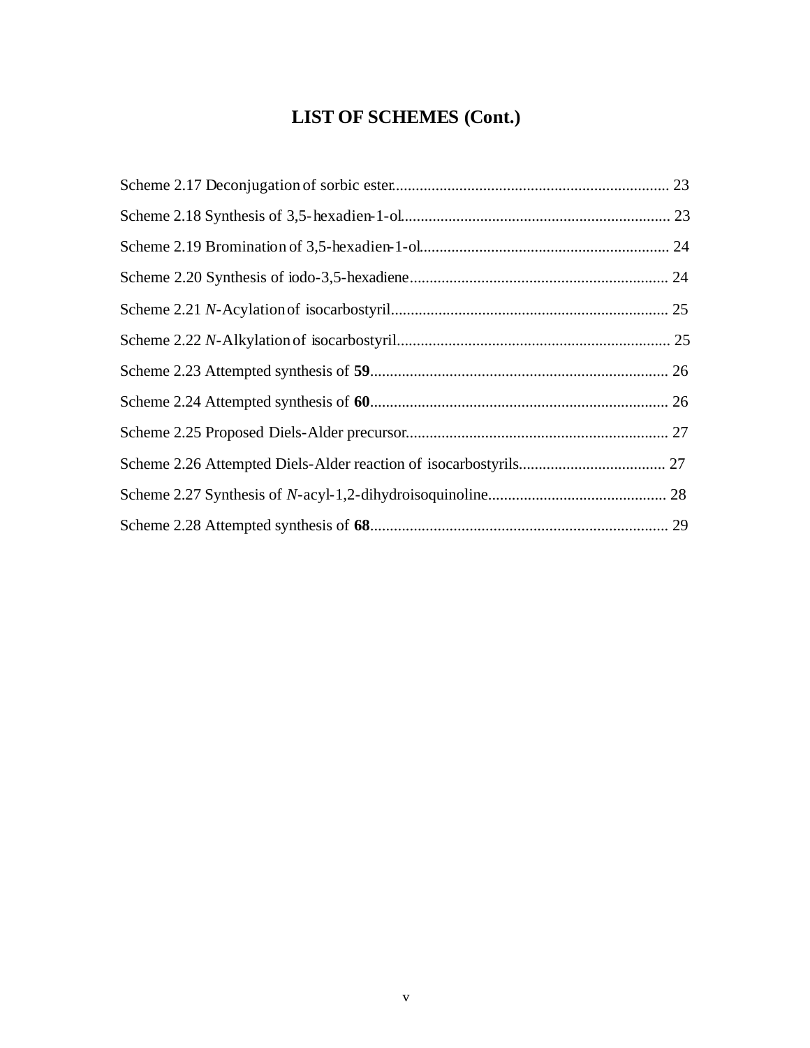# LIST OF SCHEMES (Cont.)

Scheme 2.17 Deconjugation of sorbic ester...................................................................... 23

Scheme 2.18 Synthesis of 3,5-hexadien-1-ol.................................................................... 23

Scheme 2.19 Bromination of 3,5-hexadien-1-ol............................................................... 24

Scheme 2.20 Synthesis of iodo-3,5-hexadiene................................................................. 24

Scheme 2.21 *N*-Acylation of isocarbostyril...................................................................... 25

Scheme 2.22 *N*-Alkylation of isocarbostyril..................................................................... 25

Scheme 2.23 Attempted synthesis of **59**........................................................................... 26

Scheme 2.24 Attempted synthesis of **60**........................................................................... 26

Scheme 2.25 Proposed Diels-Alder precursor................................................................... 27

Scheme 2.26 Attempted Diels-Alder reaction of isocarbostyrils...................................... 27

Scheme 2.27 Synthesis of *N*-acyl-1,2-dihydroisoquinoline............................................. 28

Scheme 2.28 Attempted synthesis of **68**........................................................................... 29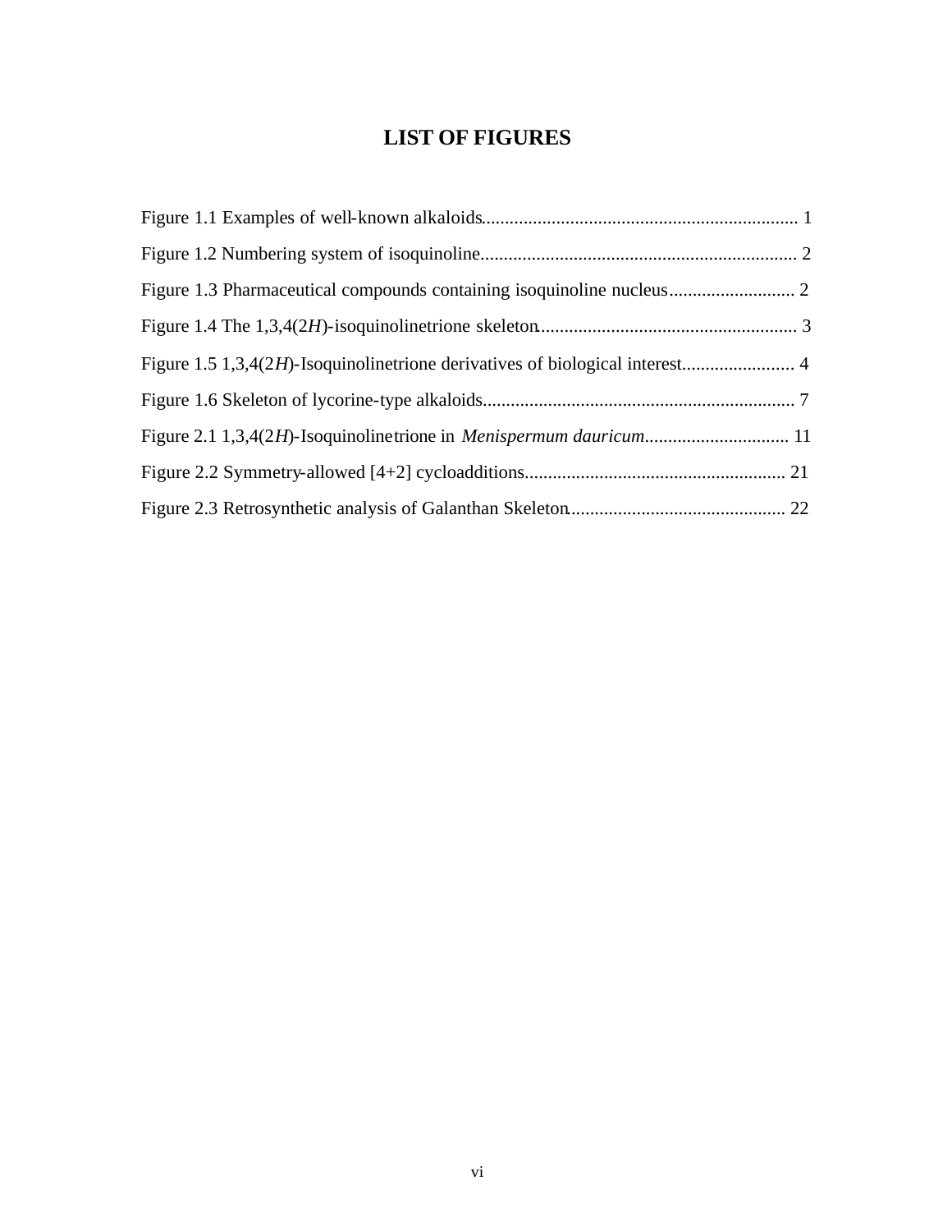# LIST OF FIGURES

Figure 1.1 Examples of well-known alkaloids.................................................................... 1

Figure 1.2 Numbering system of isoquinoline.................................................................... 2

Figure 1.3 Pharmaceutical compounds containing isoquinoline nucleus........................... 2

Figure 1.4 The 1,3,4(2*H*)-isoquinolinetrione skeleton........................................................ 3

Figure 1.5 1,3,4(2*H*)-Isoquinolinetrione derivatives of biological interest........................ 4

Figure 1.6 Skeleton of lycorine-type alkaloids.................................................................. 7

Figure 2.1 1,3,4(2*H*)-Isoquinolinetrione in *Menispermum dauricum*............................... 11

Figure 2.2 Symmetry-allowed [4+2] cycloadditions........................................................ 21

Figure 2.3 Retrosynthetic analysis of Galanthan Skeleton.............................................. 22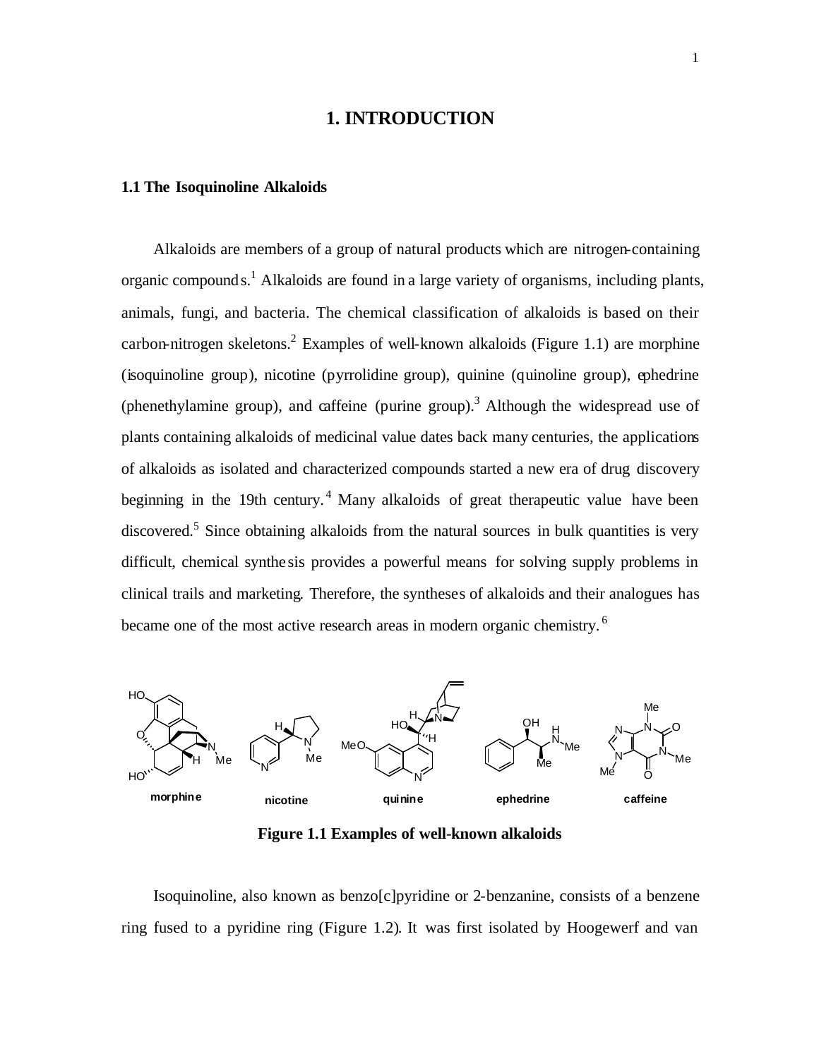# 1. INTRODUCTION

### 1.1 The Isoquinoline Alkaloids

Alkaloids are members of a group of natural products which are nitrogen-containing organic compounds.[1] Alkaloids are found in a large variety of organisms, including plants, animals, fungi, and bacteria. The chemical classification of alkaloids is based on their carbon-nitrogen skeletons.[2] Examples of well-known alkaloids (Figure 1.1) are morphine (isoquinoline group), nicotine (pyrrolidine group), quinine (quinoline group), ephedrine (phenethylamine group), and caffeine (purine group).[3] Although the widespread use of plants containing alkaloids of medicinal value dates back many centuries, the applications of alkaloids as isolated and characterized compounds started a new era of drug discovery beginning in the 19th century.[4] Many alkaloids of great therapeutic value have been discovered.[5] Since obtaining alkaloids from the natural sources in bulk quantities is very difficult, chemical synthesis provides a powerful means for solving supply problems in clinical trails and marketing. Therefore, the syntheses of alkaloids and their analogues has became one of the most active research areas in modern organic chemistry.[6]

morphine nicotine quinine ephedrine caffeine

**Figure 1.1 Examples of well-known alkaloids**

Isoquinoline, also known as benzo[c]pyridine or 2-benzanine, consists of a benzene ring fused to a pyridine ring (Figure 1.2). It was first isolated by Hoogewerf and van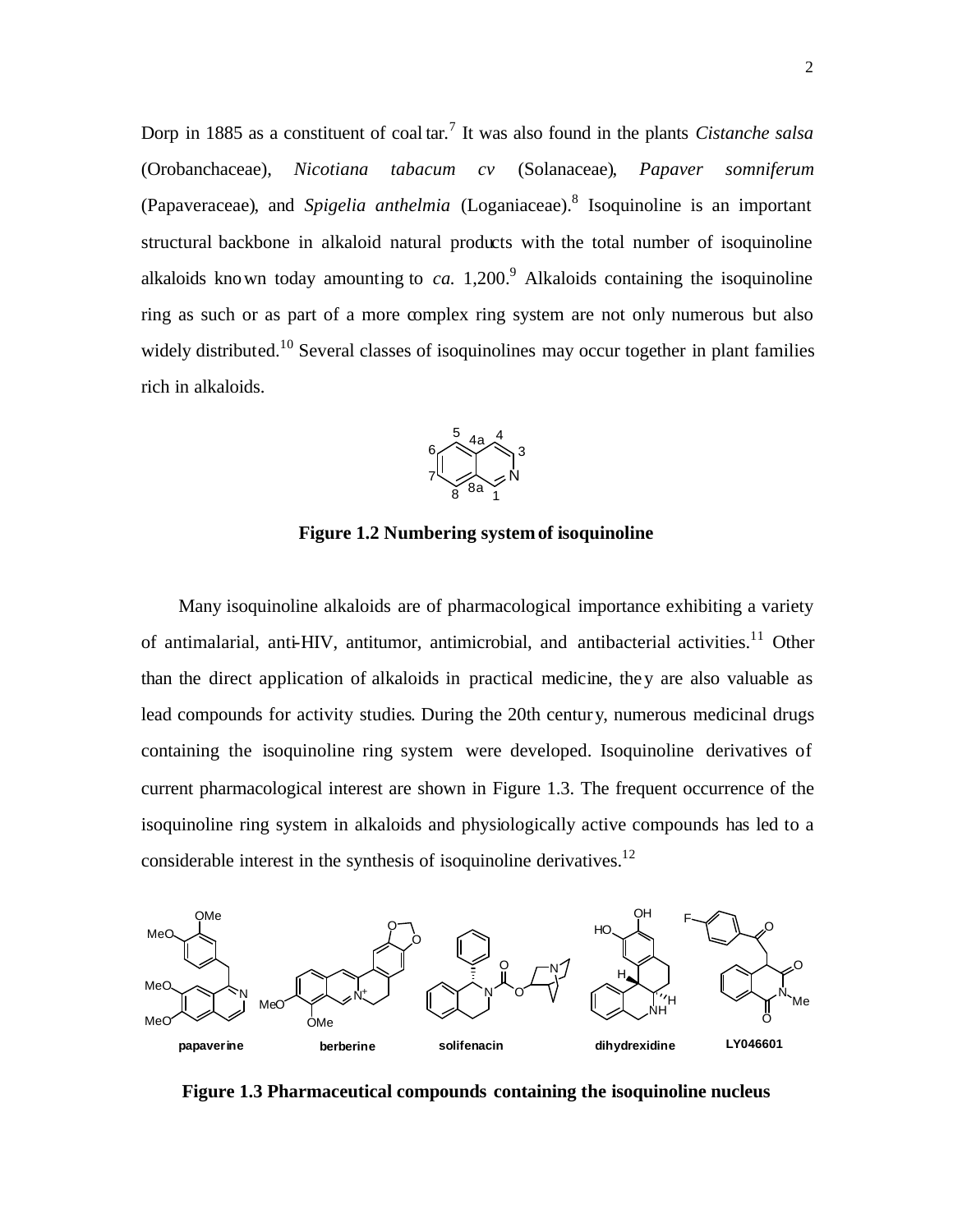Dorp in 1885 as a constituent of coal tar.[7] It was also found in the plants *Cistanche salsa* (Orobanchaceae), *Nicotiana tabacum cv* (Solanaceae), *Papaver somniferum* (Papaveraceae), and *Spigelia anthelmia* (Loganiaceae).[8] Isoquinoline is an important structural backbone in alkaloid natural products with the total number of isoquinoline alkaloids known today amounting to *ca.* 1,200.[9] Alkaloids containing the isoquinoline ring as such or as part of a more complex ring system are not only numerous but also widely distributed.[10] Several classes of isoquinolines may occur together in plant families rich in alkaloids.

**Figure 1.2 Numbering system of isoquinoline**

Many isoquinoline alkaloids are of pharmacological importance exhibiting a variety of antimalarial, anti-HIV, antitumor, antimicrobial, and antibacterial activities.[11] Other than the direct application of alkaloids in practical medicine, they are also valuable as lead compounds for activity studies. During the 20th century, numerous medicinal drugs containing the isoquinoline ring system were developed. Isoquinoline derivatives of current pharmacological interest are shown in Figure 1.3. The frequent occurrence of the isoquinoline ring system in alkaloids and physiologically active compounds has led to a considerable interest in the synthesis of isoquinoline derivatives.[12]

**papaverine** **berberine** **solifenacin** **dihydrexidine** **LY046601**

**Figure 1.3 Pharmaceutical compounds containing the isoquinoline nucleus**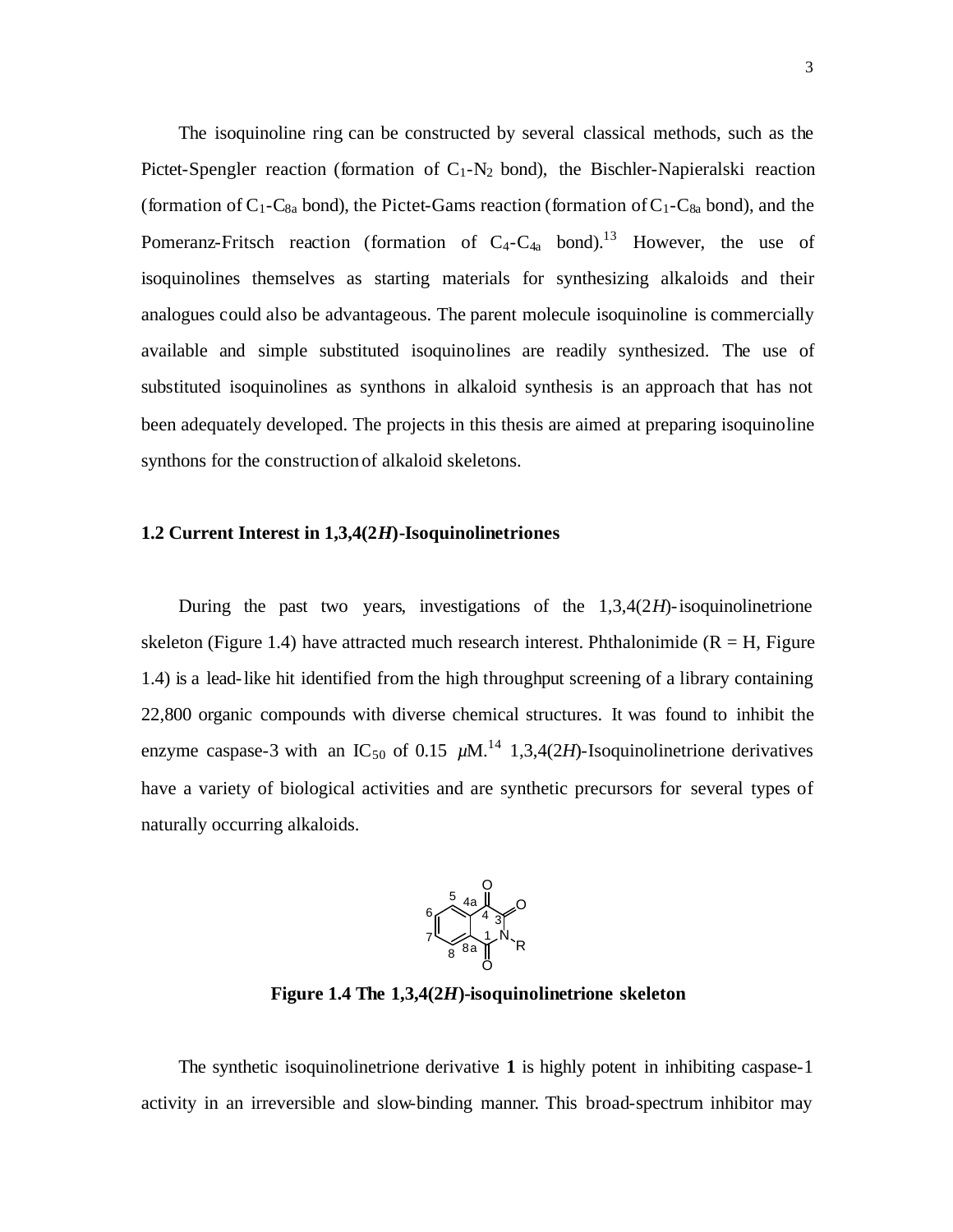The isoquinoline ring can be constructed by several classical methods, such as the Pictet-Spengler reaction (formation of $C_1$-$N_2$ bond), the Bischler-Napieralski reaction (formation of $C_1$-$C_{8a}$ bond), the Pictet-Gams reaction (formation of $C_1$-$C_{8a}$ bond), and the Pomeranz-Fritsch reaction (formation of $C_4$-$C_{4a}$ bond).[13] However, the use of isoquinolines themselves as starting materials for synthesizing alkaloids and their analogues could also be advantageous. The parent molecule isoquinoline is commercially available and simple substituted isoquinolines are readily synthesized. The use of substituted isoquinolines as synthons in alkaloid synthesis is an approach that has not been adequately developed. The projects in this thesis are aimed at preparing isoquinoline synthons for the construction of alkaloid skeletons.

## 1.2 Current Interest in 1,3,4(2*H*)-Isoquinolinetriones

During the past two years, investigations of the 1,3,4(2*H*)-isoquinolinetrione skeleton (Figure 1.4) have attracted much research interest. Phthalonimide (R = H, Figure 1.4) is a lead-like hit identified from the high throughput screening of a library containing 22,800 organic compounds with diverse chemical structures. It was found to inhibit the enzyme caspase-3 with an $IC_{50}$ of 0.15 $\mu$M.[14] 1,3,4(2*H*)-Isoquinolinetrione derivatives have a variety of biological activities and are synthetic precursors for several types of naturally occurring alkaloids.

**Figure 1.4 The 1,3,4(2*H*)-isoquinolinetrione skeleton**

The synthetic isoquinolinetrione derivative **1** is highly potent in inhibiting caspase-1 activity in an irreversible and slow-binding manner. This broad-spectrum inhibitor may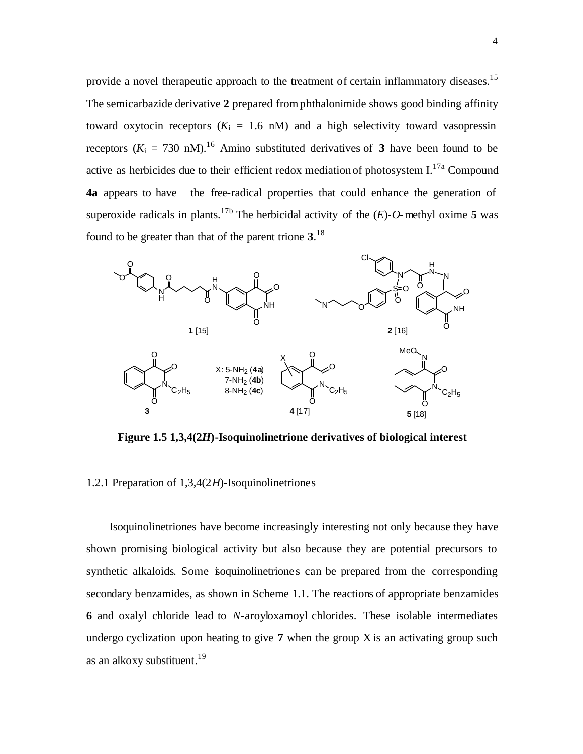provide a novel therapeutic approach to the treatment of certain inflammatory diseases.[15] The semicarbazide derivative **2** prepared from phthalonimide shows good binding affinity toward oxytocin receptors ($K_i$ = 1.6 nM) and a high selectivity toward vasopressin receptors ($K_i$ = 730 nM).[16] Amino substituted derivatives of **3** have been found to be active as herbicides due to their efficient redox mediation of photosystem I.[17a] Compound **4a** appears to have the free-radical properties that could enhance the generation of superoxide radicals in plants.[17b] The herbicidal activity of the (*E*)-*O*-methyl oxime **5** was found to be greater than that of the parent trione **3**.[18]

**Figure 1.5 1,3,4(2*H*)-Isoquinolinetrione derivatives of biological interest**

1.2.1 Preparation of 1,3,4(2*H*)-Isoquinolinetriones

Isoquinolinetriones have become increasingly interesting not only because they have shown promising biological activity but also because they are potential precursors to synthetic alkaloids. Some isoquinolinetriones can be prepared from the corresponding secondary benzamides, as shown in Scheme 1.1. The reactions of appropriate benzamides **6** and oxalyl chloride lead to *N*-aroyloxamoyl chlorides. These isolable intermediates undergo cyclization upon heating to give **7** when the group X is an activating group such as an alkoxy substituent.[19]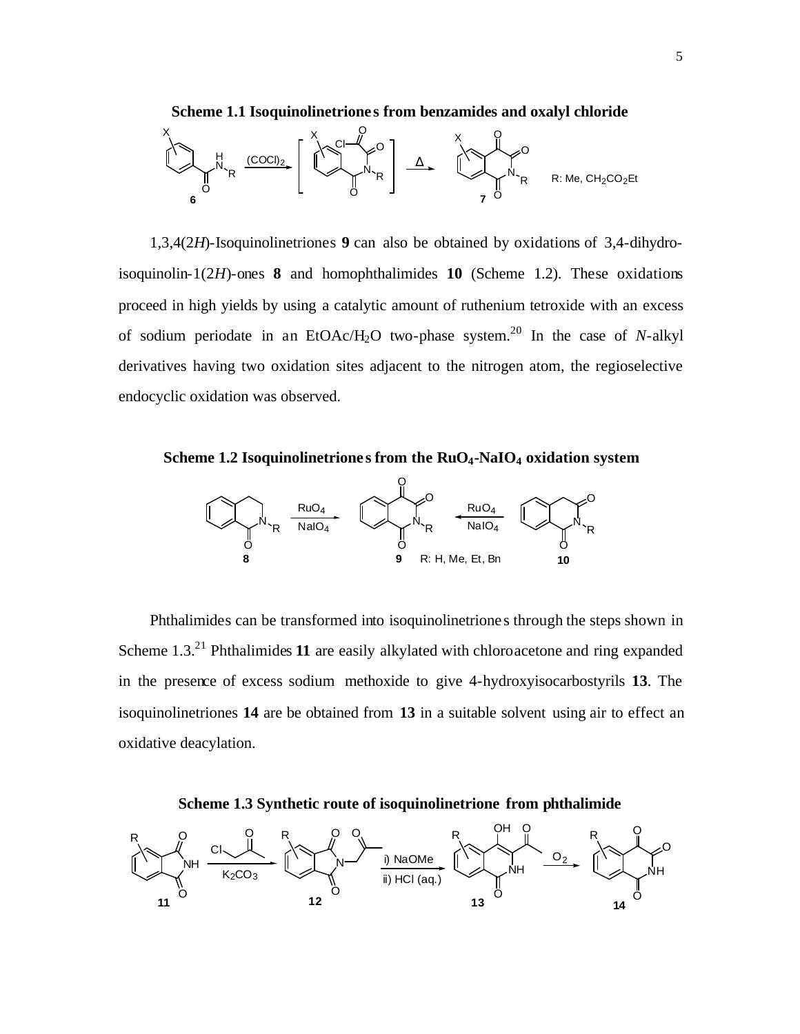**Scheme 1.1 Isoquinolinetriones from benzamides and oxalyl chloride**

1,3,4(2*H*)-Isoquinolinetriones **9** can also be obtained by oxidations of 3,4-dihydro-isoquinolin-1(2*H*)-ones **8** and homophthalimides **10** (Scheme 1.2). These oxidations proceed in high yields by using a catalytic amount of ruthenium tetroxide with an excess of sodium periodate in an EtOAc/$H_2O$ two-phase system.[20] In the case of *N*-alkyl derivatives having two oxidation sites adjacent to the nitrogen atom, the regioselective endocyclic oxidation was observed.

**Scheme 1.2 Isoquinolinetriones from the $RuO_4$-$NaIO_4$ oxidation system**

Phthalimides can be transformed into isoquinolinetriones through the steps shown in Scheme 1.3.[21] Phthalimides **11** are easily alkylated with chloroacetone and ring expanded in the presence of excess sodium methoxide to give 4-hydroxyisocarbostyrils **13**. The isoquinolinetriones **14** are be obtained from **13** in a suitable solvent using air to effect an oxidative deacylation.

**Scheme 1.3 Synthetic route of isoquinolinetrione from phthalimide**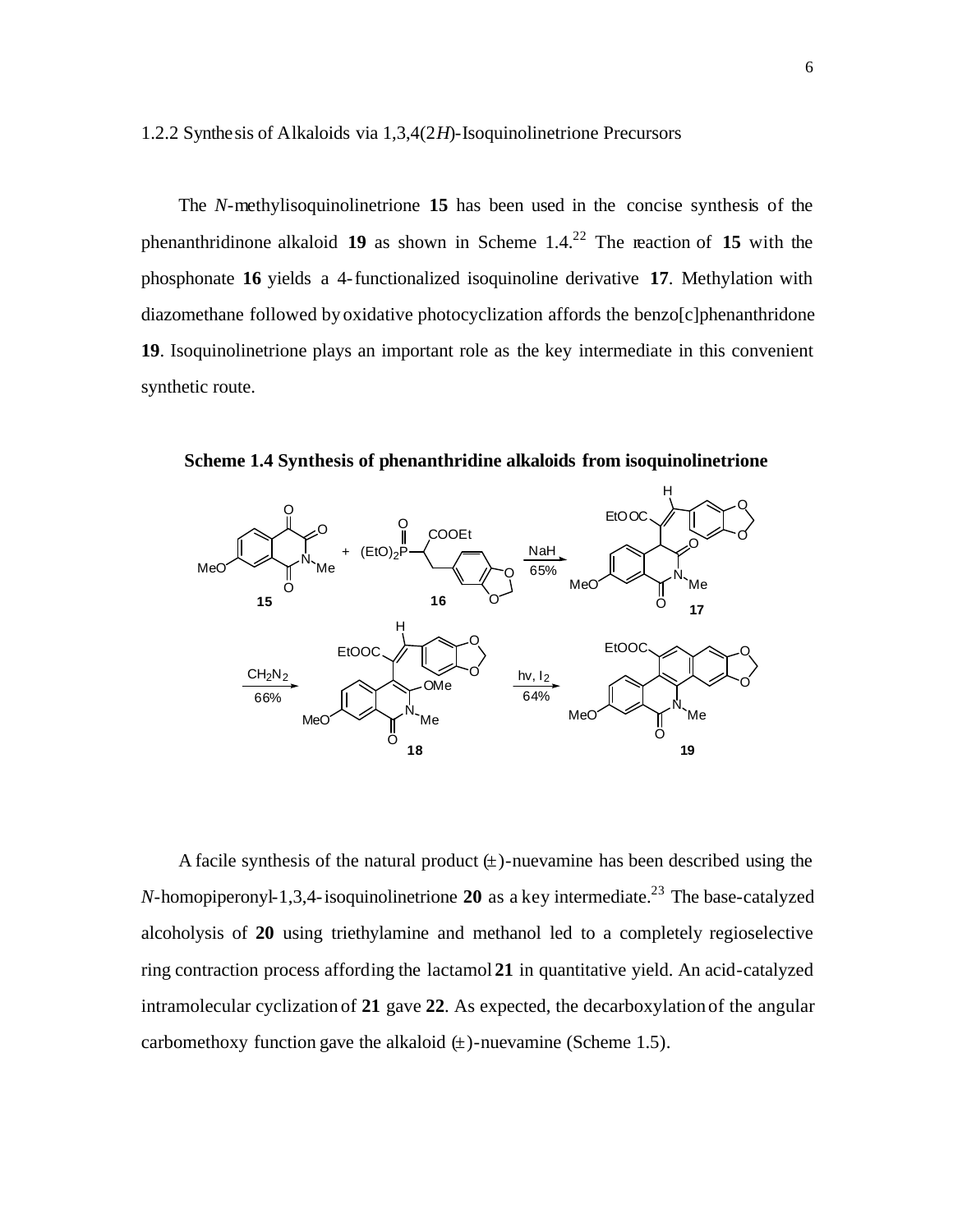### 1.2.2 Synthesis of Alkaloids via 1,3,4(2*H*)-Isoquinolinetrione Precursors

The *N*-methylisoquinolinetrione **15** has been used in the concise synthesis of the phenanthridinone alkaloid **19** as shown in Scheme 1.4.[22] The reaction of **15** with the phosphonate **16** yields a 4-functionalized isoquinoline derivative **17**. Methylation with diazomethane followed by oxidative photocyclization affords the benzo[c]phenanthridone **19**. Isoquinolinetrione plays an important role as the key intermediate in this convenient synthetic route.

**Scheme 1.4 Synthesis of phenanthridine alkaloids from isoquinolinetrione**

A facile synthesis of the natural product (±)-nuevamine has been described using the *N*-homopiperonyl-1,3,4-isoquinolinetrione **20** as a key intermediate.[23] The base-catalyzed alcoholysis of **20** using triethylamine and methanol led to a completely regioselective ring contraction process affording the lactamol **21** in quantitative yield. An acid-catalyzed intramolecular cyclization of **21** gave **22**. As expected, the decarboxylation of the angular carbomethoxy function gave the alkaloid (±)-nuevamine (Scheme 1.5).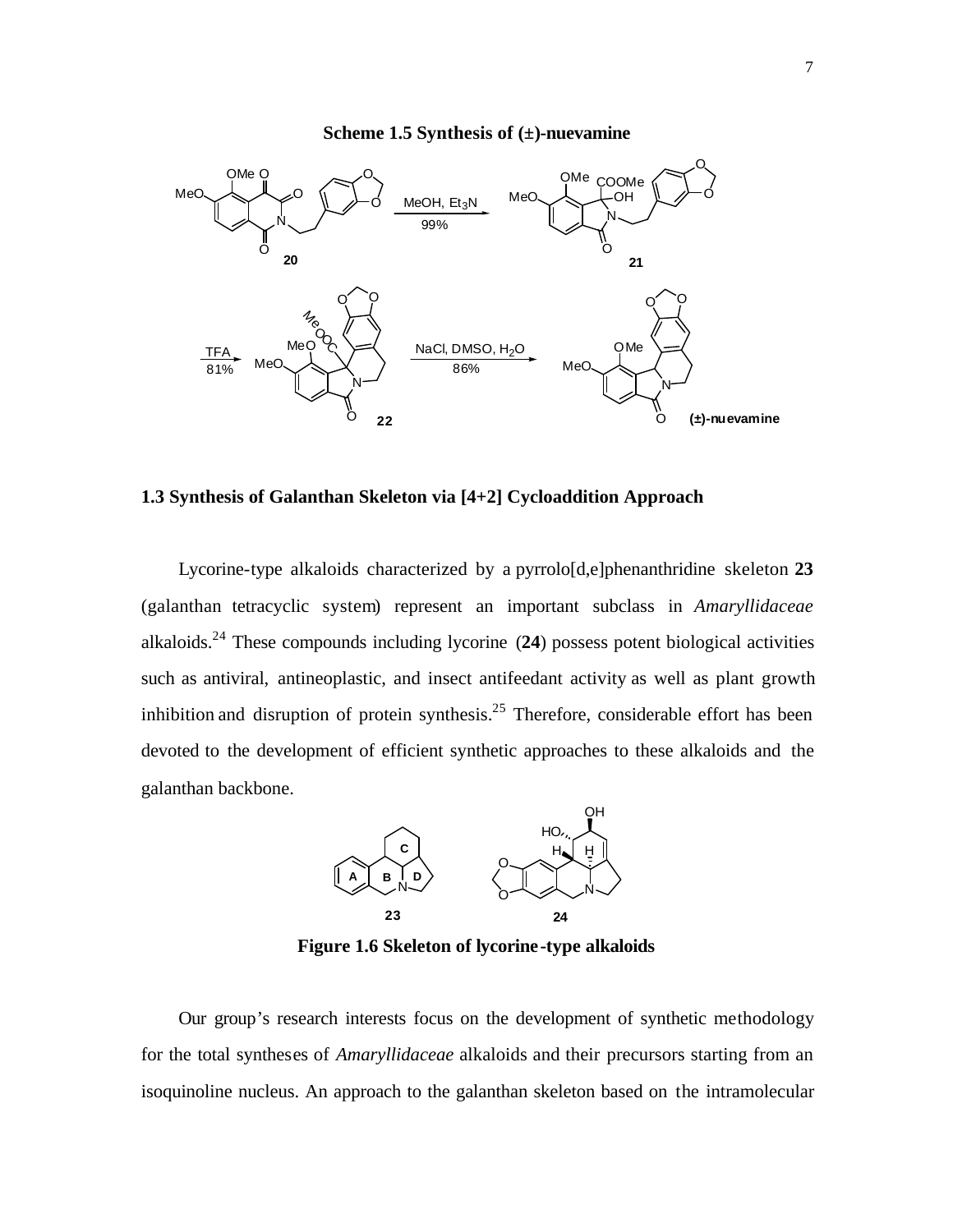**Scheme 1.5 Synthesis of (±)-nuevamine**

## 1.3 Synthesis of Galanthan Skeleton via [4+2] Cycloaddition Approach

Lycorine-type alkaloids characterized by a pyrrolo[d,e]phenanthridine skeleton **23** (galanthan tetracyclic system) represent an important subclass in *Amaryllidaceae* alkaloids.[24] These compounds including lycorine (**24**) possess potent biological activities such as antiviral, antineoplastic, and insect antifeedant activity as well as plant growth inhibition and disruption of protein synthesis.[25] Therefore, considerable effort has been devoted to the development of efficient synthetic approaches to these alkaloids and the galanthan backbone.

**Figure 1.6 Skeleton of lycorine-type alkaloids**

Our group's research interests focus on the development of synthetic methodology for the total syntheses of *Amaryllidaceae* alkaloids and their precursors starting from an isoquinoline nucleus. An approach to the galanthan skeleton based on the intramolecular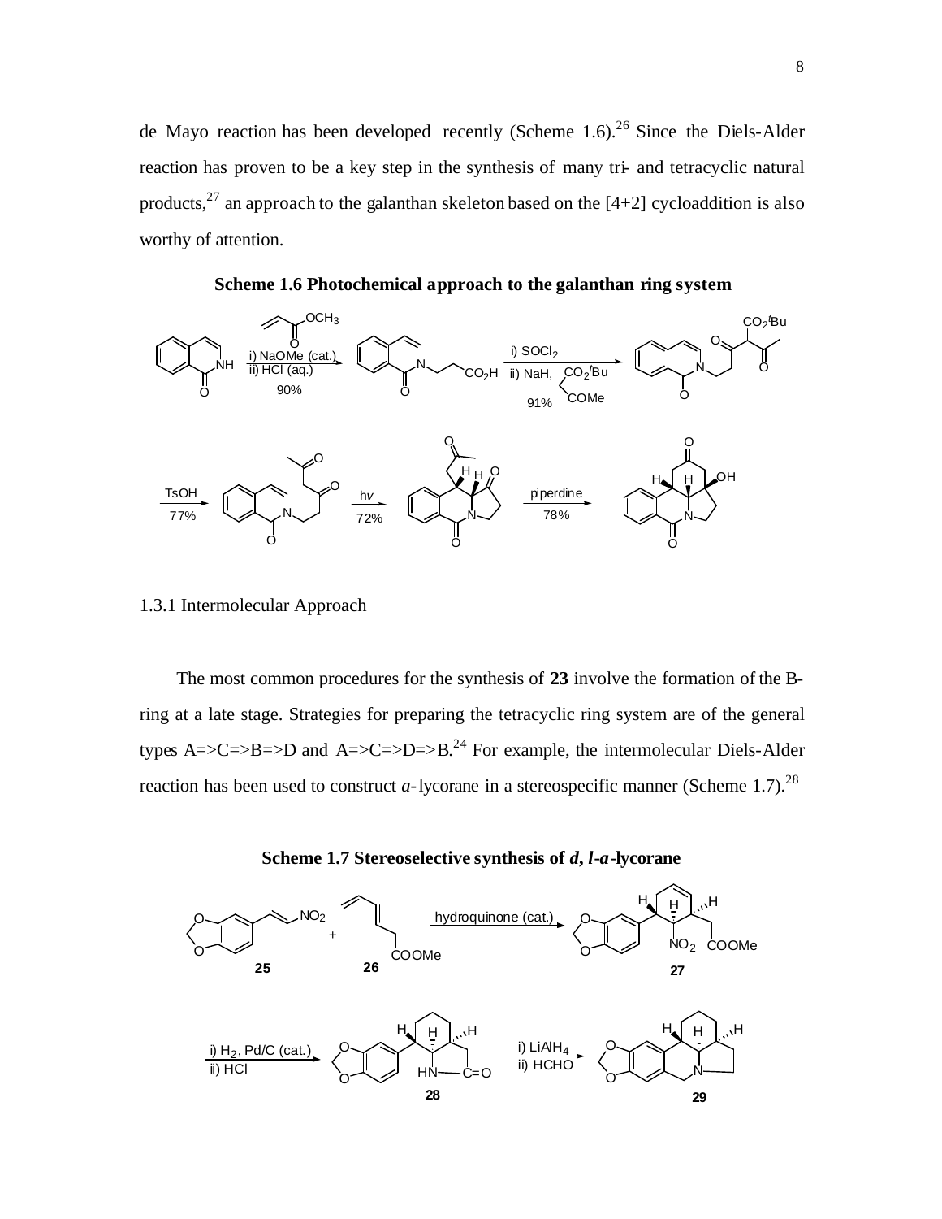de Mayo reaction has been developed recently (Scheme 1.6).[26] Since the Diels-Alder reaction has proven to be a key step in the synthesis of many tri- and tetracyclic natural products,[27] an approach to the galanthan skeleton based on the [4+2] cycloaddition is also worthy of attention.

**Scheme 1.6 Photochemical approach to the galanthan ring system**

### 1.3.1 Intermolecular Approach

The most common procedures for the synthesis of **23** involve the formation of the B-ring at a late stage. Strategies for preparing the tetracyclic ring system are of the general types A=>C=>B=>D and A=>C=>D=>B.[24] For example, the intermolecular Diels-Alder reaction has been used to construct *a*-lycorane in a stereospecific manner (Scheme 1.7).[28]

**Scheme 1.7 Stereoselective synthesis of *d, l-a*-lycorane**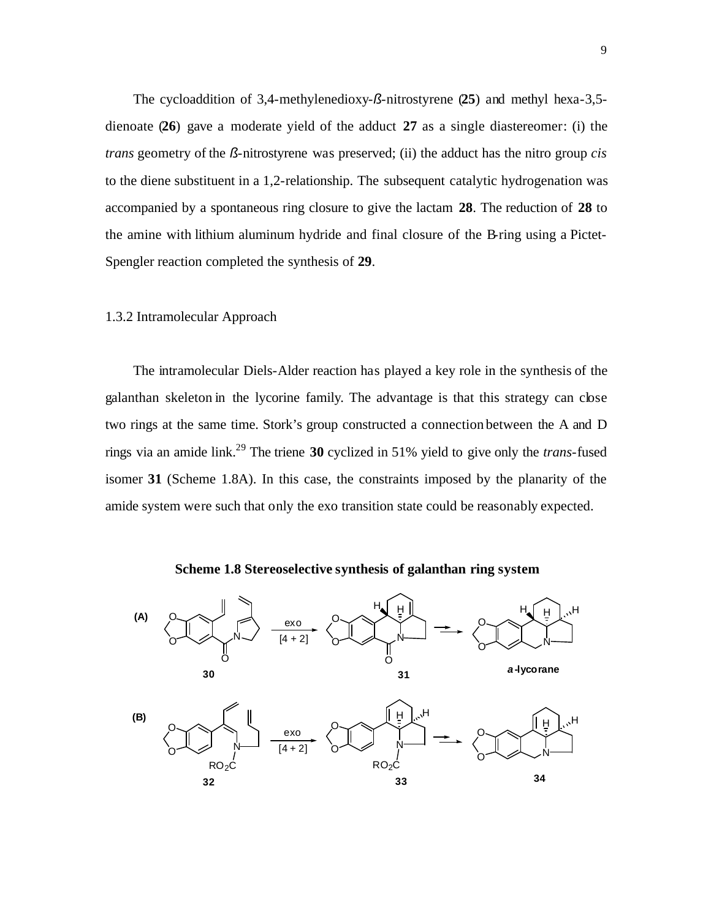The cycloaddition of 3,4-methylenedioxy-ß-nitrostyrene (**25**) and methyl hexa-3,5-dienoate (**26**) gave a moderate yield of the adduct **27** as a single diastereomer: (i) the *trans* geometry of the ß-nitrostyrene was preserved; (ii) the adduct has the nitro group *cis* to the diene substituent in a 1,2-relationship. The subsequent catalytic hydrogenation was accompanied by a spontaneous ring closure to give the lactam **28**. The reduction of **28** to the amine with lithium aluminum hydride and final closure of the B-ring using a Pictet-Spengler reaction completed the synthesis of **29**.

### 1.3.2 Intramolecular Approach

The intramolecular Diels-Alder reaction has played a key role in the synthesis of the galanthan skeleton in the lycorine family. The advantage is that this strategy can close two rings at the same time. Stork's group constructed a connection between the A and D rings via an amide link.[29] The triene **30** cyclized in 51% yield to give only the *trans*-fused isomer **31** (Scheme 1.8A). In this case, the constraints imposed by the planarity of the amide system were such that only the exo transition state could be reasonably expected.

**Scheme 1.8 Stereoselective synthesis of galanthan ring system**

(A) 30 → exo [4 + 2] → 31 → α-lycorane

(B) 32 → exo [4 + 2] → 33 → 34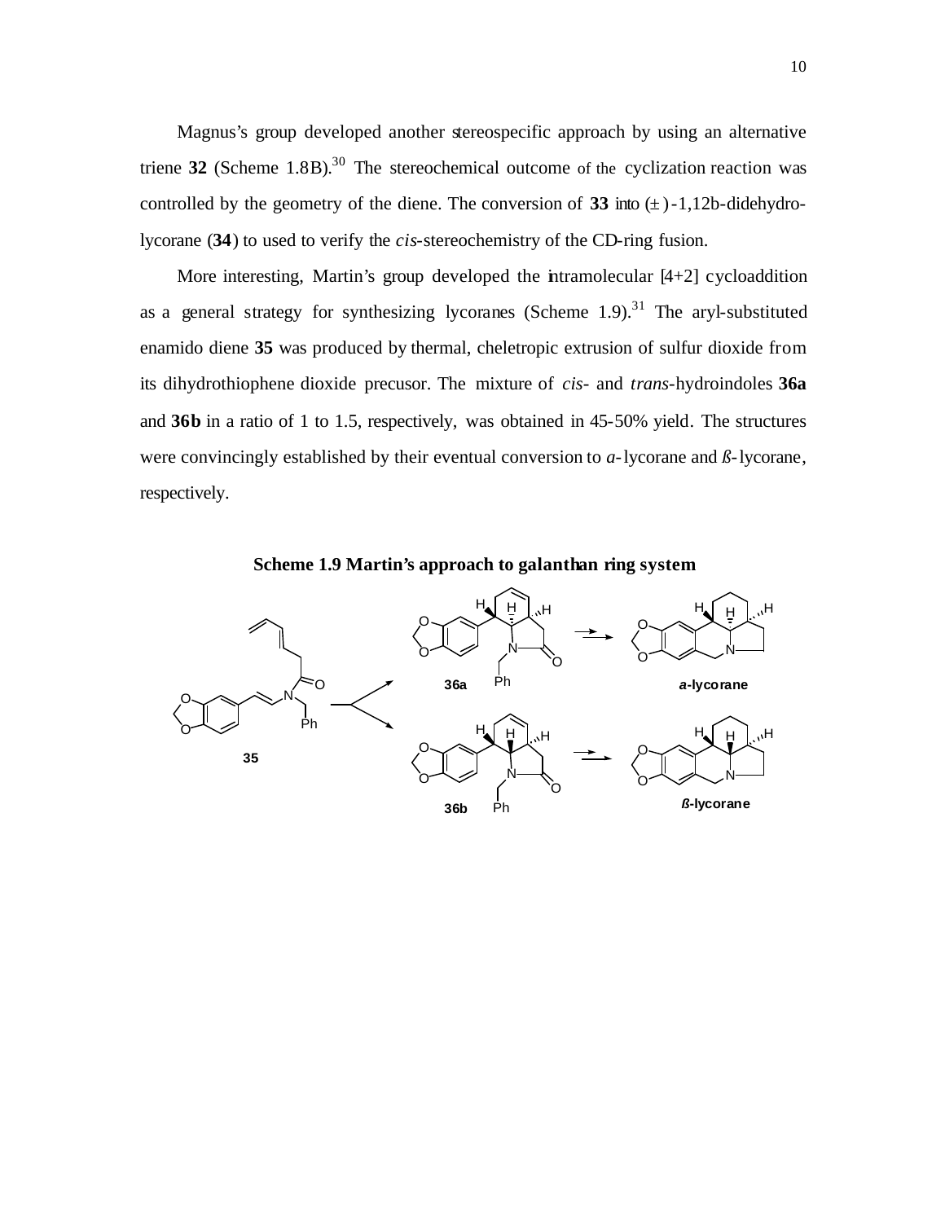Magnus's group developed another stereospecific approach by using an alternative triene **32** (Scheme 1.8B).[30] The stereochemical outcome of the cyclization reaction was controlled by the geometry of the diene. The conversion of **33** into (±)-1,12b-didehydrolycorane (**34**) to used to verify the *cis*-stereochemistry of the CD-ring fusion.

More interesting, Martin's group developed the intramolecular [4+2] cycloaddition as a general strategy for synthesizing lycoranes (Scheme 1.9).[31] The aryl-substituted enamido diene **35** was produced by thermal, cheletropic extrusion of sulfur dioxide from its dihydrothiophene dioxide precusor. The mixture of *cis*- and *trans*-hydroindoles **36a** and **36b** in a ratio of 1 to 1.5, respectively, was obtained in 45-50% yield. The structures were convincingly established by their eventual conversion to *a*-lycorane and *ß*-lycorane, respectively.

**Scheme 1.9 Martin's approach to galanthan ring system**

35 → 36a → *a*-lycorane

35 → 36b → *ß*-lycorane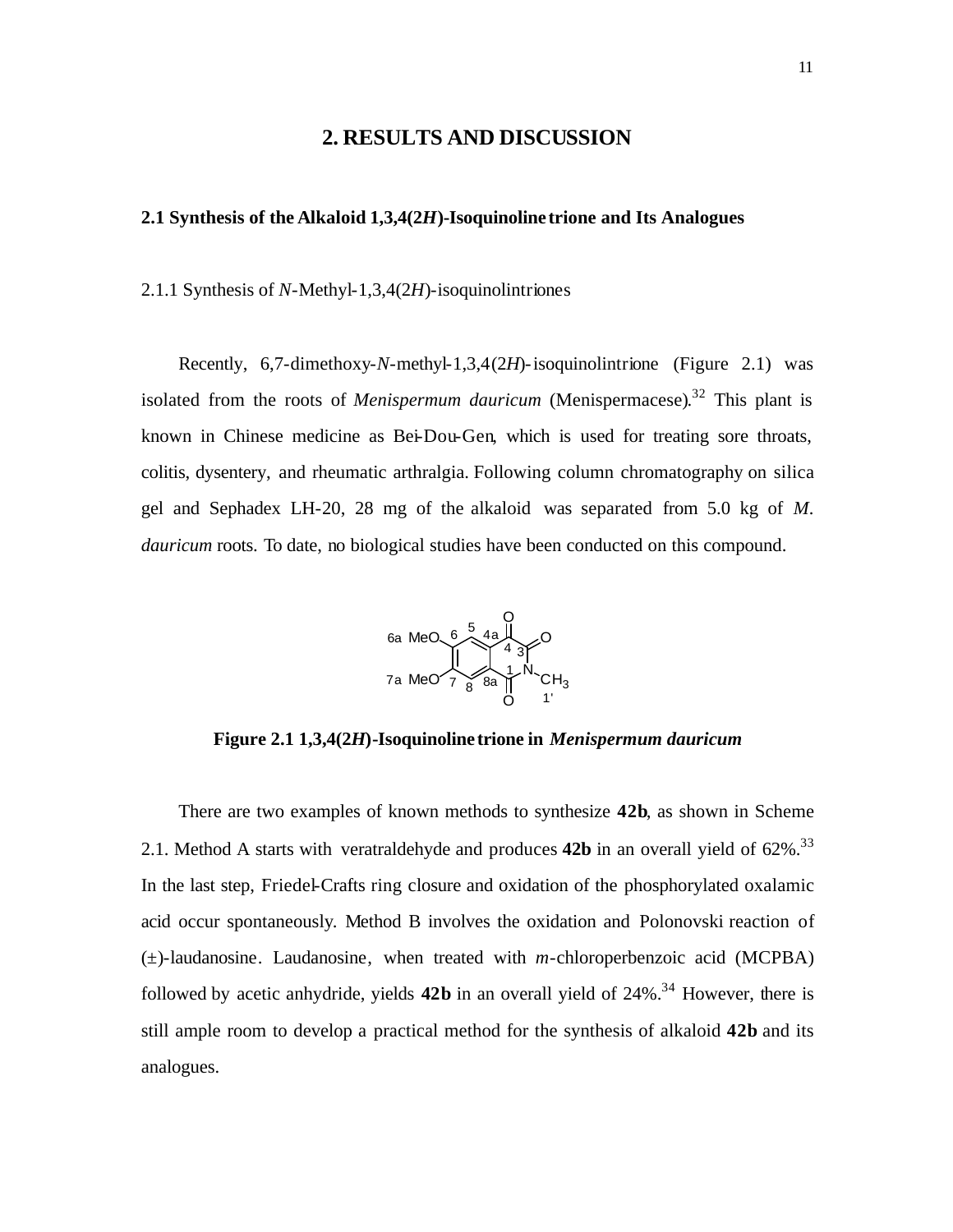# 2. RESULTS AND DISCUSSION

## 2.1 Synthesis of the Alkaloid 1,3,4(2*H*)-Isoquinoline trione and Its Analogues

### 2.1.1 Synthesis of *N*-Methyl-1,3,4(2*H*)-isoquinolintriones

Recently, 6,7-dimethoxy-*N*-methyl-1,3,4(2*H*)-isoquinolintrione (Figure 2.1) was isolated from the roots of *Menispermum dauricum* (Menispermacese).[32] This plant is known in Chinese medicine as Bei-Dou-Gen, which is used for treating sore throats, colitis, dysentery, and rheumatic arthralgia. Following column chromatography on silica gel and Sephadex LH-20, 28 mg of the alkaloid was separated from 5.0 kg of *M. dauricum* roots. To date, no biological studies have been conducted on this compound.

**Figure 2.1 1,3,4(2*H*)-Isoquinoline trione in *Menispermum dauricum***

There are two examples of known methods to synthesize **42b**, as shown in Scheme 2.1. Method A starts with veratraldehyde and produces **42b** in an overall yield of 62%.[33] In the last step, Friedel-Crafts ring closure and oxidation of the phosphorylated oxalamic acid occur spontaneously. Method B involves the oxidation and Polonovski reaction of (±)-laudanosine. Laudanosine, when treated with *m*-chloroperbenzoic acid (MCPBA) followed by acetic anhydride, yields **42b** in an overall yield of 24%.[34] However, there is still ample room to develop a practical method for the synthesis of alkaloid **42b** and its analogues.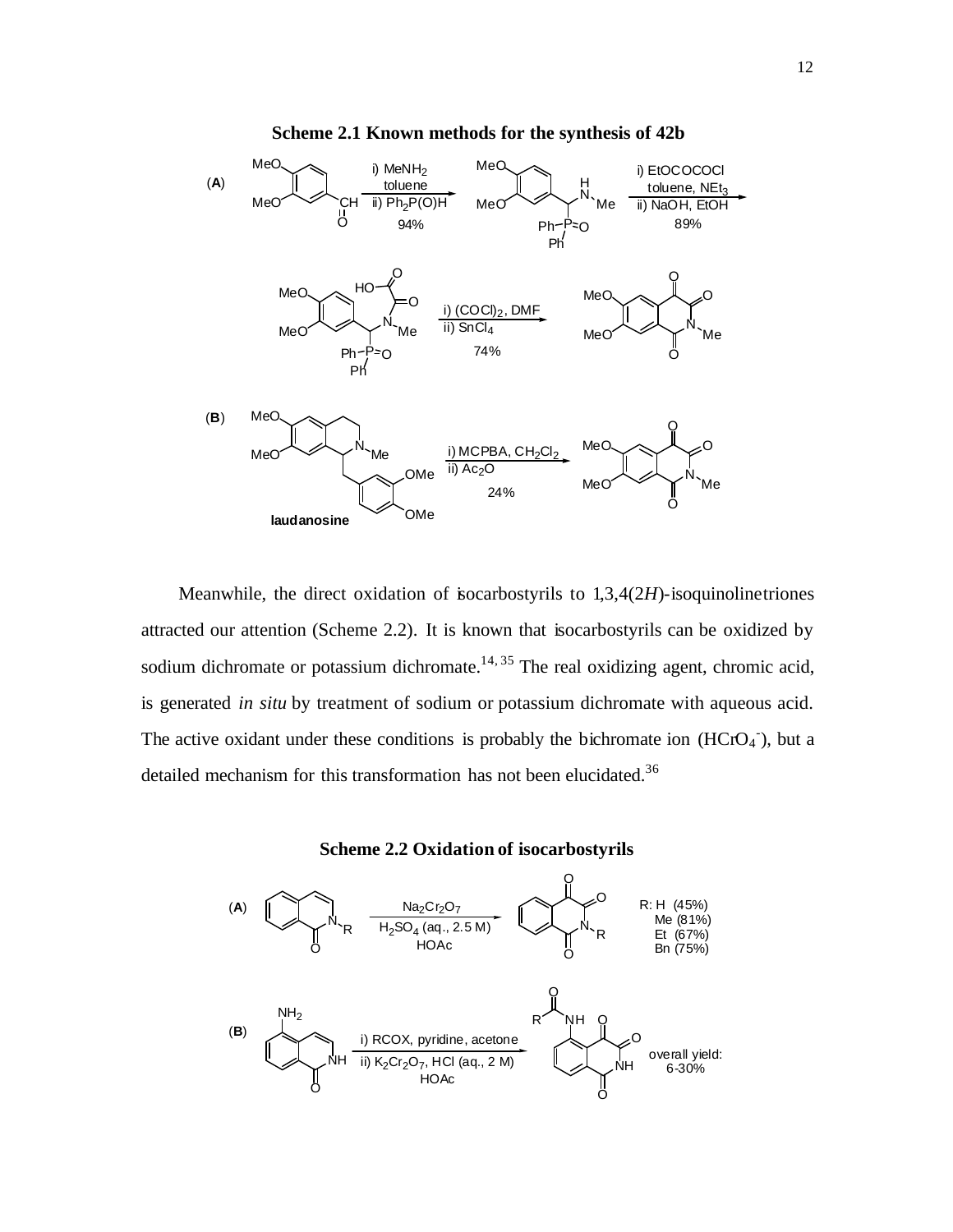**Scheme 2.1 Known methods for the synthesis of 42b**

**Scheme 2.2 Oxidation of isocarbostyrils**

Meanwhile, the direct oxidation of isocarbostyrils to 1,3,4(2*H*)-isoquinolinetriones attracted our attention (Scheme 2.2). It is known that isocarbostyrils can be oxidized by sodium dichromate or potassium dichromate.[14, 35] The real oxidizing agent, chromic acid, is generated *in situ* by treatment of sodium or potassium dichromate with aqueous acid. The active oxidant under these conditions is probably the bichromate ion ($HCrO_4^-$), but a detailed mechanism for this transformation has not been elucidated.[36]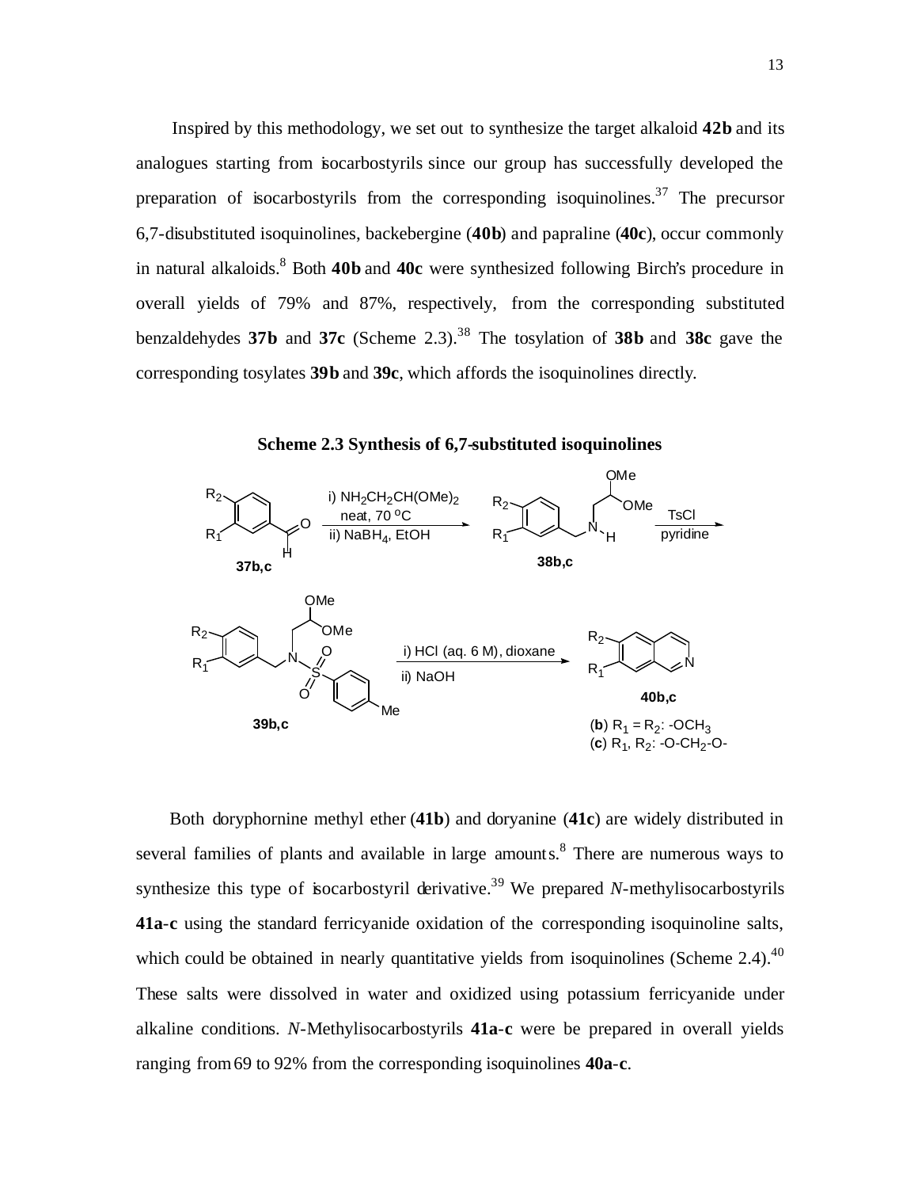Inspired by this methodology, we set out to synthesize the target alkaloid **42b** and its analogues starting from isocarbostyrils since our group has successfully developed the preparation of isocarbostyrils from the corresponding isoquinolines.[37] The precursor 6,7-disubstituted isoquinolines, backebergine (**40b**) and papraline (**40c**), occur commonly in natural alkaloids.[8] Both **40b** and **40c** were synthesized following Birch's procedure in overall yields of 79% and 87%, respectively, from the corresponding substituted benzaldehydes **37b** and **37c** (Scheme 2.3).[38] The tosylation of **38b** and **38c** gave the corresponding tosylates **39b** and **39c**, which affords the isoquinolines directly.

**Scheme 2.3 Synthesis of 6,7-substituted isoquinolines**

**37b,c** → i) $NH_2CH_2CH(OMe)_2$ neat, 70 °C; ii) $NaBH_4$, EtOH → **38b,c** → TsCl, pyridine → **39b,c** → i) HCl (aq. 6 M), dioxane; ii) NaOH → **40b,c**

(**b**) $R_1 = R_2$: $-OCH_3$
(**c**) $R_1$, $R_2$: $-O-CH_2-O-$

Both doryphornine methyl ether (**41b**) and doryanine (**41c**) are widely distributed in several families of plants and available in large amounts.[8] There are numerous ways to synthesize this type of isocarbostyril derivative.[39] We prepared *N*-methylisocarbostyrils **41a-c** using the standard ferricyanide oxidation of the corresponding isoquinoline salts, which could be obtained in nearly quantitative yields from isoquinolines (Scheme 2.4).[40] These salts were dissolved in water and oxidized using potassium ferricyanide under alkaline conditions. *N*-Methylisocarbostyrils **41a-c** were be prepared in overall yields ranging from 69 to 92% from the corresponding isoquinolines **40a-c**.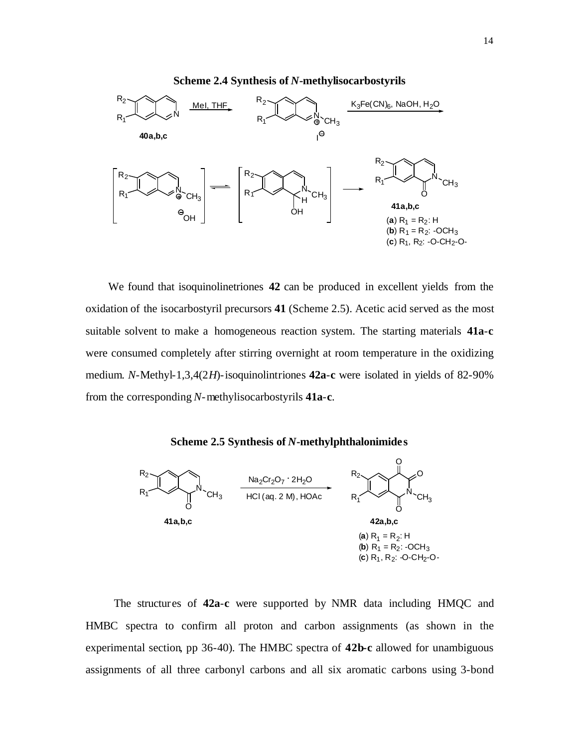**Scheme 2.4 Synthesis of *N*-methylisocarbostyrils**

(**a**) $R_1 = R_2$: H
(**b**) $R_1 = R_2$: -$OCH_3$
(**c**) $R_1$, $R_2$: -O-$CH_2$-O-

We found that isoquinolinetriones **42** can be produced in excellent yields from the oxidation of the isocarbostyril precursors **41** (Scheme 2.5). Acetic acid served as the most suitable solvent to make a homogeneous reaction system. The starting materials **41a-c** were consumed completely after stirring overnight at room temperature in the oxidizing medium. *N*-Methyl-1,3,4(2*H*)-isoquinolintriones **42a-c** were isolated in yields of 82-90% from the corresponding *N*-methylisocarbostyrils **41a-c**.

**Scheme 2.5 Synthesis of *N*-methylphthalonimides**

(**a**) $R_1 = R_2$: H
(**b**) $R_1 = R_2$: -$OCH_3$
(**c**) $R_1$, $R_2$: -O-$CH_2$-O-

The structures of **42a-c** were supported by NMR data including HMQC and HMBC spectra to confirm all proton and carbon assignments (as shown in the experimental section, pp 36-40). The HMBC spectra of **42b-c** allowed for unambiguous assignments of all three carbonyl carbons and all six aromatic carbons using 3-bond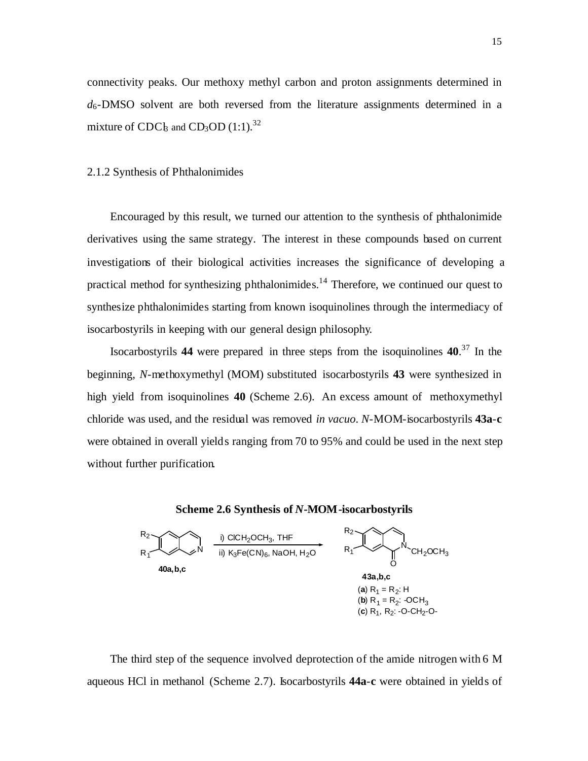connectivity peaks. Our methoxy methyl carbon and proton assignments determined in $d_6$-DMSO solvent are both reversed from the literature assignments determined in a mixture of $CDCl_3$ and $CD_3OD$ (1:1).[32]

### 2.1.2 Synthesis of Phthalonimides

Encouraged by this result, we turned our attention to the synthesis of phthalonimide derivatives using the same strategy. The interest in these compounds based on current investigations of their biological activities increases the significance of developing a practical method for synthesizing phthalonimides.[14] Therefore, we continued our quest to synthesize phthalonimides starting from known isoquinolines through the intermediacy of isocarbostyrils in keeping with our general design philosophy.

Isocarbostyrils **44** were prepared in three steps from the isoquinolines **40**.[37] In the beginning, *N*-methoxymethyl (MOM) substituted isocarbostyrils **43** were synthesized in high yield from isoquinolines **40** (Scheme 2.6). An excess amount of methoxymethyl chloride was used, and the residual was removed *in vacuo*. *N*-MOM-isocarbostyrils **43a-c** were obtained in overall yields ranging from 70 to 95% and could be used in the next step without further purification.

**Scheme 2.6 Synthesis of *N*-MOM-isocarbostyrils**

**40a,b,c** → i) $ClCH_2OCH_3$, THF; ii) $K_3Fe(CN)_6$, NaOH, $H_2O$ → **43a,b,c**

(**a**) $R_1 = R_2$: H
(**b**) $R_1 = R_2$: $-OCH_3$
(**c**) $R_1, R_2$: $-O-CH_2-O-$

The third step of the sequence involved deprotection of the amide nitrogen with 6 M aqueous HCl in methanol (Scheme 2.7). Isocarbostyrils **44a-c** were obtained in yields of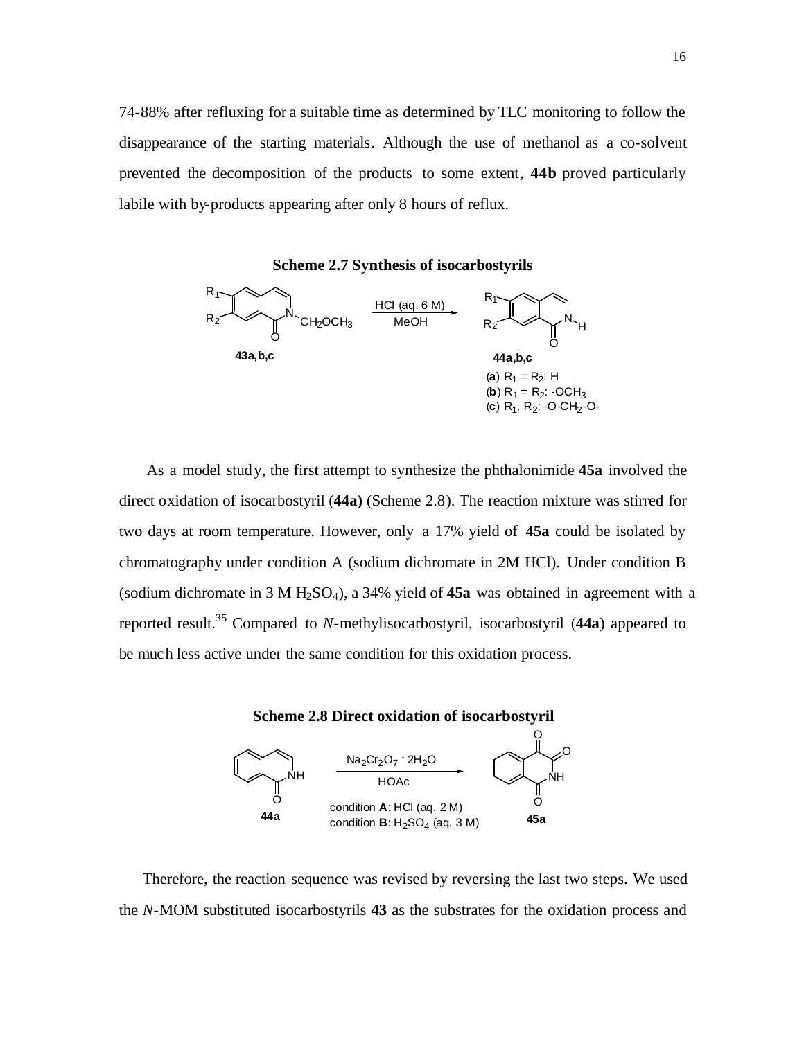74-88% after refluxing for a suitable time as determined by TLC monitoring to follow the disappearance of the starting materials. Although the use of methanol as a co-solvent prevented the decomposition of the products to some extent, **44b** proved particularly labile with by-products appearing after only 8 hours of reflux.

**Scheme 2.7 Synthesis of isocarbostyrils**

**43a,b,c** → HCl (aq. 6 M), MeOH → **44a,b,c**

(**a**) $R_1 = R_2$: H
(**b**) $R_1 = R_2$: $-OCH_3$
(**c**) $R_1$, $R_2$: $-O-CH_2-O-$

As a model study, the first attempt to synthesize the phthalonimide **45a** involved the direct oxidation of isocarbostyril (**44a)** (Scheme 2.8). The reaction mixture was stirred for two days at room temperature. However, only a 17% yield of **45a** could be isolated by chromatography under condition A (sodium dichromate in 2M HCl). Under condition B (sodium dichromate in 3 M $H_2SO_4$), a 34% yield of **45a** was obtained in agreement with a reported result.[35] Compared to *N*-methylisocarbostyril, isocarbostyril (**44a**) appeared to be much less active under the same condition for this oxidation process.

**Scheme 2.8 Direct oxidation of isocarbostyril**

**44a** → $Na_2Cr_2O_7 \cdot 2H_2O$, HOAc → **45a**

condition **A**: HCl (aq. 2 M)
condition **B**: $H_2SO_4$ (aq. 3 M)

Therefore, the reaction sequence was revised by reversing the last two steps. We used the *N*-MOM substituted isocarbostyrils **43** as the substrates for the oxidation process and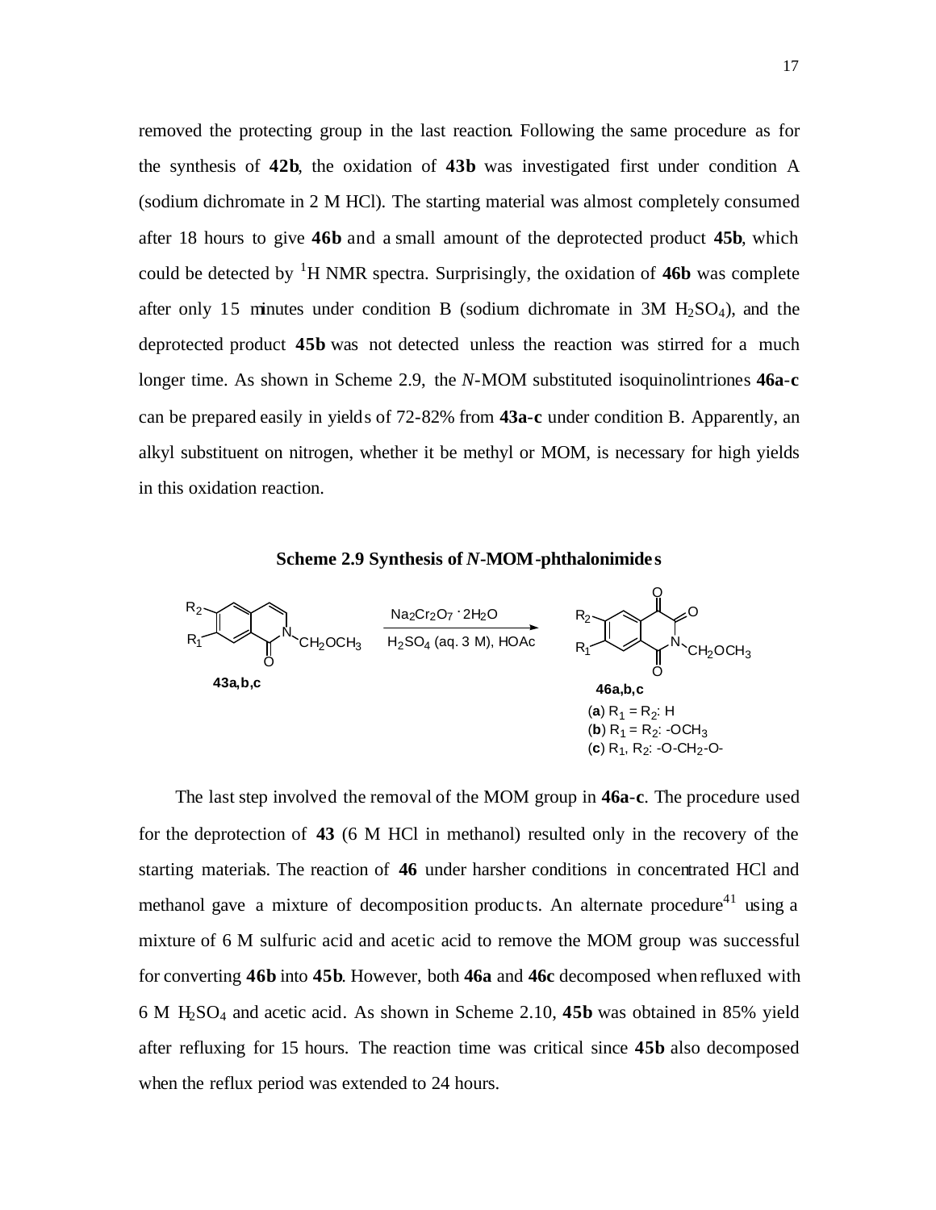removed the protecting group in the last reaction. Following the same procedure as for the synthesis of **42b**, the oxidation of **43b** was investigated first under condition A (sodium dichromate in 2 M HCl). The starting material was almost completely consumed after 18 hours to give **46b** and a small amount of the deprotected product **45b**, which could be detected by $^1$H NMR spectra. Surprisingly, the oxidation of **46b** was complete after only 15 minutes under condition B (sodium dichromate in 3M $H_2SO_4$), and the deprotected product **45b** was not detected unless the reaction was stirred for a much longer time. As shown in Scheme 2.9, the *N*-MOM substituted isoquinolintriones **46a-c** can be prepared easily in yields of 72-82% from **43a-c** under condition B. Apparently, an alkyl substituent on nitrogen, whether it be methyl or MOM, is necessary for high yields in this oxidation reaction.

**Scheme 2.9 Synthesis of *N*-MOM-phthalonimides**

**43a,b,c** $\xrightarrow[\text{H}_2\text{SO}_4 \text{ (aq. 3 M), HOAc}]{\text{Na}_2\text{Cr}_2\text{O}_7 \cdot 2\text{H}_2\text{O}}$ **46a,b,c**

(**a**) $R_1 = R_2$: H
(**b**) $R_1 = R_2$: $-OCH_3$
(**c**) $R_1$, $R_2$: $-O-CH_2-O-$

The last step involved the removal of the MOM group in **46a-c**. The procedure used for the deprotection of **43** (6 M HCl in methanol) resulted only in the recovery of the starting materials. The reaction of **46** under harsher conditions in concentrated HCl and methanol gave a mixture of decomposition products. An alternate procedure[41] using a mixture of 6 M sulfuric acid and acetic acid to remove the MOM group was successful for converting **46b** into **45b**. However, both **46a** and **46c** decomposed when refluxed with 6 M $H_2SO_4$ and acetic acid. As shown in Scheme 2.10, **45b** was obtained in 85% yield after refluxing for 15 hours. The reaction time was critical since **45b** also decomposed when the reflux period was extended to 24 hours.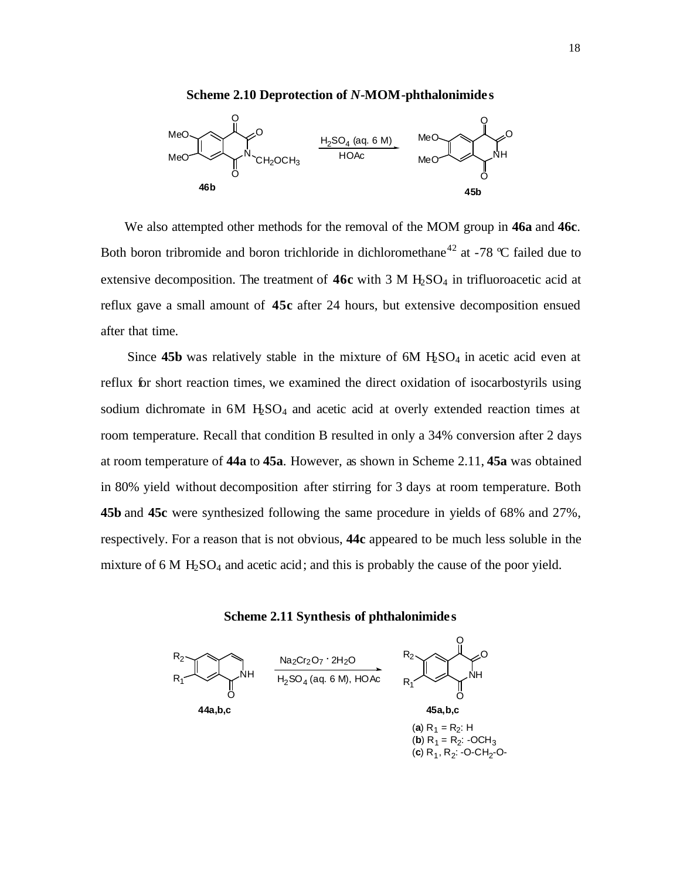**Scheme 2.10 Deprotection of *N*-MOM-phthalonimides**

We also attempted other methods for the removal of the MOM group in **46a** and **46c**. Both boron tribromide and boron trichloride in dichloromethane[42] at -78 °C failed due to extensive decomposition. The treatment of **46c** with 3 M $H_2SO_4$ in trifluoroacetic acid at reflux gave a small amount of **45c** after 24 hours, but extensive decomposition ensued after that time.

Since **45b** was relatively stable in the mixture of 6M $H_2SO_4$ in acetic acid even at reflux for short reaction times, we examined the direct oxidation of isocarbostyrils using sodium dichromate in 6M $H_2SO_4$ and acetic acid at overly extended reaction times at room temperature. Recall that condition B resulted in only a 34% conversion after 2 days at room temperature of **44a** to **45a**. However, as shown in Scheme 2.11, **45a** was obtained in 80% yield without decomposition after stirring for 3 days at room temperature. Both **45b** and **45c** were synthesized following the same procedure in yields of 68% and 27%, respectively. For a reason that is not obvious, **44c** appeared to be much less soluble in the mixture of 6 M $H_2SO_4$ and acetic acid; and this is probably the cause of the poor yield.

**Scheme 2.11 Synthesis of phthalonimides**

(**a**) $R_1 = R_2$: H
(**b**) $R_1 = R_2$: $-OCH_3$
(**c**) $R_1, R_2$: $-O-CH_2-O-$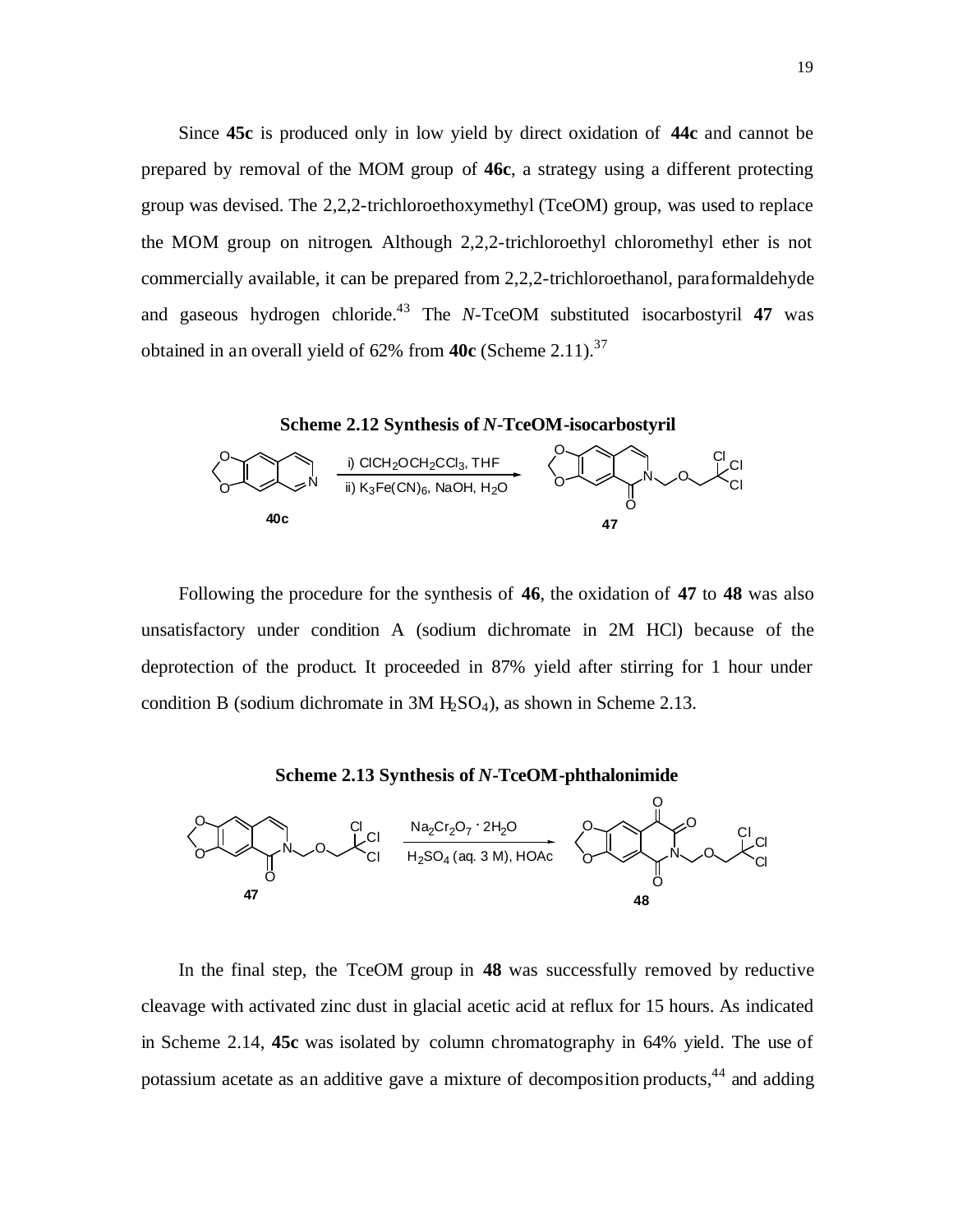Since **45c** is produced only in low yield by direct oxidation of **44c** and cannot be prepared by removal of the MOM group of **46c**, a strategy using a different protecting group was devised. The 2,2,2-trichloroethoxymethyl (TceOM) group, was used to replace the MOM group on nitrogen. Although 2,2,2-trichloroethyl chloromethyl ether is not commercially available, it can be prepared from 2,2,2-trichloroethanol, paraformaldehyde and gaseous hydrogen chloride.[43] The *N*-TceOM substituted isocarbostyril **47** was obtained in an overall yield of 62% from **40c** (Scheme 2.11).[37]

**Scheme 2.12 Synthesis of *N*-TceOM-isocarbostyril**

**40c** → i) $ClCH_2OCH_2CCl_3$, THF; ii) $K_3Fe(CN)_6$, NaOH, $H_2O$ → **47**

Following the procedure for the synthesis of **46**, the oxidation of **47** to **48** was also unsatisfactory under condition A (sodium dichromate in 2M HCl) because of the deprotection of the product. It proceeded in 87% yield after stirring for 1 hour under condition B (sodium dichromate in 3M $H_2SO_4$), as shown in Scheme 2.13.

**Scheme 2.13 Synthesis of *N*-TceOM-phthalonimide**

**47** → $Na_2Cr_2O_7 \cdot 2H_2O$, $H_2SO_4$ (aq. 3 M), HOAc → **48**

In the final step, the TceOM group in **48** was successfully removed by reductive cleavage with activated zinc dust in glacial acetic acid at reflux for 15 hours. As indicated in Scheme 2.14, **45c** was isolated by column chromatography in 64% yield. The use of potassium acetate as an additive gave a mixture of decomposition products,[44] and adding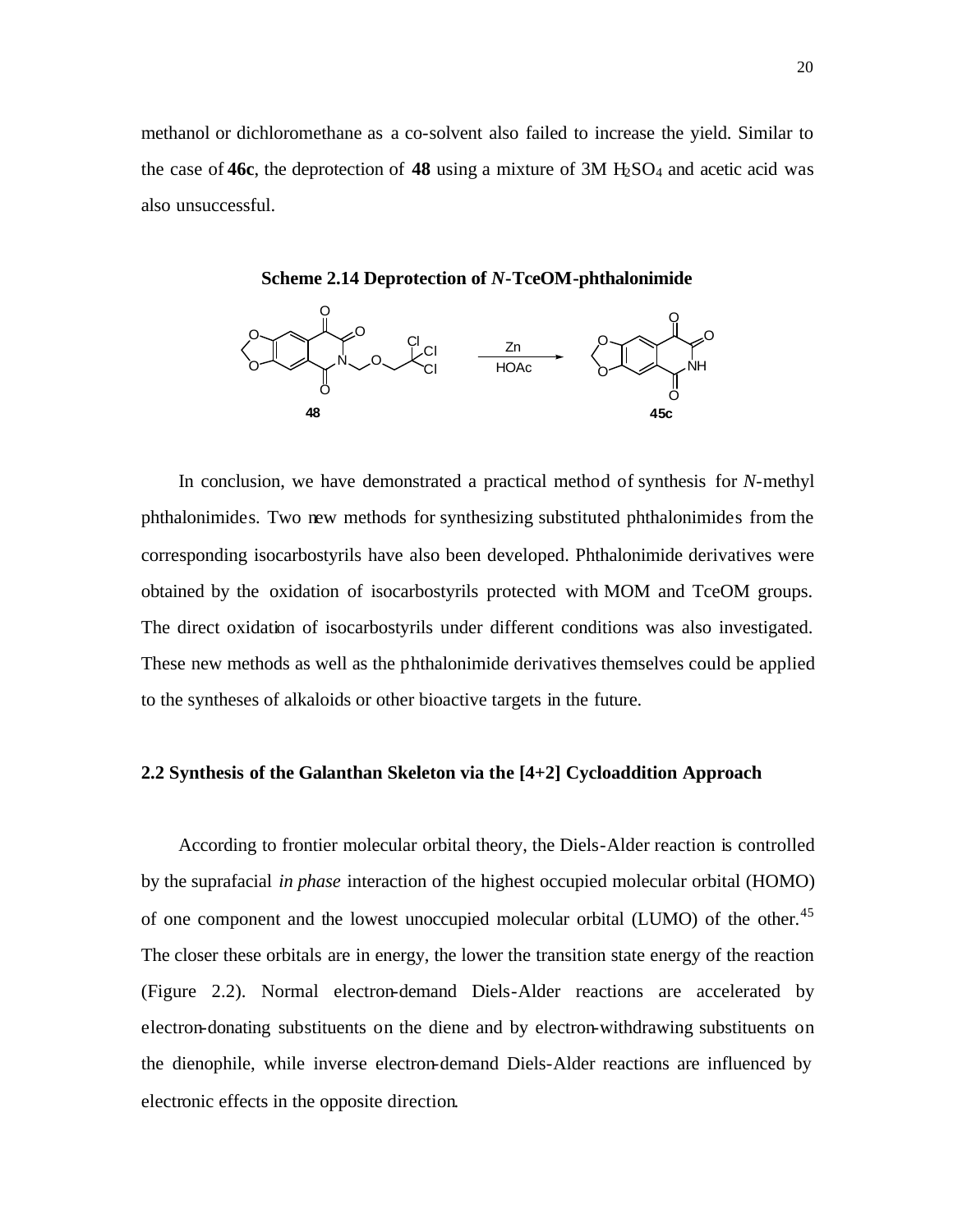methanol or dichloromethane as a co-solvent also failed to increase the yield. Similar to the case of **46c**, the deprotection of **48** using a mixture of 3M $H_2SO_4$ and acetic acid was also unsuccessful.

**Scheme 2.14 Deprotection of *N*-TceOM-phthalonimide**

In conclusion, we have demonstrated a practical method of synthesis for *N*-methyl phthalonimides. Two new methods for synthesizing substituted phthalonimides from the corresponding isocarbostyrils have also been developed. Phthalonimide derivatives were obtained by the oxidation of isocarbostyrils protected with MOM and TceOM groups. The direct oxidation of isocarbostyrils under different conditions was also investigated. These new methods as well as the phthalonimide derivatives themselves could be applied to the syntheses of alkaloids or other bioactive targets in the future.

### 2.2 Synthesis of the Galanthan Skeleton via the [4+2] Cycloaddition Approach

According to frontier molecular orbital theory, the Diels-Alder reaction is controlled by the suprafacial *in phase* interaction of the highest occupied molecular orbital (HOMO) of one component and the lowest unoccupied molecular orbital (LUMO) of the other.[45] The closer these orbitals are in energy, the lower the transition state energy of the reaction (Figure 2.2). Normal electron-demand Diels-Alder reactions are accelerated by electron-donating substituents on the diene and by electron-withdrawing substituents on the dienophile, while inverse electron-demand Diels-Alder reactions are influenced by electronic effects in the opposite direction.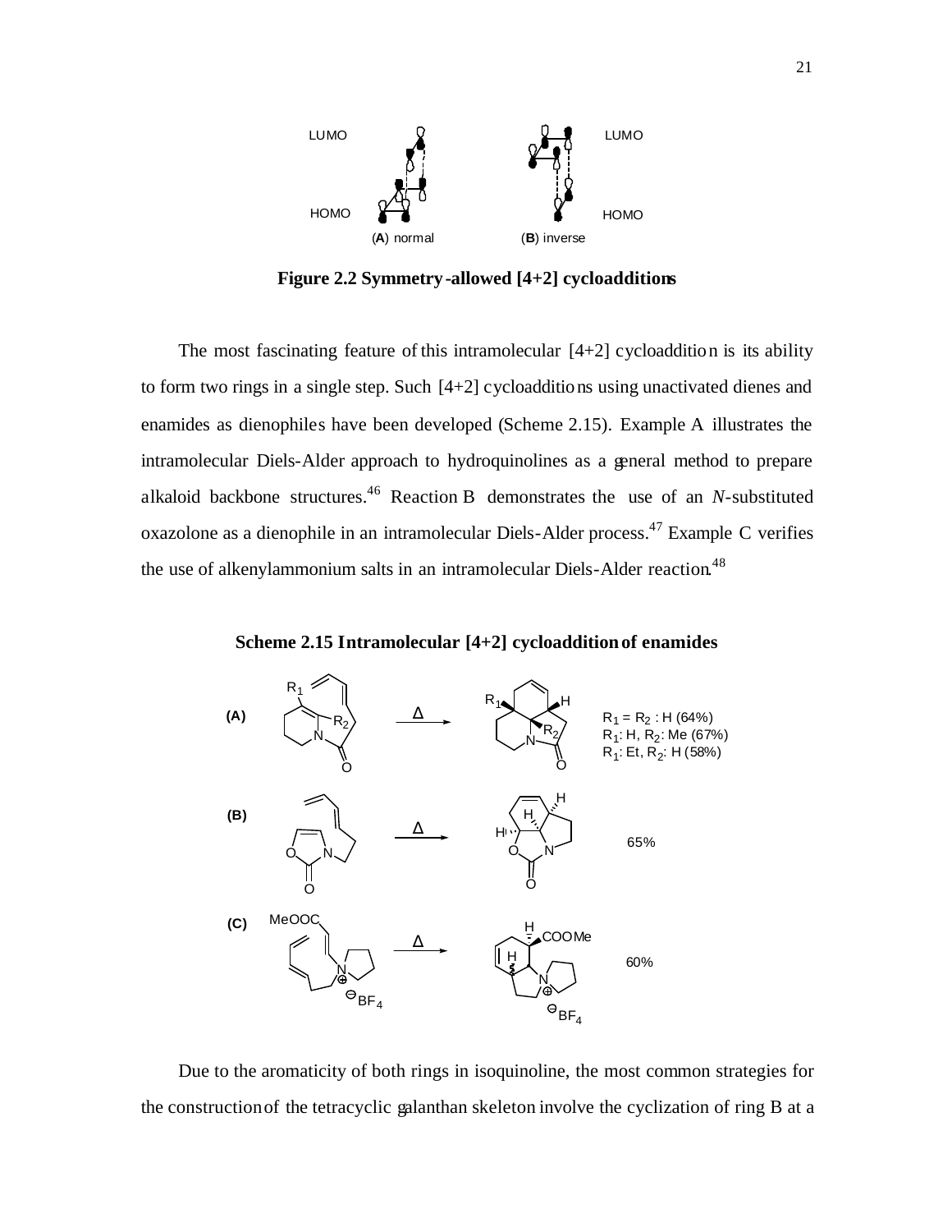**Figure 2.2 Symmetry-allowed [4+2] cycloadditions**

The most fascinating feature of this intramolecular [4+2] cycloaddition is its ability to form two rings in a single step. Such [4+2] cycloadditions using unactivated dienes and enamides as dienophiles have been developed (Scheme 2.15). Example A illustrates the intramolecular Diels-Alder approach to hydroquinolines as a general method to prepare alkaloid backbone structures.[46] Reaction B demonstrates the use of an *N*-substituted oxazolone as a dienophile in an intramolecular Diels-Alder process.[47] Example C verifies the use of alkenylammonium salts in an intramolecular Diels-Alder reaction.[48]

**Scheme 2.15 Intramolecular [4+2] cycloaddition of enamides**

(A) $R_1 = R_2$ : H (64%); $R_1$: H, $R_2$: Me (67%); $R_1$: Et, $R_2$: H (58%)

(B) 65%

(C) 60%

Due to the aromaticity of both rings in isoquinoline, the most common strategies for the construction of the tetracyclic galanthan skeleton involve the cyclization of ring B at a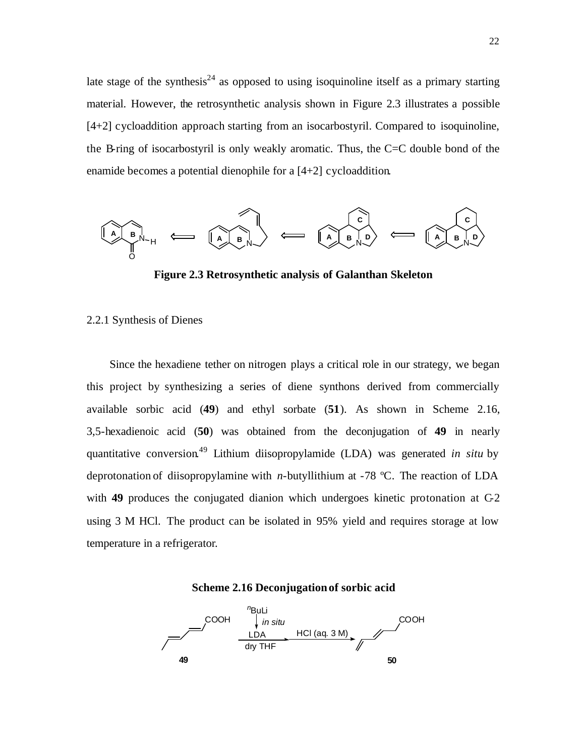late stage of the synthesis[24] as opposed to using isoquinoline itself as a primary starting material. However, the retrosynthetic analysis shown in Figure 2.3 illustrates a possible [4+2] cycloaddition approach starting from an isocarbostyril. Compared to isoquinoline, the B-ring of isocarbostyril is only weakly aromatic. Thus, the C=C double bond of the enamide becomes a potential dienophile for a [4+2] cycloaddition.

**Figure 2.3 Retrosynthetic analysis of Galanthan Skeleton**

2.2.1 Synthesis of Dienes

Since the hexadiene tether on nitrogen plays a critical role in our strategy, we began this project by synthesizing a series of diene synthons derived from commercially available sorbic acid (**49**) and ethyl sorbate (**51**). As shown in Scheme 2.16, 3,5-hexadienoic acid (**50**) was obtained from the deconjugation of **49** in nearly quantitative conversion.[49] Lithium diisopropylamide (LDA) was generated *in situ* by deprotonation of diisopropylamine with *n*-butyllithium at -78 ºC. The reaction of LDA with **49** produces the conjugated dianion which undergoes kinetic protonation at C-2 using 3 M HCl. The product can be isolated in 95% yield and requires storage at low temperature in a refrigerator.

**Scheme 2.16 Deconjugation of sorbic acid**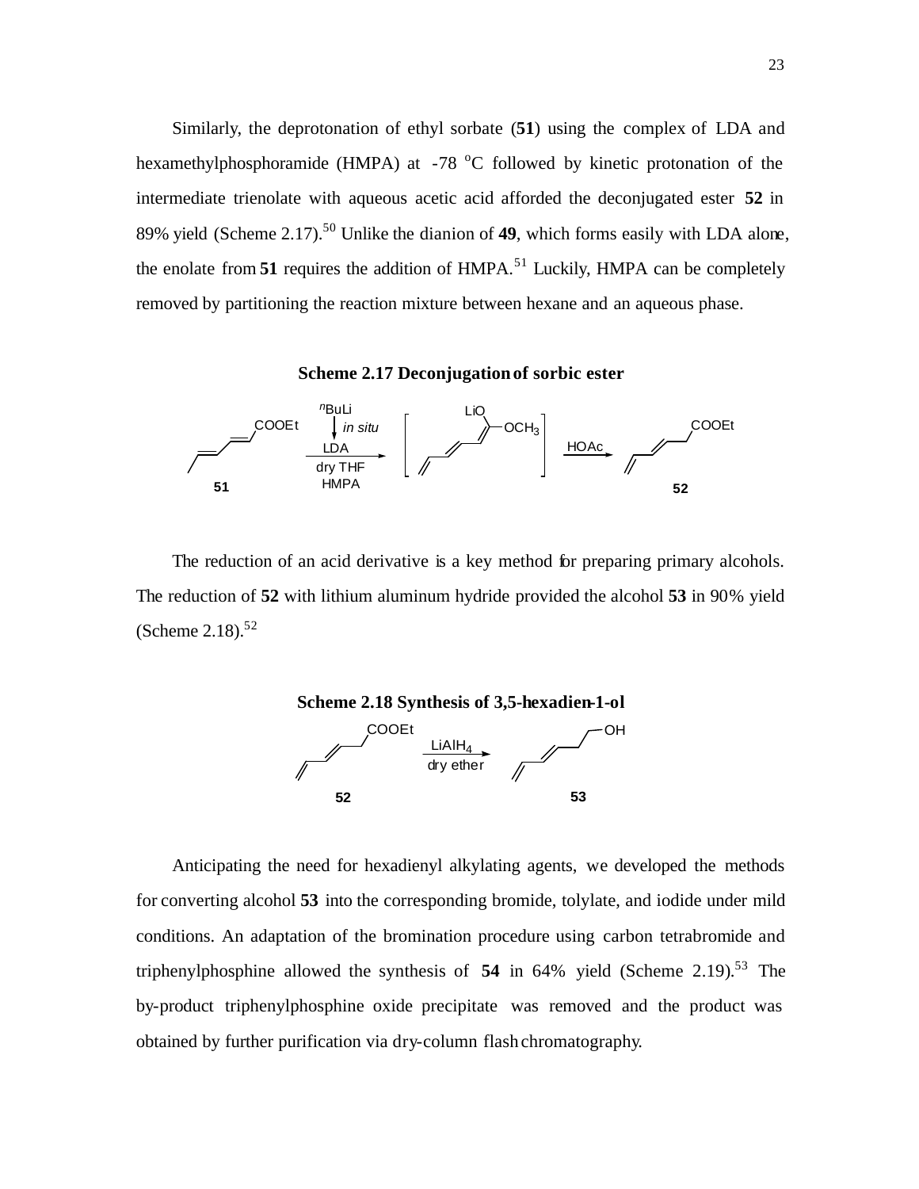Similarly, the deprotonation of ethyl sorbate (**51**) using the complex of LDA and hexamethylphosphoramide (HMPA) at -78 °C followed by kinetic protonation of the intermediate trienolate with aqueous acetic acid afforded the deconjugated ester **52** in 89% yield (Scheme 2.17).[50] Unlike the dianion of **49**, which forms easily with LDA alone, the enolate from **51** requires the addition of HMPA.[51] Luckily, HMPA can be completely removed by partitioning the reaction mixture between hexane and an aqueous phase.

**Scheme 2.17 Deconjugation of sorbic ester**

COOEt
**51**
$^{n}$BuLi *in situ*
LDA
dry THF
HMPA
LiO OCH$_3$
HOAc
COOEt
**52**

The reduction of an acid derivative is a key method for preparing primary alcohols. The reduction of **52** with lithium aluminum hydride provided the alcohol **53** in 90% yield (Scheme 2.18).[52]

**Scheme 2.18 Synthesis of 3,5-hexadien-1-ol**

COOEt
**52**
$LiAlH_4$
dry ether
OH
**53**

Anticipating the need for hexadienyl alkylating agents, we developed the methods for converting alcohol **53** into the corresponding bromide, tolylate, and iodide under mild conditions. An adaptation of the bromination procedure using carbon tetrabromide and triphenylphosphine allowed the synthesis of **54** in 64% yield (Scheme 2.19).[53] The by-product triphenylphosphine oxide precipitate was removed and the product was obtained by further purification via dry-column flash chromatography.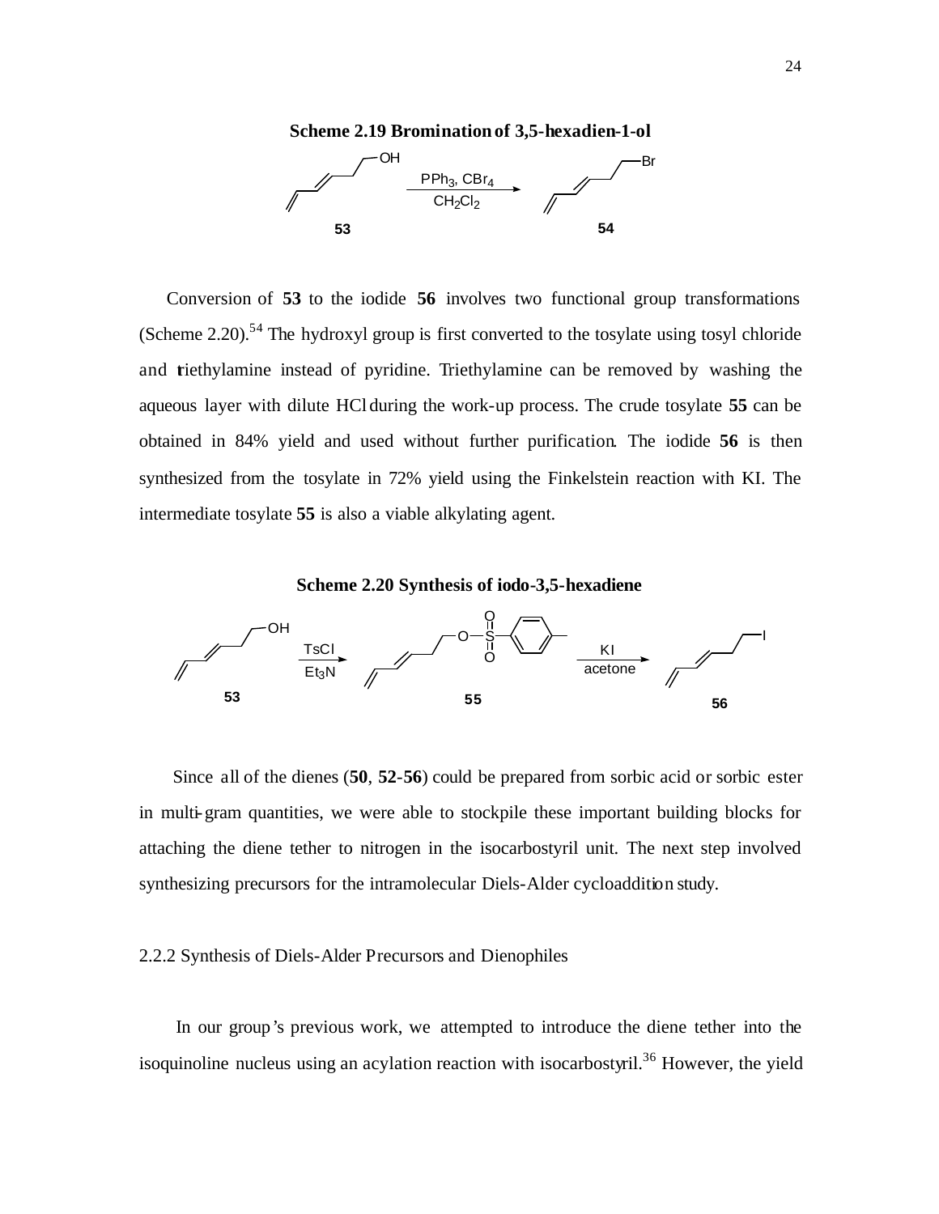**Scheme 2.19 Bromination of 3,5-hexadien-1-ol**

Conversion of **53** to the iodide **56** involves two functional group transformations (Scheme 2.20).[54] The hydroxyl group is first converted to the tosylate using tosyl chloride and triethylamine instead of pyridine. Triethylamine can be removed by washing the aqueous layer with dilute HCl during the work-up process. The crude tosylate **55** can be obtained in 84% yield and used without further purification. The iodide **56** is then synthesized from the tosylate in 72% yield using the Finkelstein reaction with KI. The intermediate tosylate **55** is also a viable alkylating agent.

**Scheme 2.20 Synthesis of iodo-3,5-hexadiene**

Since all of the dienes (**50**, **52**-**56**) could be prepared from sorbic acid or sorbic ester in multi-gram quantities, we were able to stockpile these important building blocks for attaching the diene tether to nitrogen in the isocarbostyril unit. The next step involved synthesizing precursors for the intramolecular Diels-Alder cycloaddition study.

## 2.2.2 Synthesis of Diels-Alder Precursors and Dienophiles

In our group's previous work, we attempted to introduce the diene tether into the isoquinoline nucleus using an acylation reaction with isocarbostyril.[36] However, the yield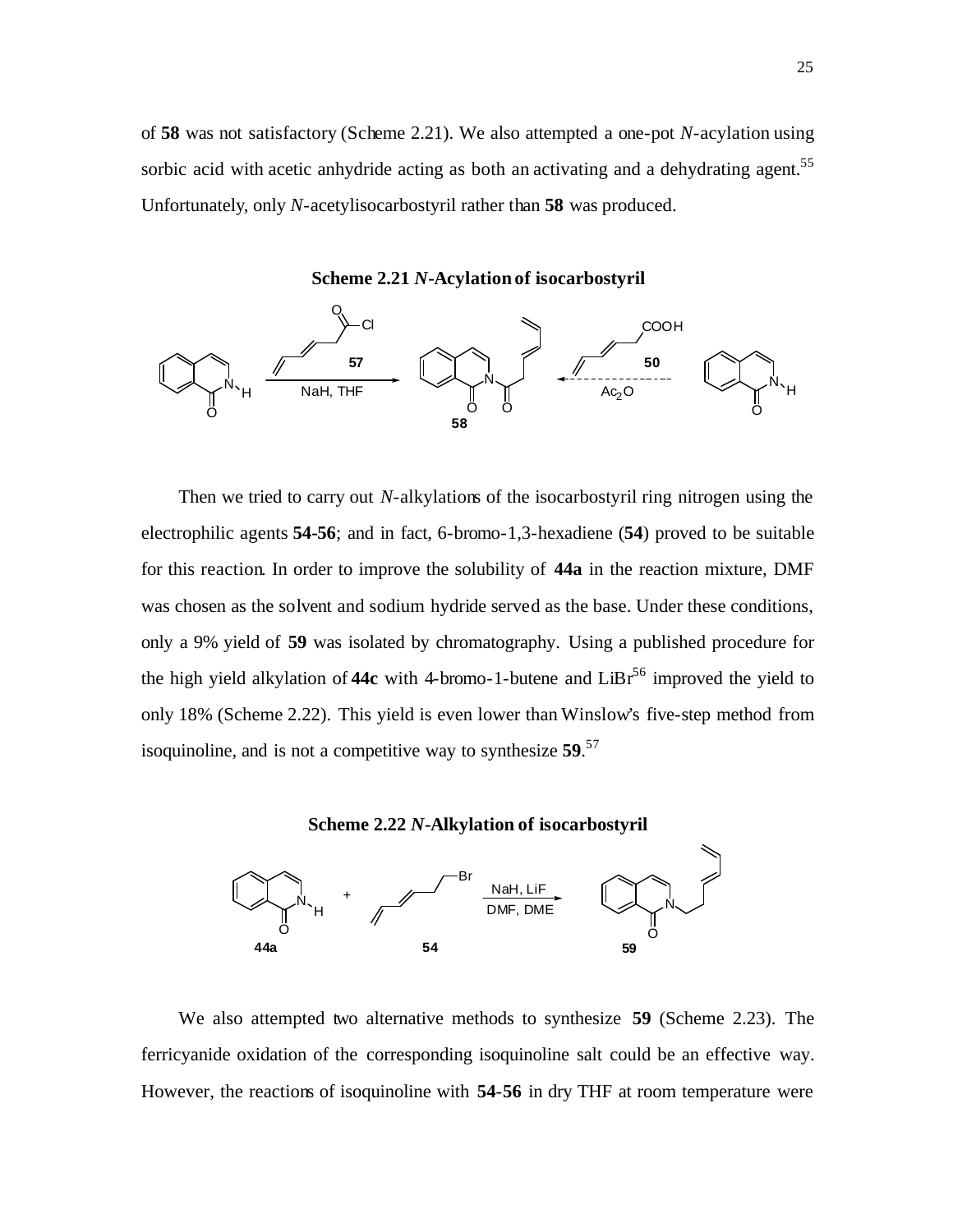of **58** was not satisfactory (Scheme 2.21). We also attempted a one-pot *N*-acylation using sorbic acid with acetic anhydride acting as both an activating and a dehydrating agent.[55] Unfortunately, only *N*-acetylisocarbostyril rather than **58** was produced.

**Scheme 2.21 *N*-Acylation of isocarbostyril**

Then we tried to carry out *N*-alkylations of the isocarbostyril ring nitrogen using the electrophilic agents **54-56**; and in fact, 6-bromo-1,3-hexadiene (**54**) proved to be suitable for this reaction. In order to improve the solubility of **44a** in the reaction mixture, DMF was chosen as the solvent and sodium hydride served as the base. Under these conditions, only a 9% yield of **59** was isolated by chromatography. Using a published procedure for the high yield alkylation of **44c** with 4-bromo-1-butene and LiBr[56] improved the yield to only 18% (Scheme 2.22). This yield is even lower than Winslow's five-step method from isoquinoline, and is not a competitive way to synthesize **59**.[57]

**Scheme 2.22 *N*-Alkylation of isocarbostyril**

We also attempted two alternative methods to synthesize **59** (Scheme 2.23). The ferricyanide oxidation of the corresponding isoquinoline salt could be an effective way. However, the reactions of isoquinoline with **54-56** in dry THF at room temperature were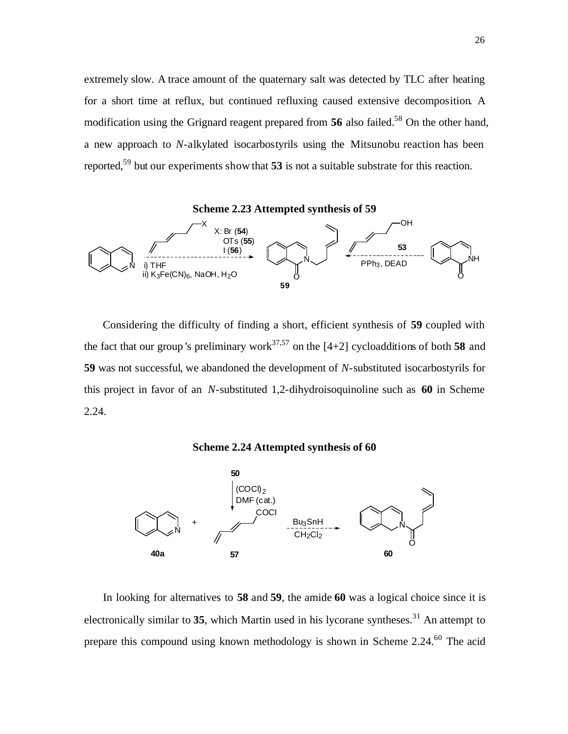extremely slow. A trace amount of the quaternary salt was detected by TLC after heating for a short time at reflux, but continued refluxing caused extensive decomposition. A modification using the Grignard reagent prepared from **56** also failed.[58] On the other hand, a new approach to *N*-alkylated isocarbostyrils using the Mitsunobu reaction has been reported,[59] but our experiments show that **53** is not a suitable substrate for this reaction.

**Scheme 2.23 Attempted synthesis of 59**

Considering the difficulty of finding a short, efficient synthesis of **59** coupled with the fact that our group's preliminary work[37,57] on the [4+2] cycloadditions of both **58** and **59** was not successful, we abandoned the development of *N*-substituted isocarbostyrils for this project in favor of an *N*-substituted 1,2-dihydroisoquinoline such as **60** in Scheme 2.24.

**Scheme 2.24 Attempted synthesis of 60**

In looking for alternatives to **58** and **59**, the amide **60** was a logical choice since it is electronically similar to **35**, which Martin used in his lycorane syntheses.[31] An attempt to prepare this compound using known methodology is shown in Scheme 2.24.[60] The acid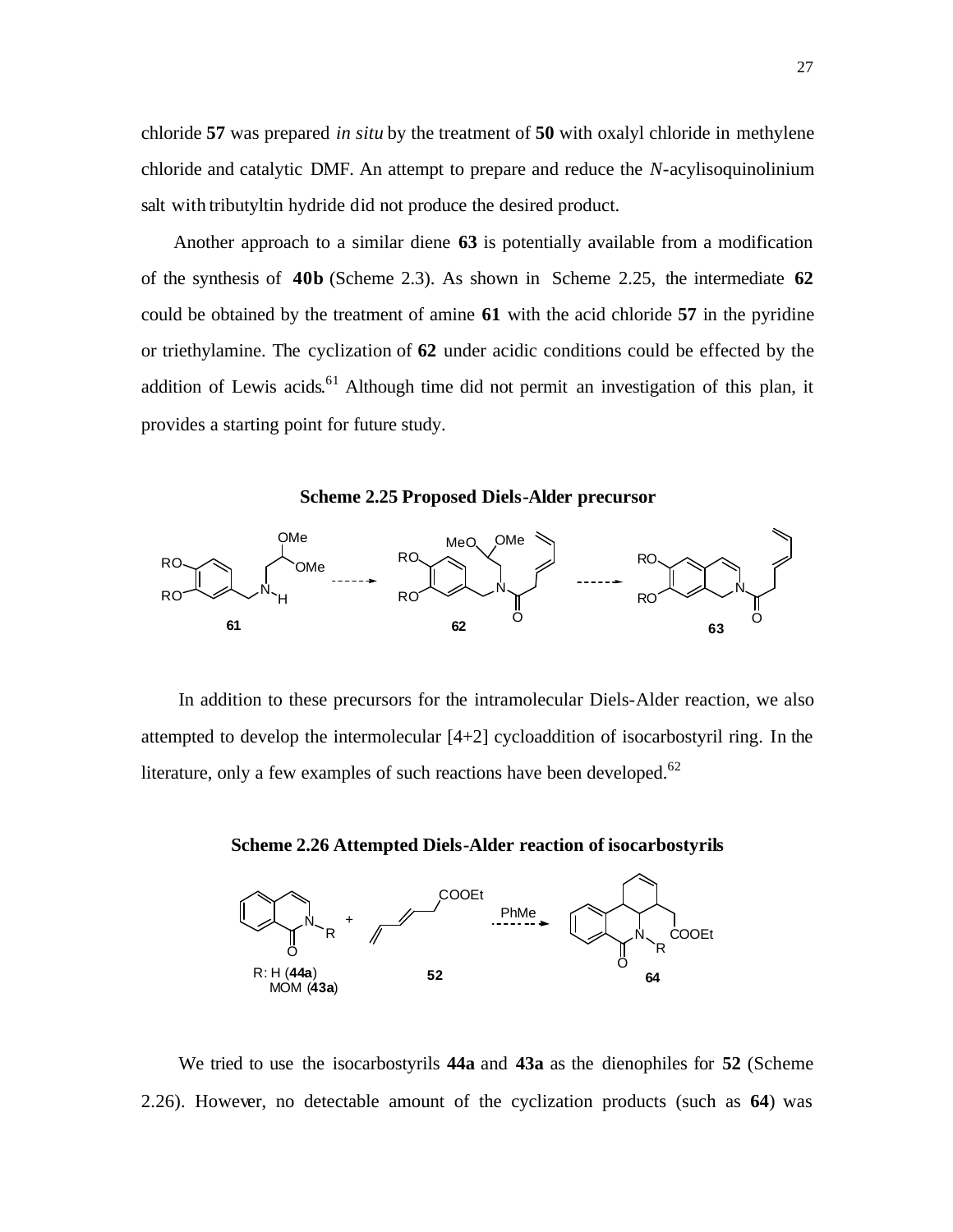chloride **57** was prepared *in situ* by the treatment of **50** with oxalyl chloride in methylene chloride and catalytic DMF. An attempt to prepare and reduce the *N*-acylisoquinolinium salt with tributyltin hydride did not produce the desired product.

Another approach to a similar diene **63** is potentially available from a modification of the synthesis of **40b** (Scheme 2.3). As shown in Scheme 2.25, the intermediate **62** could be obtained by the treatment of amine **61** with the acid chloride **57** in the pyridine or triethylamine. The cyclization of **62** under acidic conditions could be effected by the addition of Lewis acids.[61] Although time did not permit an investigation of this plan, it provides a starting point for future study.

**Scheme 2.25 Proposed Diels-Alder precursor**

In addition to these precursors for the intramolecular Diels-Alder reaction, we also attempted to develop the intermolecular [4+2] cycloaddition of isocarbostyril ring. In the literature, only a few examples of such reactions have been developed.[62]

**Scheme 2.26 Attempted Diels-Alder reaction of isocarbostyrils**

We tried to use the isocarbostyrils **44a** and **43a** as the dienophiles for **52** (Scheme 2.26). However, no detectable amount of the cyclization products (such as **64**) was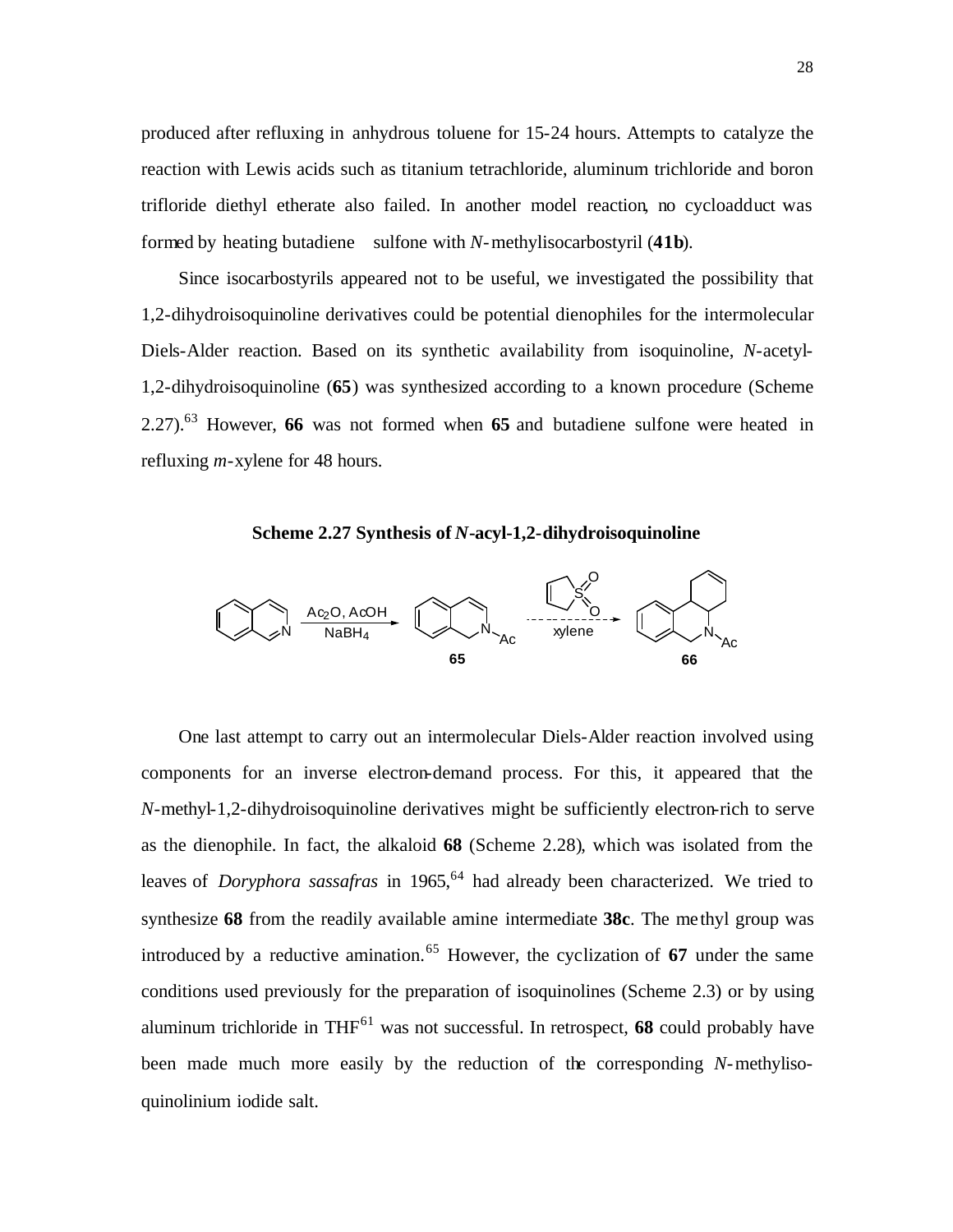produced after refluxing in anhydrous toluene for 15-24 hours. Attempts to catalyze the reaction with Lewis acids such as titanium tetrachloride, aluminum trichloride and boron trifloride diethyl etherate also failed. In another model reaction, no cycloadduct was formed by heating butadiene sulfone with *N*-methylisocarbostyril (**41b**).

Since isocarbostyrils appeared not to be useful, we investigated the possibility that 1,2-dihydroisoquinoline derivatives could be potential dienophiles for the intermolecular Diels-Alder reaction. Based on its synthetic availability from isoquinoline, *N*-acetyl-1,2-dihydroisoquinoline (**65**) was synthesized according to a known procedure (Scheme 2.27).[63] However, **66** was not formed when **65** and butadiene sulfone were heated in refluxing *m*-xylene for 48 hours.

**Scheme 2.27 Synthesis of *N*-acyl-1,2-dihydroisoquinoline**

One last attempt to carry out an intermolecular Diels-Alder reaction involved using components for an inverse electron-demand process. For this, it appeared that the *N*-methyl-1,2-dihydroisoquinoline derivatives might be sufficiently electron-rich to serve as the dienophile. In fact, the alkaloid **68** (Scheme 2.28), which was isolated from the leaves of *Doryphora sassafras* in 1965,[64] had already been characterized. We tried to synthesize **68** from the readily available amine intermediate **38c**. The methyl group was introduced by a reductive amination.[65] However, the cyclization of **67** under the same conditions used previously for the preparation of isoquinolines (Scheme 2.3) or by using aluminum trichloride in THF[61] was not successful. In retrospect, **68** could probably have been made much more easily by the reduction of the corresponding *N*-methyliso-quinolinium iodide salt.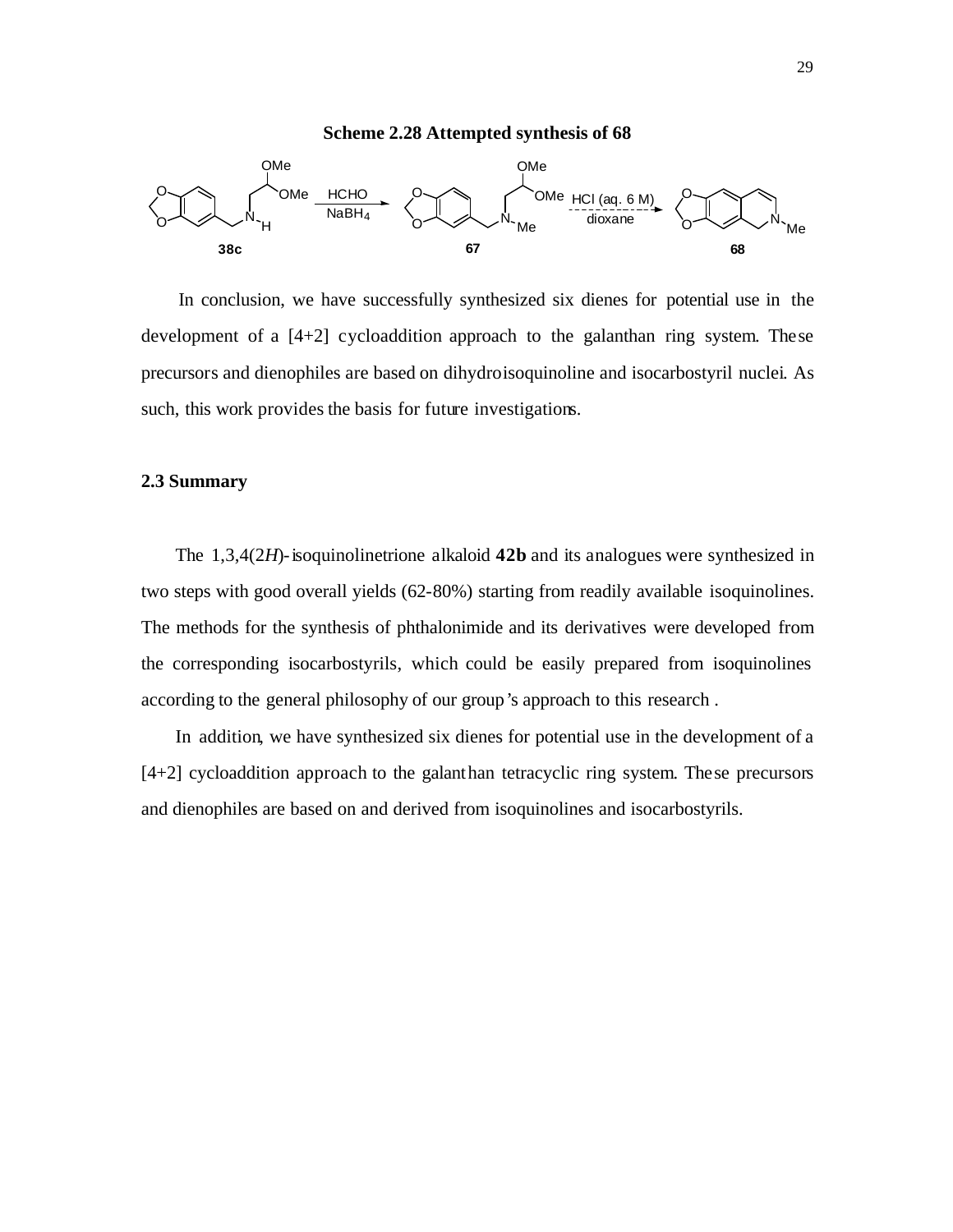**Scheme 2.28 Attempted synthesis of 68**

In conclusion, we have successfully synthesized six dienes for potential use in the development of a [4+2] cycloaddition approach to the galanthan ring system. These precursors and dienophiles are based on dihydroisoquinoline and isocarbostyril nuclei. As such, this work provides the basis for future investigations.

### 2.3 Summary

The 1,3,4(2*H*)-isoquinolinetrione alkaloid **42b** and its analogues were synthesized in two steps with good overall yields (62-80%) starting from readily available isoquinolines. The methods for the synthesis of phthalonimide and its derivatives were developed from the corresponding isocarbostyrils, which could be easily prepared from isoquinolines according to the general philosophy of our group's approach to this research.

In addition, we have synthesized six dienes for potential use in the development of a [4+2] cycloaddition approach to the galanthan tetracyclic ring system. These precursors and dienophiles are based on and derived from isoquinolines and isocarbostyrils.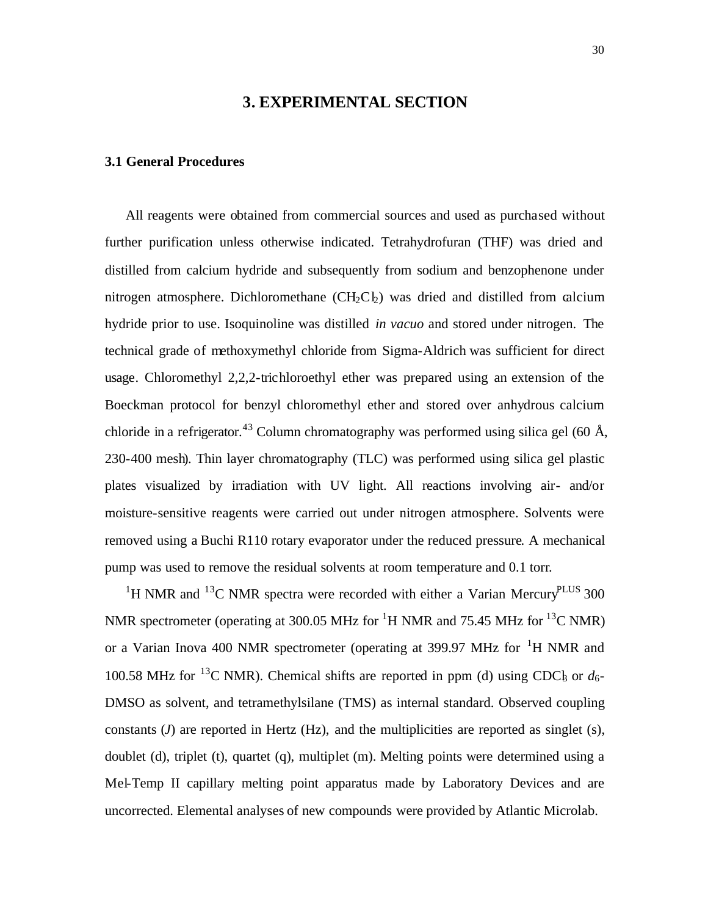# 3. EXPERIMENTAL SECTION

## 3.1 General Procedures

All reagents were obtained from commercial sources and used as purchased without further purification unless otherwise indicated. Tetrahydrofuran (THF) was dried and distilled from calcium hydride and subsequently from sodium and benzophenone under nitrogen atmosphere. Dichloromethane ($CH_2Cl_2$) was dried and distilled from calcium hydride prior to use. Isoquinoline was distilled *in vacuo* and stored under nitrogen. The technical grade of methoxymethyl chloride from Sigma-Aldrich was sufficient for direct usage. Chloromethyl 2,2,2-trichloroethyl ether was prepared using an extension of the Boeckman protocol for benzyl chloromethyl ether and stored over anhydrous calcium chloride in a refrigerator.[43] Column chromatography was performed using silica gel (60 Å, 230-400 mesh). Thin layer chromatography (TLC) was performed using silica gel plastic plates visualized by irradiation with UV light. All reactions involving air- and/or moisture-sensitive reagents were carried out under nitrogen atmosphere. Solvents were removed using a Buchi R110 rotary evaporator under the reduced pressure. A mechanical pump was used to remove the residual solvents at room temperature and 0.1 torr.

$^1$H NMR and $^{13}$C NMR spectra were recorded with either a Varian Mercury$^{PLUS}$ 300 NMR spectrometer (operating at 300.05 MHz for $^1$H NMR and 75.45 MHz for $^{13}$C NMR) or a Varian Inova 400 NMR spectrometer (operating at 399.97 MHz for $^1$H NMR and 100.58 MHz for $^{13}$C NMR). Chemical shifts are reported in ppm (d) using $CDCl_3$ or $d_6$-DMSO as solvent, and tetramethylsilane (TMS) as internal standard. Observed coupling constants (*J*) are reported in Hertz (Hz), and the multiplicities are reported as singlet (s), doublet (d), triplet (t), quartet (q), multiplet (m). Melting points were determined using a Mel-Temp II capillary melting point apparatus made by Laboratory Devices and are uncorrected. Elemental analyses of new compounds were provided by Atlantic Microlab.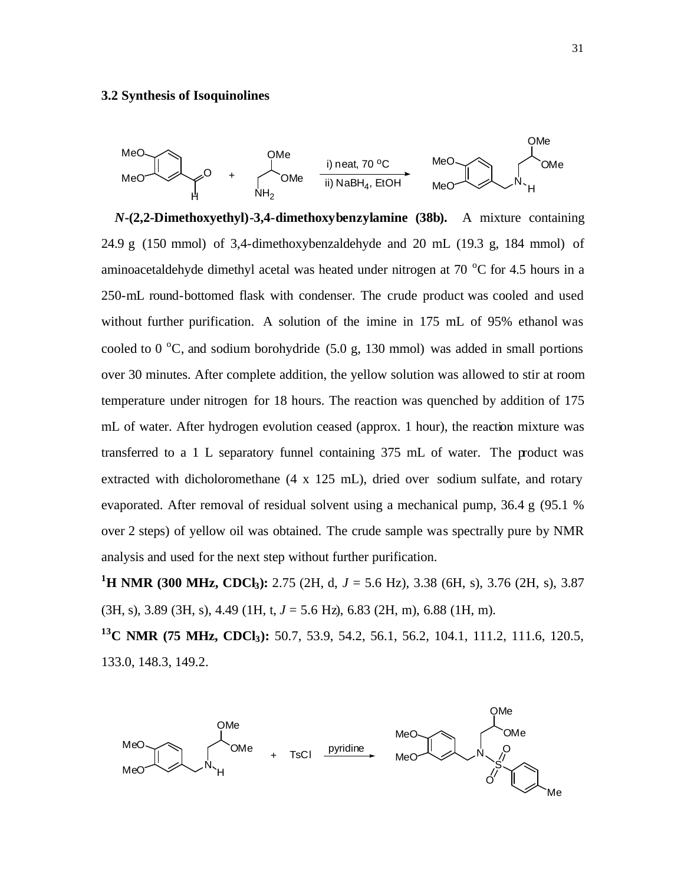### 3.2 Synthesis of Isoquinolines

***N*-(2,2-Dimethoxyethyl)-3,4-dimethoxybenzylamine (38b).** A mixture containing 24.9 g (150 mmol) of 3,4-dimethoxybenzaldehyde and 20 mL (19.3 g, 184 mmol) of aminoacetaldehyde dimethyl acetal was heated under nitrogen at 70 °C for 4.5 hours in a 250-mL round-bottomed flask with condenser. The crude product was cooled and used without further purification. A solution of the imine in 175 mL of 95% ethanol was cooled to 0 °C, and sodium borohydride (5.0 g, 130 mmol) was added in small portions over 30 minutes. After complete addition, the yellow solution was allowed to stir at room temperature under nitrogen for 18 hours. The reaction was quenched by addition of 175 mL of water. After hydrogen evolution ceased (approx. 1 hour), the reaction mixture was transferred to a 1 L separatory funnel containing 375 mL of water. The product was extracted with dicholoromethane (4 x 125 mL), dried over sodium sulfate, and rotary evaporated. After removal of residual solvent using a mechanical pump, 36.4 g (95.1 % over 2 steps) of yellow oil was obtained. The crude sample was spectrally pure by NMR analysis and used for the next step without further purification.

**$^1$H NMR (300 MHz, CDCl$_3$):** 2.75 (2H, d, *J* = 5.6 Hz), 3.38 (6H, s), 3.76 (2H, s), 3.87 (3H, s), 3.89 (3H, s), 4.49 (1H, t, *J* = 5.6 Hz), 6.83 (2H, m), 6.88 (1H, m).

**$^{13}$C NMR (75 MHz, CDCl$_3$):** 50.7, 53.9, 54.2, 56.1, 56.2, 104.1, 111.2, 111.6, 120.5, 133.0, 148.3, 149.2.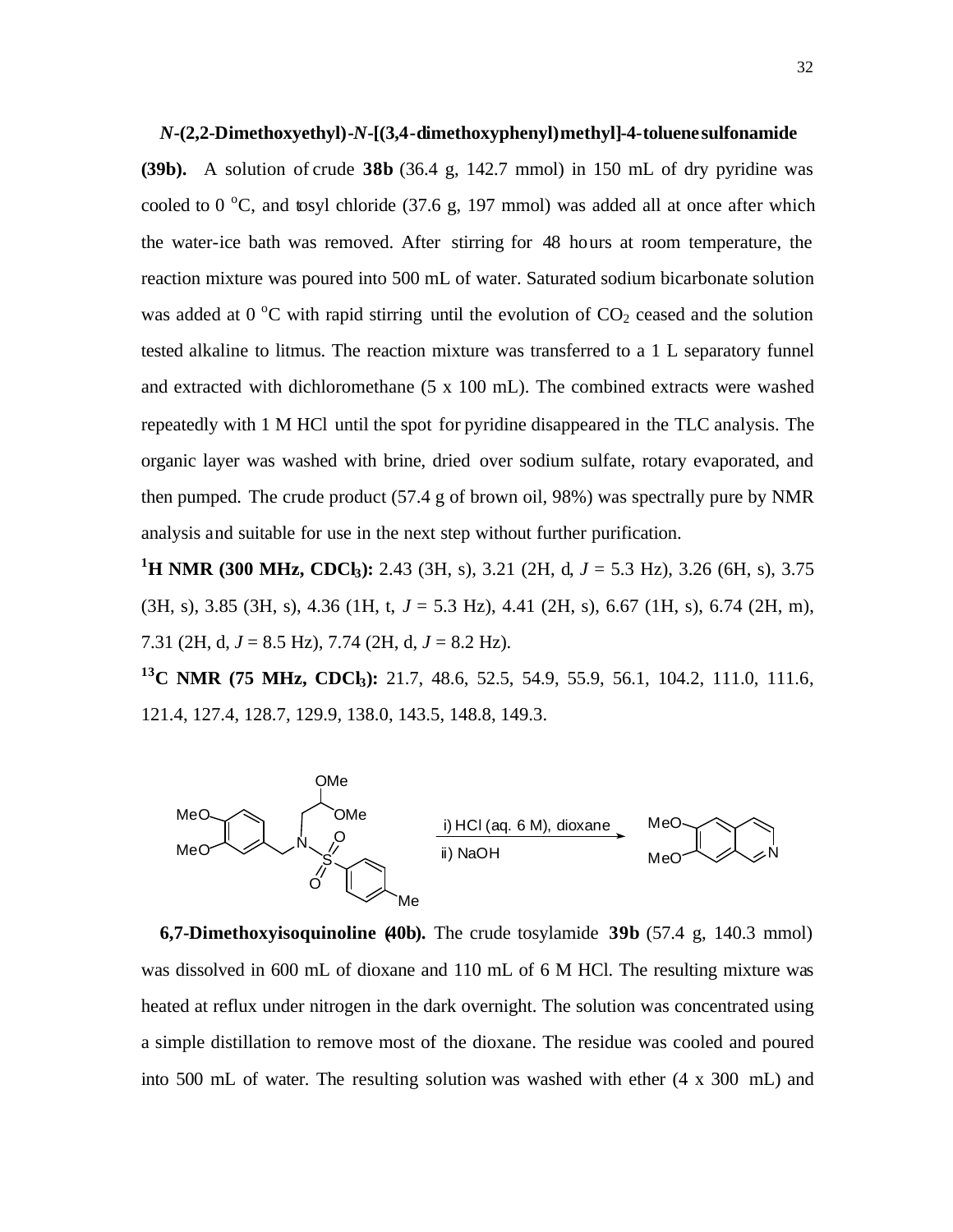***N*-(2,2-Dimethoxyethyl)-*N*-[(3,4-dimethoxyphenyl)methyl]-4-toluenesulfonamide (39b).** A solution of crude **38b** (36.4 g, 142.7 mmol) in 150 mL of dry pyridine was cooled to 0 °C, and tosyl chloride (37.6 g, 197 mmol) was added all at once after which the water-ice bath was removed. After stirring for 48 hours at room temperature, the reaction mixture was poured into 500 mL of water. Saturated sodium bicarbonate solution was added at 0 °C with rapid stirring until the evolution of $CO_2$ ceased and the solution tested alkaline to litmus. The reaction mixture was transferred to a 1 L separatory funnel and extracted with dichloromethane (5 x 100 mL). The combined extracts were washed repeatedly with 1 M HCl until the spot for pyridine disappeared in the TLC analysis. The organic layer was washed with brine, dried over sodium sulfate, rotary evaporated, and then pumped. The crude product (57.4 g of brown oil, 98%) was spectrally pure by NMR analysis and suitable for use in the next step without further purification.

**$^1$H NMR (300 MHz, $CDCl_3$):** 2.43 (3H, s), 3.21 (2H, d, *J* = 5.3 Hz), 3.26 (6H, s), 3.75 (3H, s), 3.85 (3H, s), 4.36 (1H, t, *J* = 5.3 Hz), 4.41 (2H, s), 6.67 (1H, s), 6.74 (2H, m), 7.31 (2H, d, *J* = 8.5 Hz), 7.74 (2H, d, *J* = 8.2 Hz).

**$^{13}$C NMR (75 MHz, $CDCl_3$):** 21.7, 48.6, 52.5, 54.9, 55.9, 56.1, 104.2, 111.0, 111.6, 121.4, 127.4, 128.7, 129.9, 138.0, 143.5, 148.8, 149.3.

i) HCl (aq. 6 M), dioxane
ii) NaOH

**6,7-Dimethoxyisoquinoline (40b).** The crude tosylamide **39b** (57.4 g, 140.3 mmol) was dissolved in 600 mL of dioxane and 110 mL of 6 M HCl. The resulting mixture was heated at reflux under nitrogen in the dark overnight. The solution was concentrated using a simple distillation to remove most of the dioxane. The residue was cooled and poured into 500 mL of water. The resulting solution was washed with ether (4 x 300 mL) and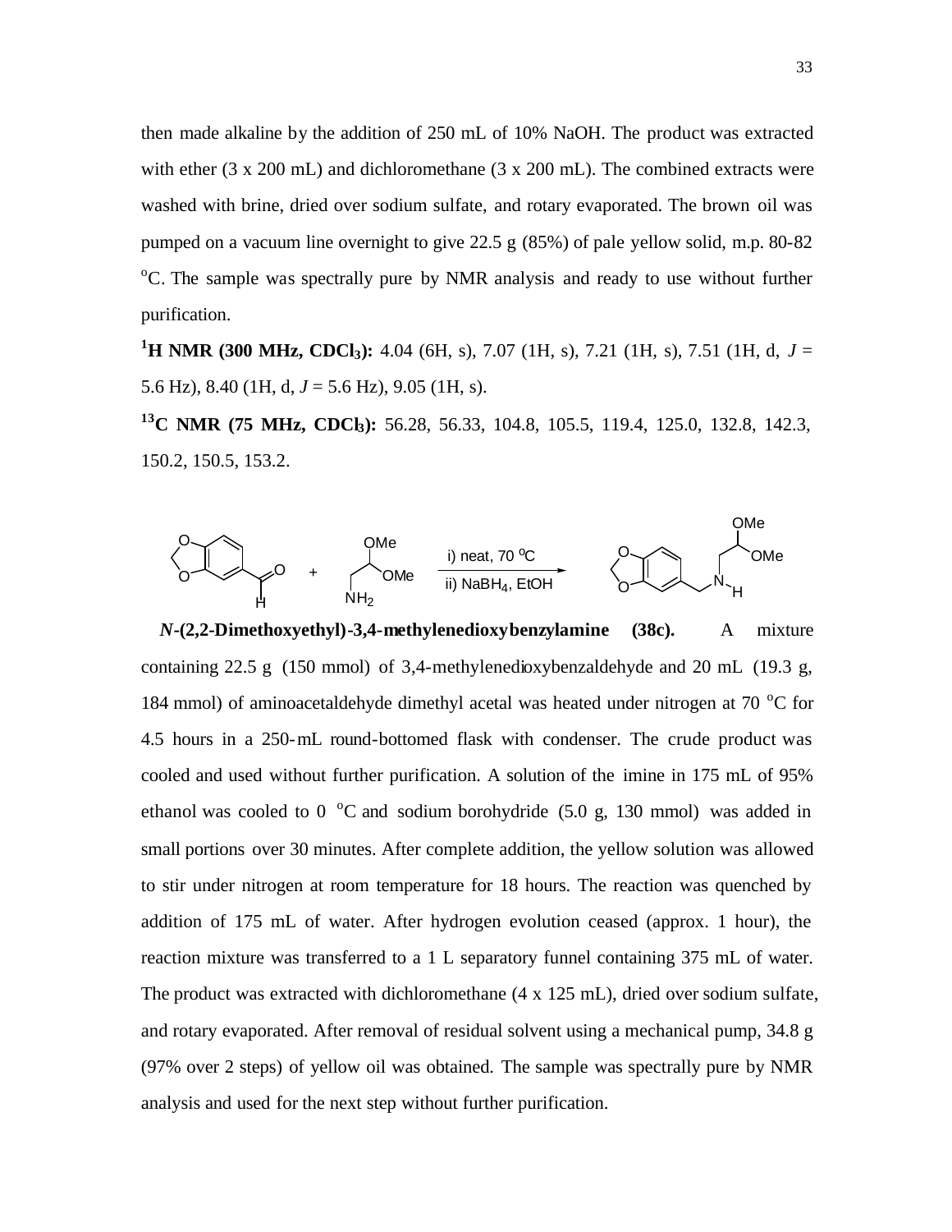then made alkaline by the addition of 250 mL of 10% NaOH. The product was extracted with ether (3 x 200 mL) and dichloromethane (3 x 200 mL). The combined extracts were washed with brine, dried over sodium sulfate, and rotary evaporated. The brown oil was pumped on a vacuum line overnight to give 22.5 g (85%) of pale yellow solid, m.p. 80-82 $^{o}$C. The sample was spectrally pure by NMR analysis and ready to use without further purification.

**$^{1}$H NMR (300 MHz, $CDCl_3$):** 4.04 (6H, s), 7.07 (1H, s), 7.21 (1H, s), 7.51 (1H, d, $J$ = 5.6 Hz), 8.40 (1H, d, $J$ = 5.6 Hz), 9.05 (1H, s).

**$^{13}$C NMR (75 MHz, $CDCl_3$):** 56.28, 56.33, 104.8, 105.5, 119.4, 125.0, 132.8, 142.3, 150.2, 150.5, 153.2.

i) neat, 70 $^{o}$C
ii) $NaBH_4$, EtOH

***N*-(2,2-Dimethoxyethyl)-3,4-methylenedioxybenzylamine (38c).** A mixture containing 22.5 g (150 mmol) of 3,4-methylenedioxybenzaldehyde and 20 mL (19.3 g, 184 mmol) of aminoacetaldehyde dimethyl acetal was heated under nitrogen at 70 $^{o}$C for 4.5 hours in a 250-mL round-bottomed flask with condenser. The crude product was cooled and used without further purification. A solution of the imine in 175 mL of 95% ethanol was cooled to 0 $^{o}$C and sodium borohydride (5.0 g, 130 mmol) was added in small portions over 30 minutes. After complete addition, the yellow solution was allowed to stir under nitrogen at room temperature for 18 hours. The reaction was quenched by addition of 175 mL of water. After hydrogen evolution ceased (approx. 1 hour), the reaction mixture was transferred to a 1 L separatory funnel containing 375 mL of water. The product was extracted with dichloromethane (4 x 125 mL), dried over sodium sulfate, and rotary evaporated. After removal of residual solvent using a mechanical pump, 34.8 g (97% over 2 steps) of yellow oil was obtained. The sample was spectrally pure by NMR analysis and used for the next step without further purification.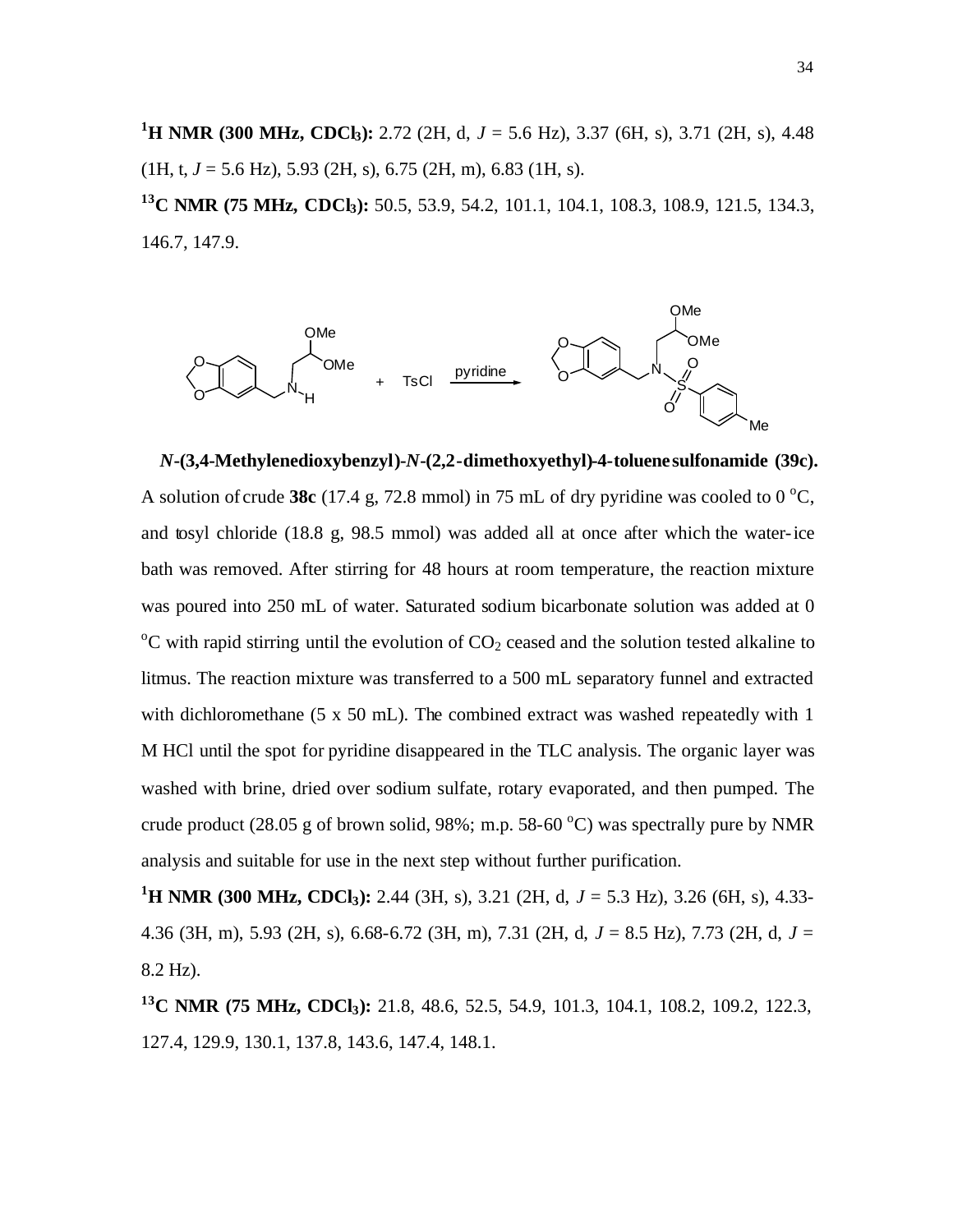**¹H NMR (300 MHz, CDCl₃):** 2.72 (2H, d, *J* = 5.6 Hz), 3.37 (6H, s), 3.71 (2H, s), 4.48 (1H, t, *J* = 5.6 Hz), 5.93 (2H, s), 6.75 (2H, m), 6.83 (1H, s).

**¹³C NMR (75 MHz, CDCl₃):** 50.5, 53.9, 54.2, 101.1, 104.1, 108.3, 108.9, 121.5, 134.3, 146.7, 147.9.

***N*-(3,4-Methylenedioxybenzyl)-*N*-(2,2-dimethoxyethyl)-4-toluenesulfonamide (39c).** A solution of crude **38c** (17.4 g, 72.8 mmol) in 75 mL of dry pyridine was cooled to 0 °C, and tosyl chloride (18.8 g, 98.5 mmol) was added all at once after which the water-ice bath was removed. After stirring for 48 hours at room temperature, the reaction mixture was poured into 250 mL of water. Saturated sodium bicarbonate solution was added at 0 °C with rapid stirring until the evolution of $CO_2$ ceased and the solution tested alkaline to litmus. The reaction mixture was transferred to a 500 mL separatory funnel and extracted with dichloromethane (5 x 50 mL). The combined extract was washed repeatedly with 1 M HCl until the spot for pyridine disappeared in the TLC analysis. The organic layer was washed with brine, dried over sodium sulfate, rotary evaporated, and then pumped. The crude product (28.05 g of brown solid, 98%; m.p. 58-60 °C) was spectrally pure by NMR analysis and suitable for use in the next step without further purification.

**¹H NMR (300 MHz, CDCl₃):** 2.44 (3H, s), 3.21 (2H, d, *J* = 5.3 Hz), 3.26 (6H, s), 4.33-4.36 (3H, m), 5.93 (2H, s), 6.68-6.72 (3H, m), 7.31 (2H, d, *J* = 8.5 Hz), 7.73 (2H, d, *J* = 8.2 Hz).

**¹³C NMR (75 MHz, CDCl₃):** 21.8, 48.6, 52.5, 54.9, 101.3, 104.1, 108.2, 109.2, 122.3, 127.4, 129.9, 130.1, 137.8, 143.6, 147.4, 148.1.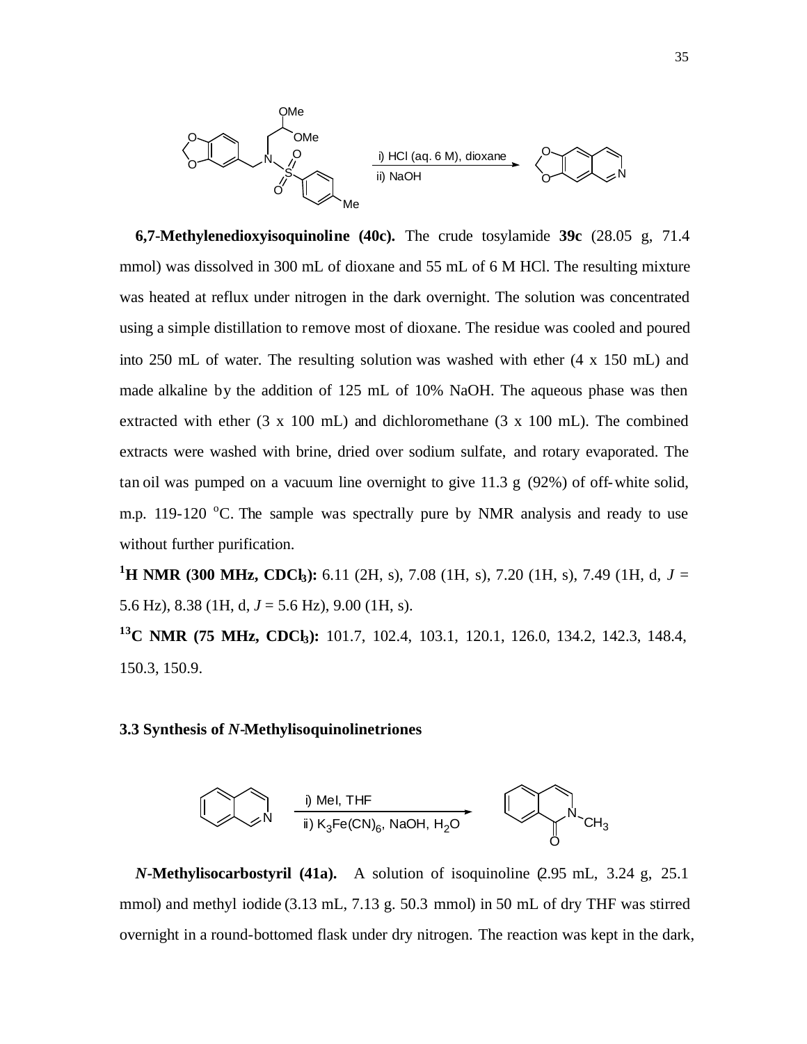**6,7-Methylenedioxyisoquinoline (40c).** The crude tosylamide **39c** (28.05 g, 71.4 mmol) was dissolved in 300 mL of dioxane and 55 mL of 6 M HCl. The resulting mixture was heated at reflux under nitrogen in the dark overnight. The solution was concentrated using a simple distillation to remove most of dioxane. The residue was cooled and poured into 250 mL of water. The resulting solution was washed with ether (4 x 150 mL) and made alkaline by the addition of 125 mL of 10% NaOH. The aqueous phase was then extracted with ether (3 x 100 mL) and dichloromethane (3 x 100 mL). The combined extracts were washed with brine, dried over sodium sulfate, and rotary evaporated. The tan oil was pumped on a vacuum line overnight to give 11.3 g (92%) of off-white solid, m.p. 119-120 °C. The sample was spectrally pure by NMR analysis and ready to use without further purification.

**$^1$H NMR (300 MHz, $CDCl_3$):** 6.11 (2H, s), 7.08 (1H, s), 7.20 (1H, s), 7.49 (1H, d, *J* = 5.6 Hz), 8.38 (1H, d, *J* = 5.6 Hz), 9.00 (1H, s).

**$^{13}$C NMR (75 MHz, $CDCl_3$):** 101.7, 102.4, 103.1, 120.1, 126.0, 134.2, 142.3, 148.4, 150.3, 150.9.

### 3.3 Synthesis of *N*-Methylisoquinolinetriones

***N*-Methylisocarbostyril (41a).** A solution of isoquinoline (2.95 mL, 3.24 g, 25.1 mmol) and methyl iodide (3.13 mL, 7.13 g. 50.3 mmol) in 50 mL of dry THF was stirred overnight in a round-bottomed flask under dry nitrogen. The reaction was kept in the dark,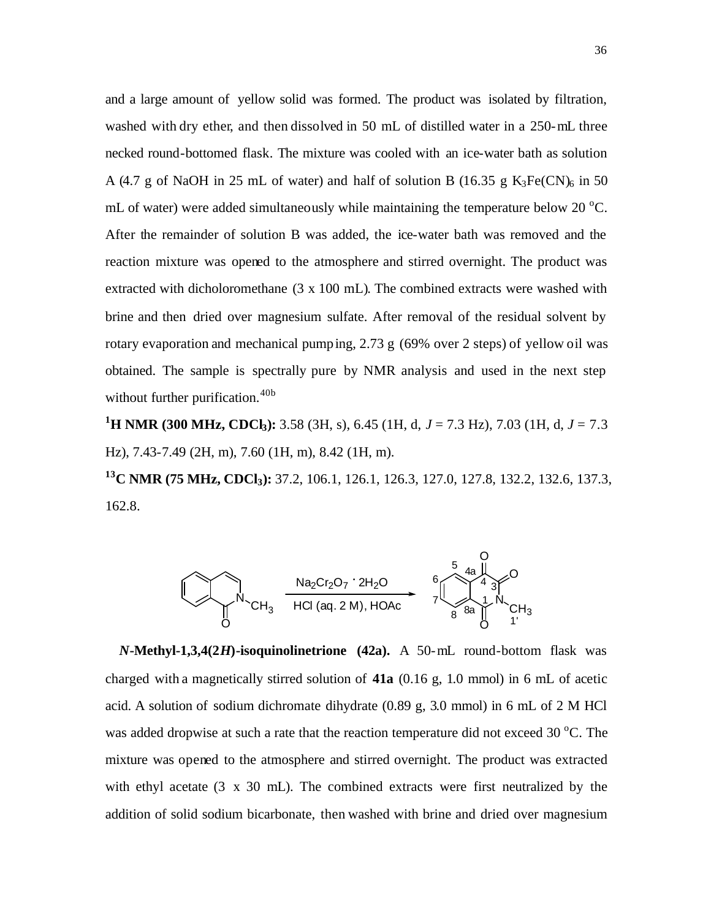and a large amount of yellow solid was formed. The product was isolated by filtration, washed with dry ether, and then dissolved in 50 mL of distilled water in a 250-mL three necked round-bottomed flask. The mixture was cooled with an ice-water bath as solution A (4.7 g of NaOH in 25 mL of water) and half of solution B (16.35 g $K_3Fe(CN)_6$ in 50 mL of water) were added simultaneously while maintaining the temperature below 20 °C. After the remainder of solution B was added, the ice-water bath was removed and the reaction mixture was opened to the atmosphere and stirred overnight. The product was extracted with dicholoromethane (3 x 100 mL). The combined extracts were washed with brine and then dried over magnesium sulfate. After removal of the residual solvent by rotary evaporation and mechanical pumping, 2.73 g (69% over 2 steps) of yellow oil was obtained. The sample is spectrally pure by NMR analysis and used in the next step without further purification.[40b]

**$^1$H NMR (300 MHz, $CDCl_3$):** 3.58 (3H, s), 6.45 (1H, d, *J* = 7.3 Hz), 7.03 (1H, d, *J* = 7.3 Hz), 7.43-7.49 (2H, m), 7.60 (1H, m), 8.42 (1H, m).

**$^{13}$C NMR (75 MHz, $CDCl_3$):** 37.2, 106.1, 126.1, 126.3, 127.0, 127.8, 132.2, 132.6, 137.3, 162.8.

$Na_2Cr_2O_7 \cdot 2H_2O$, HCl (aq. 2 M), HOAc

***N*-Methyl-1,3,4(2*H*)-isoquinolinetrione (42a).** A 50-mL round-bottom flask was charged with a magnetically stirred solution of **41a** (0.16 g, 1.0 mmol) in 6 mL of acetic acid. A solution of sodium dichromate dihydrate (0.89 g, 3.0 mmol) in 6 mL of 2 M HCl was added dropwise at such a rate that the reaction temperature did not exceed 30 °C. The mixture was opened to the atmosphere and stirred overnight. The product was extracted with ethyl acetate (3 x 30 mL). The combined extracts were first neutralized by the addition of solid sodium bicarbonate, then washed with brine and dried over magnesium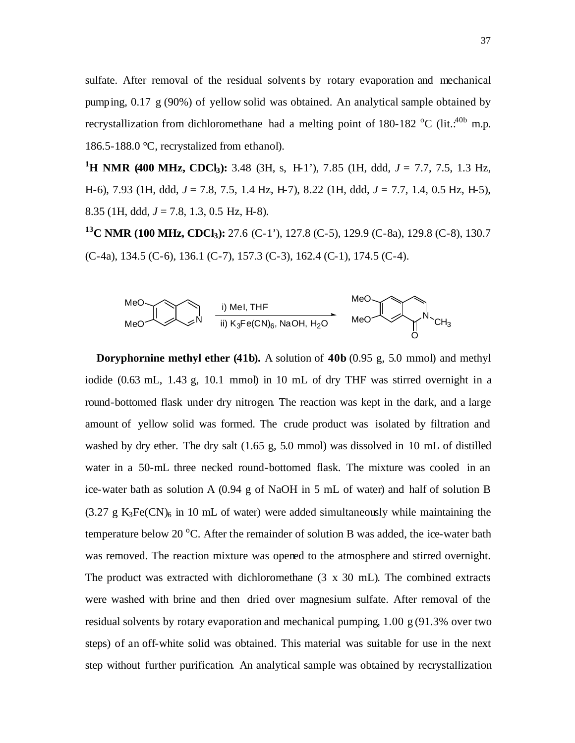sulfate. After removal of the residual solvents by rotary evaporation and mechanical pumping, 0.17 g (90%) of yellow solid was obtained. An analytical sample obtained by recrystallization from dichloromethane had a melting point of 180-182 °C (lit.:[40b] m.p. 186.5-188.0 °C, recrystalized from ethanol).

**$^1$H NMR (400 MHz, $CDCl_3$):** 3.48 (3H, s, H-1’), 7.85 (1H, ddd, *J* = 7.7, 7.5, 1.3 Hz, H-6), 7.93 (1H, ddd, *J* = 7.8, 7.5, 1.4 Hz, H-7), 8.22 (1H, ddd, *J* = 7.7, 1.4, 0.5 Hz, H-5), 8.35 (1H, ddd, *J* = 7.8, 1.3, 0.5 Hz, H-8).

**$^{13}$C NMR (100 MHz, $CDCl_3$):** 27.6 (C-1’), 127.8 (C-5), 129.9 (C-8a), 129.8 (C-8), 130.7 (C-4a), 134.5 (C-6), 136.1 (C-7), 157.3 (C-3), 162.4 (C-1), 174.5 (C-4).

i) MeI, THF
ii) $K_3Fe(CN)_6$, NaOH, $H_2O$

**Doryphornine methyl ether (41b).** A solution of **40b** (0.95 g, 5.0 mmol) and methyl iodide (0.63 mL, 1.43 g, 10.1 mmol) in 10 mL of dry THF was stirred overnight in a round-bottomed flask under dry nitrogen. The reaction was kept in the dark, and a large amount of yellow solid was formed. The crude product was isolated by filtration and washed by dry ether. The dry salt (1.65 g, 5.0 mmol) was dissolved in 10 mL of distilled water in a 50-mL three necked round-bottomed flask. The mixture was cooled in an ice-water bath as solution A (0.94 g of NaOH in 5 mL of water) and half of solution B (3.27 g $K_3Fe(CN)_6$ in 10 mL of water) were added simultaneously while maintaining the temperature below 20 °C. After the remainder of solution B was added, the ice-water bath was removed. The reaction mixture was opened to the atmosphere and stirred overnight. The product was extracted with dichloromethane (3 x 30 mL). The combined extracts were washed with brine and then dried over magnesium sulfate. After removal of the residual solvents by rotary evaporation and mechanical pumping, 1.00 g (91.3% over two steps) of an off-white solid was obtained. This material was suitable for use in the next step without further purification. An analytical sample was obtained by recrystallization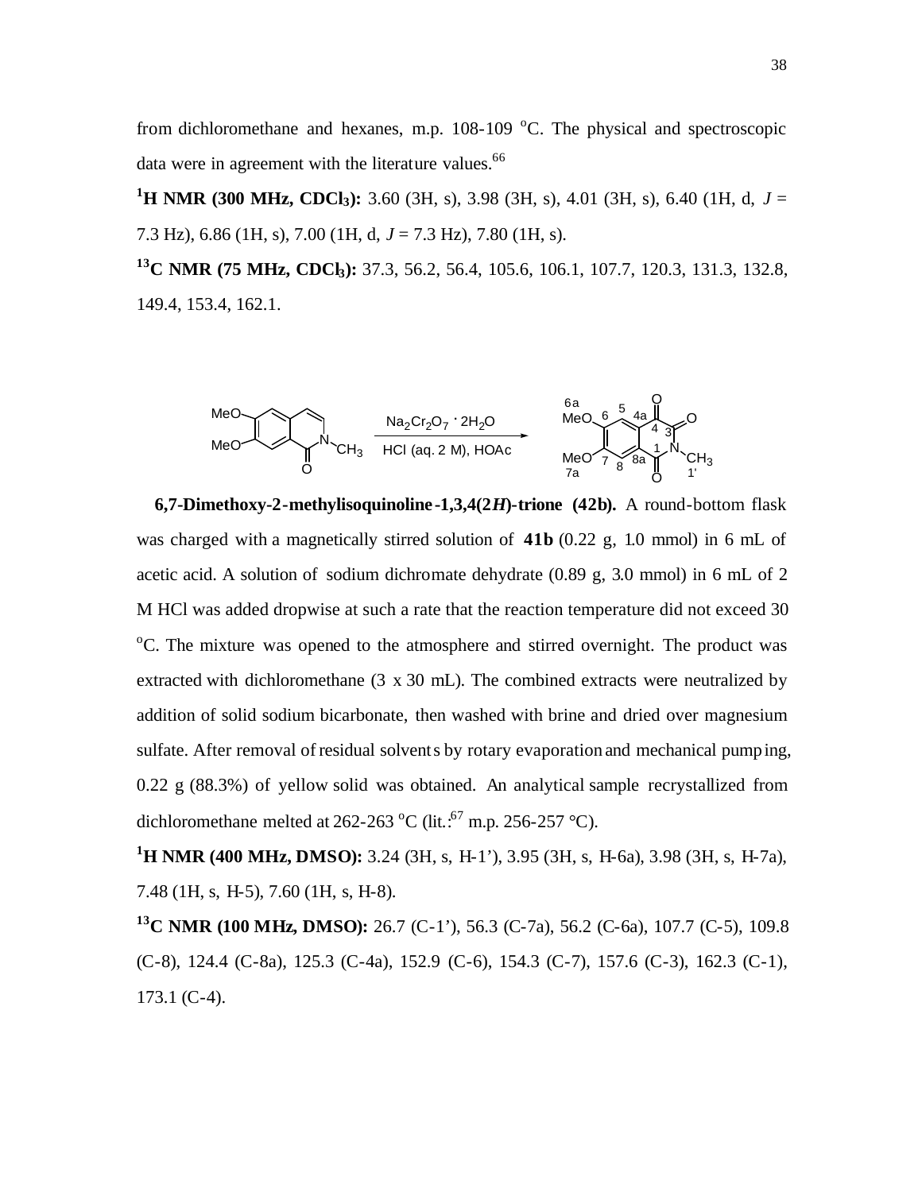from dichloromethane and hexanes, m.p. 108-109 °C. The physical and spectroscopic data were in agreement with the literature values.[66]

**$^1$H NMR (300 MHz, $CDCl_3$):** 3.60 (3H, s), 3.98 (3H, s), 4.01 (3H, s), 6.40 (1H, d, *J* = 7.3 Hz), 6.86 (1H, s), 7.00 (1H, d, *J* = 7.3 Hz), 7.80 (1H, s).

**$^{13}$C NMR (75 MHz, $CDCl_3$):** 37.3, 56.2, 56.4, 105.6, 106.1, 107.7, 120.3, 131.3, 132.8, 149.4, 153.4, 162.1.

$Na_2Cr_2O_7 \cdot 2H_2O$, HCl (aq. 2 M), HOAc

**6,7-Dimethoxy-2-methylisoquinoline-1,3,4(2*H*)-trione (42b).** A round-bottom flask was charged with a magnetically stirred solution of **41b** (0.22 g, 1.0 mmol) in 6 mL of acetic acid. A solution of sodium dichromate dehydrate (0.89 g, 3.0 mmol) in 6 mL of 2 M HCl was added dropwise at such a rate that the reaction temperature did not exceed 30 °C. The mixture was opened to the atmosphere and stirred overnight. The product was extracted with dichloromethane (3 x 30 mL). The combined extracts were neutralized by addition of solid sodium bicarbonate, then washed with brine and dried over magnesium sulfate. After removal of residual solvents by rotary evaporation and mechanical pumping, 0.22 g (88.3%) of yellow solid was obtained. An analytical sample recrystallized from dichloromethane melted at 262-263 °C (lit.:[67] m.p. 256-257 °C).

**$^1$H NMR (400 MHz, DMSO):** 3.24 (3H, s, H-1'), 3.95 (3H, s, H-6a), 3.98 (3H, s, H-7a), 7.48 (1H, s, H-5), 7.60 (1H, s, H-8).

**$^{13}$C NMR (100 MHz, DMSO):** 26.7 (C-1'), 56.3 (C-7a), 56.2 (C-6a), 107.7 (C-5), 109.8 (C-8), 124.4 (C-8a), 125.3 (C-4a), 152.9 (C-6), 154.3 (C-7), 157.6 (C-3), 162.3 (C-1), 173.1 (C-4).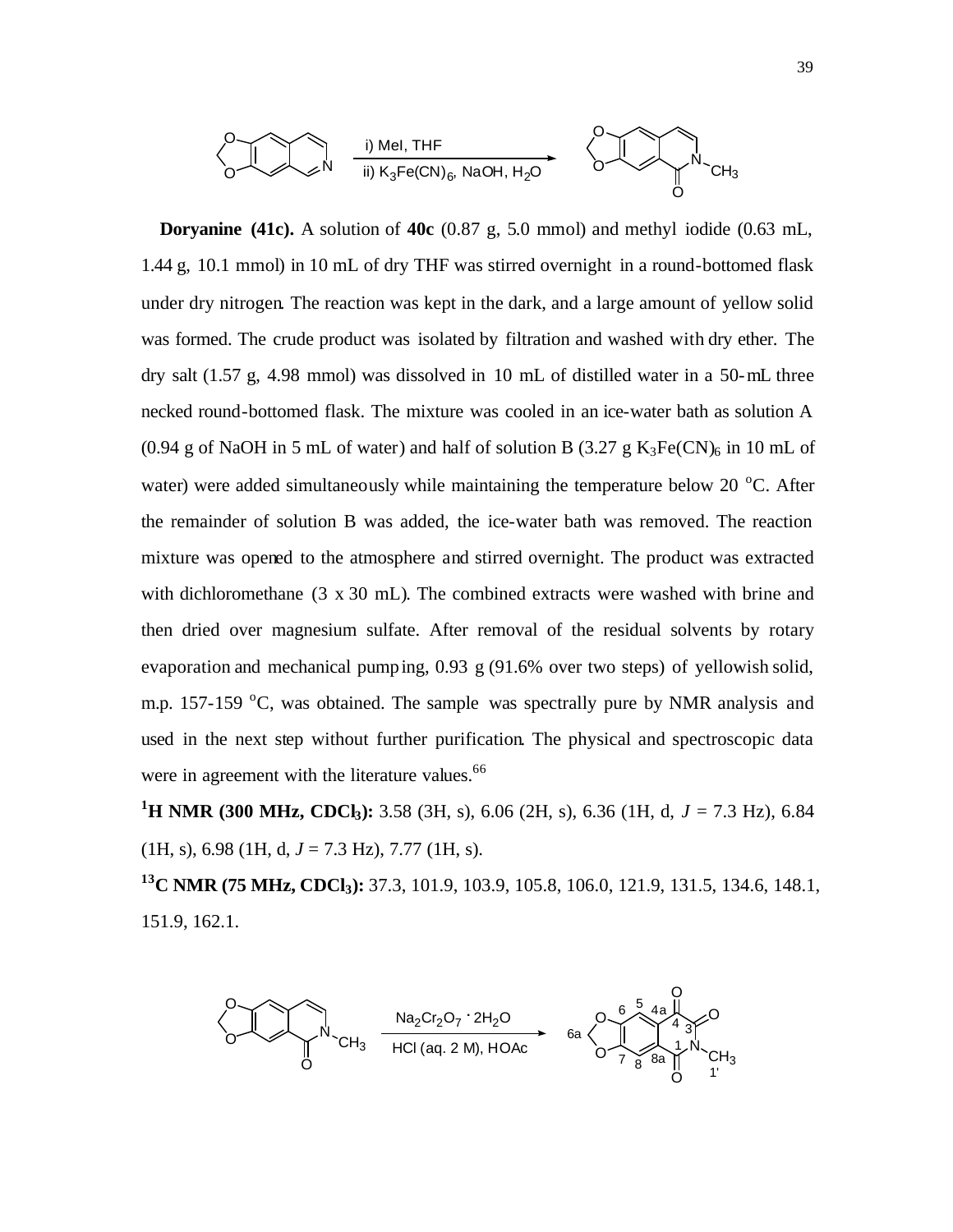i) MeI, THF

ii) $K_3Fe(CN)_6$, NaOH, $H_2O$

**Doryanine (41c).** A solution of **40c** (0.87 g, 5.0 mmol) and methyl iodide (0.63 mL, 1.44 g, 10.1 mmol) in 10 mL of dry THF was stirred overnight in a round-bottomed flask under dry nitrogen. The reaction was kept in the dark, and a large amount of yellow solid was formed. The crude product was isolated by filtration and washed with dry ether. The dry salt (1.57 g, 4.98 mmol) was dissolved in 10 mL of distilled water in a 50-mL three necked round-bottomed flask. The mixture was cooled in an ice-water bath as solution A (0.94 g of NaOH in 5 mL of water) and half of solution B (3.27 g $K_3Fe(CN)_6$ in 10 mL of water) were added simultaneously while maintaining the temperature below 20 $^{o}$C. After the remainder of solution B was added, the ice-water bath was removed. The reaction mixture was opened to the atmosphere and stirred overnight. The product was extracted with dichloromethane (3 x 30 mL). The combined extracts were washed with brine and then dried over magnesium sulfate. After removal of the residual solvents by rotary evaporation and mechanical pumping, 0.93 g (91.6% over two steps) of yellowish solid, m.p. 157-159 $^{o}$C, was obtained. The sample was spectrally pure by NMR analysis and used in the next step without further purification. The physical and spectroscopic data were in agreement with the literature values.[66]

**$^1$H NMR (300 MHz, $CDCl_3$):** 3.58 (3H, s), 6.06 (2H, s), 6.36 (1H, d, *J* = 7.3 Hz), 6.84 (1H, s), 6.98 (1H, d, *J* = 7.3 Hz), 7.77 (1H, s).

**$^{13}$C NMR (75 MHz, $CDCl_3$):** 37.3, 101.9, 103.9, 105.8, 106.0, 121.9, 131.5, 134.6, 148.1, 151.9, 162.1.

$Na_2Cr_2O_7 \cdot 2H_2O$

HCl (aq. 2 M), HOAc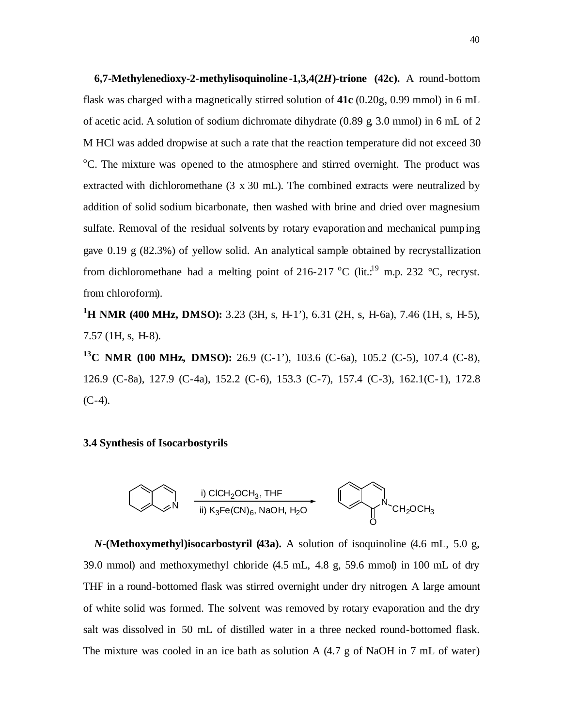**6,7-Methylenedioxy-2-methylisoquinoline-1,3,4(2*H*)-trione (42c).** A round-bottom flask was charged with a magnetically stirred solution of **41c** (0.20g, 0.99 mmol) in 6 mL of acetic acid. A solution of sodium dichromate dihydrate (0.89 g, 3.0 mmol) in 6 mL of 2 M HCl was added dropwise at such a rate that the reaction temperature did not exceed 30 °C. The mixture was opened to the atmosphere and stirred overnight. The product was extracted with dichloromethane (3 x 30 mL). The combined extracts were neutralized by addition of solid sodium bicarbonate, then washed with brine and dried over magnesium sulfate. Removal of the residual solvents by rotary evaporation and mechanical pumping gave 0.19 g (82.3%) of yellow solid. An analytical sample obtained by recrystallization from dichloromethane had a melting point of 216-217 °C (lit.:[19] m.p. 232 °C, recryst. from chloroform).

**$^{1}$H NMR (400 MHz, DMSO):** 3.23 (3H, s, H-1'), 6.31 (2H, s, H-6a), 7.46 (1H, s, H-5), 7.57 (1H, s, H-8).

**$^{13}$C NMR (100 MHz, DMSO):** 26.9 (C-1'), 103.6 (C-6a), 105.2 (C-5), 107.4 (C-8), 126.9 (C-8a), 127.9 (C-4a), 152.2 (C-6), 153.3 (C-7), 157.4 (C-3), 162.1(C-1), 172.8 (C-4).

### 3.4 Synthesis of Isocarbostyrils

isoquinoline → i) $ClCH_2OCH_3$, THF; ii) $K_3Fe(CN)_6$, NaOH, $H_2O$ → N-$CH_2OCH_3$ isocarbostyril

***N*-(Methoxymethyl)isocarbostyril (43a).** A solution of isoquinoline (4.6 mL, 5.0 g, 39.0 mmol) and methoxymethyl chloride (4.5 mL, 4.8 g, 59.6 mmol) in 100 mL of dry THF in a round-bottomed flask was stirred overnight under dry nitrogen. A large amount of white solid was formed. The solvent was removed by rotary evaporation and the dry salt was dissolved in 50 mL of distilled water in a three necked round-bottomed flask. The mixture was cooled in an ice bath as solution A (4.7 g of NaOH in 7 mL of water)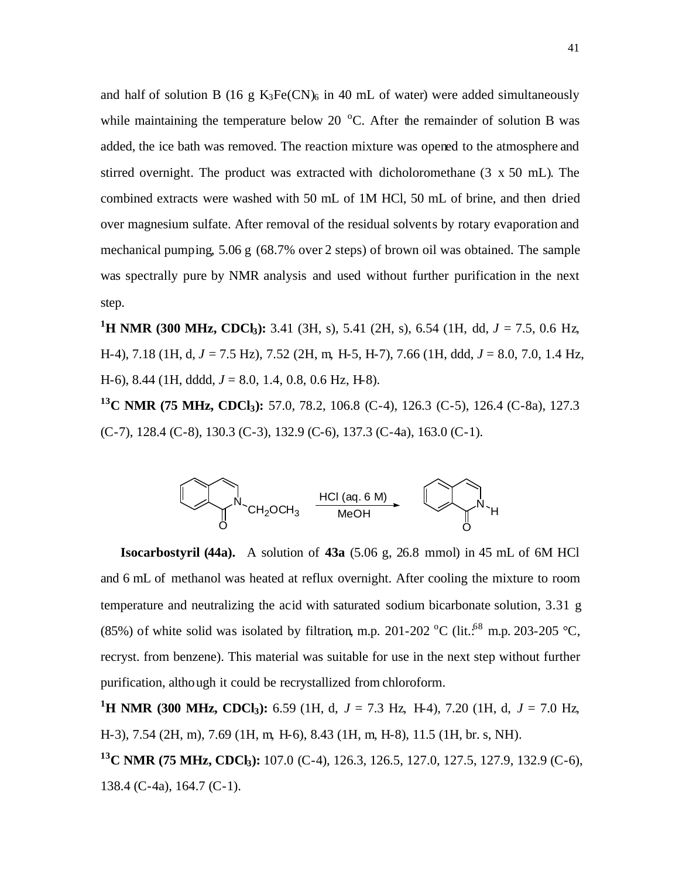and half of solution B (16 g $K_3Fe(CN)_6$ in 40 mL of water) were added simultaneously while maintaining the temperature below 20 °C. After the remainder of solution B was added, the ice bath was removed. The reaction mixture was opened to the atmosphere and stirred overnight. The product was extracted with dicholoromethane (3 x 50 mL). The combined extracts were washed with 50 mL of 1M HCl, 50 mL of brine, and then dried over magnesium sulfate. After removal of the residual solvents by rotary evaporation and mechanical pumping, 5.06 g (68.7% over 2 steps) of brown oil was obtained. The sample was spectrally pure by NMR analysis and used without further purification in the next step.

**$^1$H NMR (300 MHz, $CDCl_3$):** 3.41 (3H, s), 5.41 (2H, s), 6.54 (1H, dd, *J* = 7.5, 0.6 Hz, H-4), 7.18 (1H, d, *J* = 7.5 Hz), 7.52 (2H, m, H-5, H-7), 7.66 (1H, ddd, *J* = 8.0, 7.0, 1.4 Hz, H-6), 8.44 (1H, dddd, *J* = 8.0, 1.4, 0.8, 0.6 Hz, H-8).

**$^{13}$C NMR (75 MHz, $CDCl_3$):** 57.0, 78.2, 106.8 (C-4), 126.3 (C-5), 126.4 (C-8a), 127.3 (C-7), 128.4 (C-8), 130.3 (C-3), 132.9 (C-6), 137.3 (C-4a), 163.0 (C-1).

N–$CH_2OCH_3$ isoquinolinone → HCl (aq. 6 M), MeOH → N–H isoquinolinone

**Isocarbostyril (44a).** A solution of **43a** (5.06 g, 26.8 mmol) in 45 mL of 6M HCl and 6 mL of methanol was heated at reflux overnight. After cooling the mixture to room temperature and neutralizing the acid with saturated sodium bicarbonate solution, 3.31 g (85%) of white solid was isolated by filtration, m.p. 201-202 °C (lit.:[68] m.p. 203-205 °C, recryst. from benzene). This material was suitable for use in the next step without further purification, although it could be recrystallized from chloroform.

**$^1$H NMR (300 MHz, $CDCl_3$):** 6.59 (1H, d, *J* = 7.3 Hz, H-4), 7.20 (1H, d, *J* = 7.0 Hz, H-3), 7.54 (2H, m), 7.69 (1H, m, H-6), 8.43 (1H, m, H-8), 11.5 (1H, br. s, NH).

**$^{13}$C NMR (75 MHz, $CDCl_3$):** 107.0 (C-4), 126.3, 126.5, 127.0, 127.5, 127.9, 132.9 (C-6), 138.4 (C-4a), 164.7 (C-1).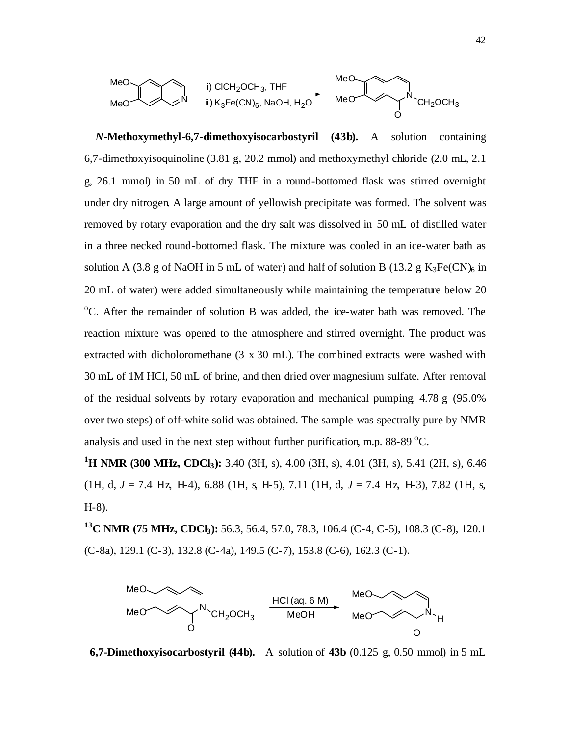i) $ClCH_2OCH_3$, THF

ii) $K_3Fe(CN)_6$, NaOH, $H_2O$

***N*-Methoxymethyl-6,7-dimethoxyisocarbostyril (43b).** A solution containing 6,7-dimethoxyisoquinoline (3.81 g, 20.2 mmol) and methoxymethyl chloride (2.0 mL, 2.1 g, 26.1 mmol) in 50 mL of dry THF in a round-bottomed flask was stirred overnight under dry nitrogen. A large amount of yellowish precipitate was formed. The solvent was removed by rotary evaporation and the dry salt was dissolved in 50 mL of distilled water in a three necked round-bottomed flask. The mixture was cooled in an ice-water bath as solution A (3.8 g of NaOH in 5 mL of water) and half of solution B (13.2 g $K_3Fe(CN)_6$ in 20 mL of water) were added simultaneously while maintaining the temperature below 20 $^oC$. After the remainder of solution B was added, the ice-water bath was removed. The reaction mixture was opened to the atmosphere and stirred overnight. The product was extracted with dicholoromethane (3 x 30 mL). The combined extracts were washed with 30 mL of 1M HCl, 50 mL of brine, and then dried over magnesium sulfate. After removal of the residual solvents by rotary evaporation and mechanical pumping, 4.78 g (95.0% over two steps) of off-white solid was obtained. The sample was spectrally pure by NMR analysis and used in the next step without further purification, m.p. 88-89 $^oC$.

**$^1$H NMR (300 MHz, $CDCl_3$):** 3.40 (3H, s), 4.00 (3H, s), 4.01 (3H, s), 5.41 (2H, s), 6.46 (1H, d, *J* = 7.4 Hz, H-4), 6.88 (1H, s, H-5), 7.11 (1H, d, *J* = 7.4 Hz, H-3), 7.82 (1H, s, H-8).

**$^{13}$C NMR (75 MHz, $CDCl_3$):** 56.3, 56.4, 57.0, 78.3, 106.4 (C-4, C-5), 108.3 (C-8), 120.1 (C-8a), 129.1 (C-3), 132.8 (C-4a), 149.5 (C-7), 153.8 (C-6), 162.3 (C-1).

HCl (aq. 6 M)

MeOH

**6,7-Dimethoxyisocarbostyril (44b).** A solution of **43b** (0.125 g, 0.50 mmol) in 5 mL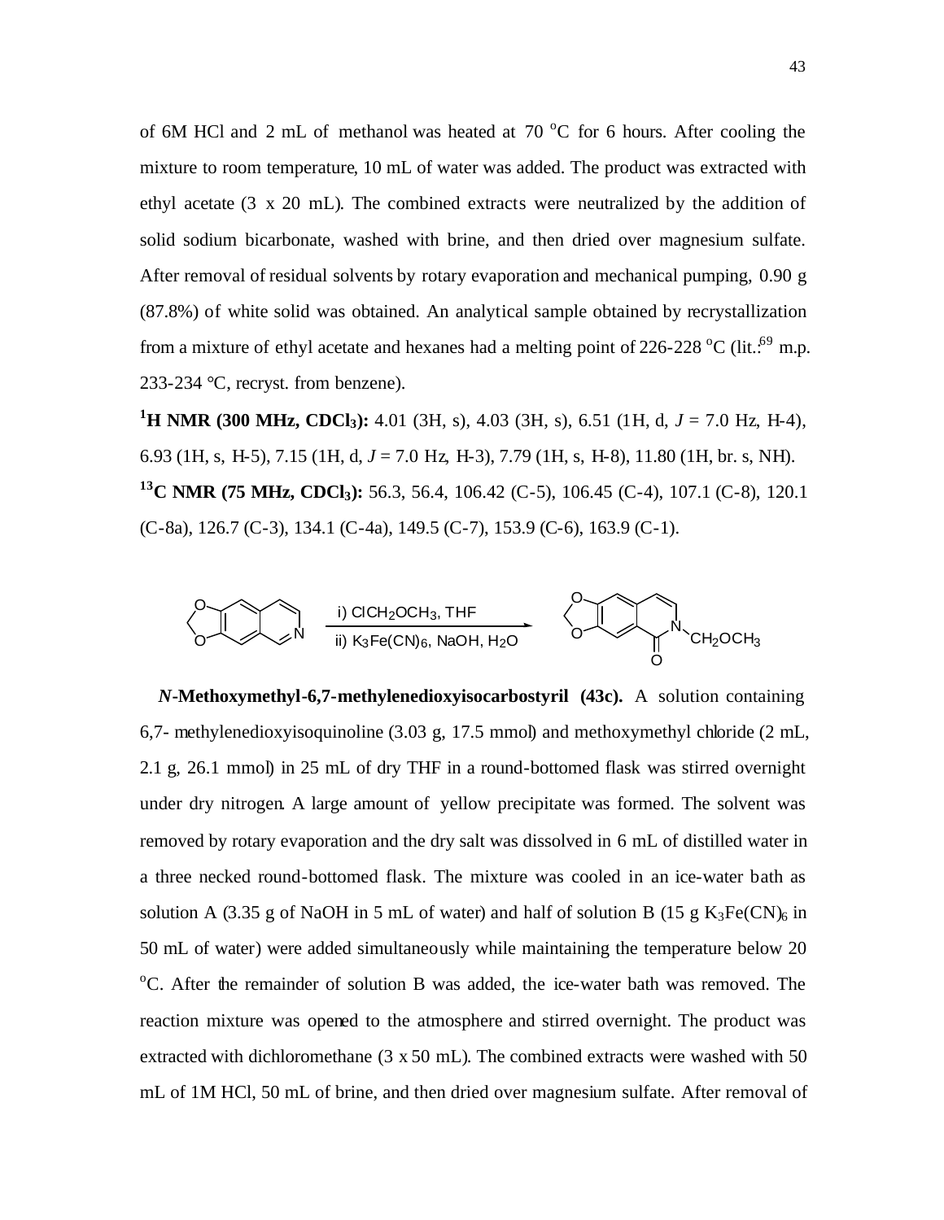of 6M HCl and 2 mL of methanol was heated at 70 °C for 6 hours. After cooling the mixture to room temperature, 10 mL of water was added. The product was extracted with ethyl acetate (3 x 20 mL). The combined extracts were neutralized by the addition of solid sodium bicarbonate, washed with brine, and then dried over magnesium sulfate. After removal of residual solvents by rotary evaporation and mechanical pumping, 0.90 g (87.8%) of white solid was obtained. An analytical sample obtained by recrystallization from a mixture of ethyl acetate and hexanes had a melting point of 226-228 °C (lit.:[69] m.p. 233-234 °C, recryst. from benzene).

**$^1$H NMR (300 MHz, $CDCl_3$):** 4.01 (3H, s), 4.03 (3H, s), 6.51 (1H, d, *J* = 7.0 Hz, H-4), 6.93 (1H, s, H-5), 7.15 (1H, d, *J* = 7.0 Hz, H-3), 7.79 (1H, s, H-8), 11.80 (1H, br. s, NH).

**$^{13}$C NMR (75 MHz, $CDCl_3$):** 56.3, 56.4, 106.42 (C-5), 106.45 (C-4), 107.1 (C-8), 120.1 (C-8a), 126.7 (C-3), 134.1 (C-4a), 149.5 (C-7), 153.9 (C-6), 163.9 (C-1).

i) $ClCH_2OCH_3$, THF
ii) $K_3Fe(CN)_6$, NaOH, $H_2O$

***N*-Methoxymethyl-6,7-methylenedioxyisocarbostyril (43c).** A solution containing 6,7- methylenedioxyisoquinoline (3.03 g, 17.5 mmol) and methoxymethyl chloride (2 mL, 2.1 g, 26.1 mmol) in 25 mL of dry THF in a round-bottomed flask was stirred overnight under dry nitrogen. A large amount of yellow precipitate was formed. The solvent was removed by rotary evaporation and the dry salt was dissolved in 6 mL of distilled water in a three necked round-bottomed flask. The mixture was cooled in an ice-water bath as solution A (3.35 g of NaOH in 5 mL of water) and half of solution B (15 g $K_3Fe(CN)_6$ in 50 mL of water) were added simultaneously while maintaining the temperature below 20 °C. After the remainder of solution B was added, the ice-water bath was removed. The reaction mixture was opened to the atmosphere and stirred overnight. The product was extracted with dichloromethane (3 x 50 mL). The combined extracts were washed with 50 mL of 1M HCl, 50 mL of brine, and then dried over magnesium sulfate. After removal of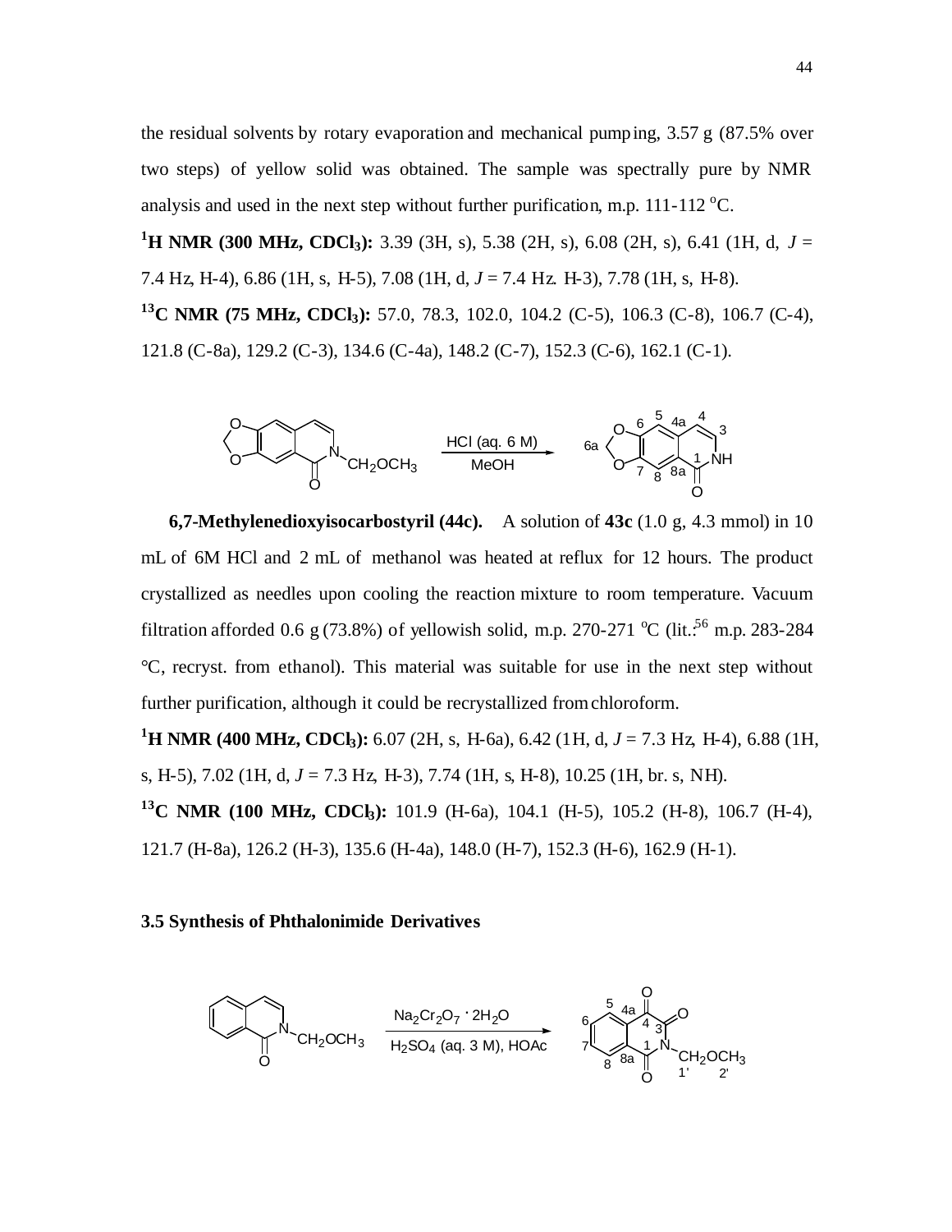the residual solvents by rotary evaporation and mechanical pumping, 3.57 g (87.5% over two steps) of yellow solid was obtained. The sample was spectrally pure by NMR analysis and used in the next step without further purification, m.p. 111-112 °C.

**$^{1}$H NMR (300 MHz, $CDCl_3$):** 3.39 (3H, s), 5.38 (2H, s), 6.08 (2H, s), 6.41 (1H, d, *J* = 7.4 Hz, H-4), 6.86 (1H, s, H-5), 7.08 (1H, d, *J* = 7.4 Hz. H-3), 7.78 (1H, s, H-8).

**$^{13}$C NMR (75 MHz, $CDCl_3$):** 57.0, 78.3, 102.0, 104.2 (C-5), 106.3 (C-8), 106.7 (C-4), 121.8 (C-8a), 129.2 (C-3), 134.6 (C-4a), 148.2 (C-7), 152.3 (C-6), 162.1 (C-1).

HCl (aq. 6 M), MeOH

**6,7-Methylenedioxyisocarbostyril (44c).** A solution of **43c** (1.0 g, 4.3 mmol) in 10 mL of 6M HCl and 2 mL of methanol was heated at reflux for 12 hours. The product crystallized as needles upon cooling the reaction mixture to room temperature. Vacuum filtration afforded 0.6 g (73.8%) of yellowish solid, m.p. 270-271 °C (lit.:[56] m.p. 283-284 °C, recryst. from ethanol). This material was suitable for use in the next step without further purification, although it could be recrystallized from chloroform.

**$^{1}$H NMR (400 MHz, $CDCl_3$):** 6.07 (2H, s, H-6a), 6.42 (1H, d, *J* = 7.3 Hz, H-4), 6.88 (1H, s, H-5), 7.02 (1H, d, *J* = 7.3 Hz, H-3), 7.74 (1H, s, H-8), 10.25 (1H, br. s, NH).

**$^{13}$C NMR (100 MHz, $CDCl_3$):** 101.9 (H-6a), 104.1 (H-5), 105.2 (H-8), 106.7 (H-4), 121.7 (H-8a), 126.2 (H-3), 135.6 (H-4a), 148.0 (H-7), 152.3 (H-6), 162.9 (H-1).

### 3.5 Synthesis of Phthalonimide Derivatives

$Na_2Cr_2O_7 \cdot 2H_2O$, $H_2SO_4$ (aq. 3 M), HOAc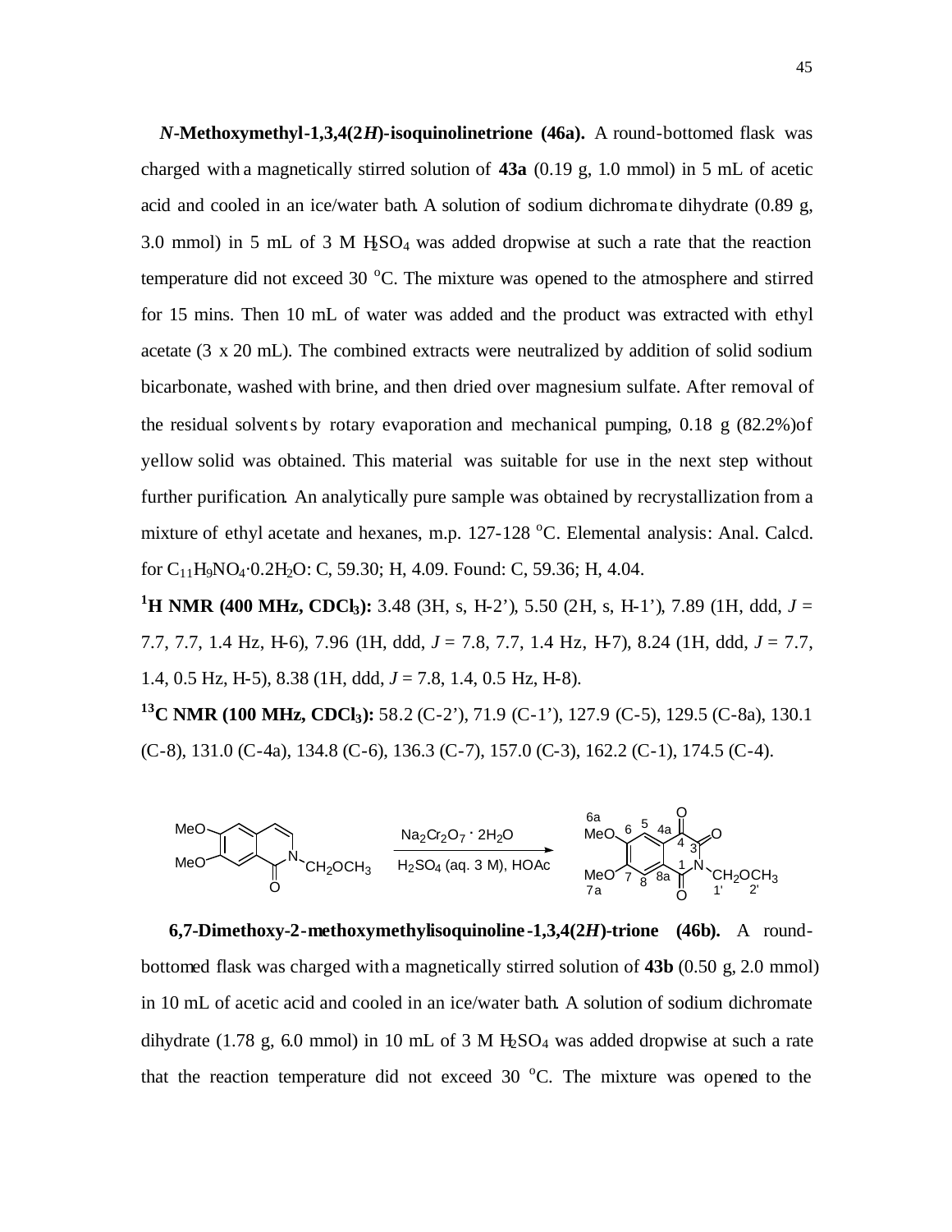***N*-Methoxymethyl-1,3,4(2*H*)-isoquinolinetrione (46a).** A round-bottomed flask was charged with a magnetically stirred solution of **43a** (0.19 g, 1.0 mmol) in 5 mL of acetic acid and cooled in an ice/water bath. A solution of sodium dichromate dihydrate (0.89 g, 3.0 mmol) in 5 mL of 3 M $H_2SO_4$ was added dropwise at such a rate that the reaction temperature did not exceed 30 °C. The mixture was opened to the atmosphere and stirred for 15 mins. Then 10 mL of water was added and the product was extracted with ethyl acetate (3 x 20 mL). The combined extracts were neutralized by addition of solid sodium bicarbonate, washed with brine, and then dried over magnesium sulfate. After removal of the residual solvents by rotary evaporation and mechanical pumping, 0.18 g (82.2%)of yellow solid was obtained. This material was suitable for use in the next step without further purification. An analytically pure sample was obtained by recrystallization from a mixture of ethyl acetate and hexanes, m.p. 127-128 °C. Elemental analysis: Anal. Calcd. for $C_{11}H_9NO_4 \cdot 0.2H_2O$: C, 59.30; H, 4.09. Found: C, 59.36; H, 4.04.

**$^1$H NMR (400 MHz, $CDCl_3$):** 3.48 (3H, s, H-2'), 5.50 (2H, s, H-1'), 7.89 (1H, ddd, *J* = 7.7, 7.7, 1.4 Hz, H-6), 7.96 (1H, ddd, *J* = 7.8, 7.7, 1.4 Hz, H-7), 8.24 (1H, ddd, *J* = 7.7, 1.4, 0.5 Hz, H-5), 8.38 (1H, ddd, *J* = 7.8, 1.4, 0.5 Hz, H-8).

**$^{13}$C NMR (100 MHz, $CDCl_3$):** 58.2 (C-2'), 71.9 (C-1'), 127.9 (C-5), 129.5 (C-8a), 130.1 (C-8), 131.0 (C-4a), 134.8 (C-6), 136.3 (C-7), 157.0 (C-3), 162.2 (C-1), 174.5 (C-4).

$Na_2Cr_2O_7 \cdot 2H_2O$, $H_2SO_4$ (aq. 3 M), HOAc

**6,7-Dimethoxy-2-methoxymethylisoquinoline-1,3,4(2*H*)-trione (46b).** A round-bottomed flask was charged with a magnetically stirred solution of **43b** (0.50 g, 2.0 mmol) in 10 mL of acetic acid and cooled in an ice/water bath. A solution of sodium dichromate dihydrate (1.78 g, 6.0 mmol) in 10 mL of 3 M $H_2SO_4$ was added dropwise at such a rate that the reaction temperature did not exceed 30 °C. The mixture was opened to the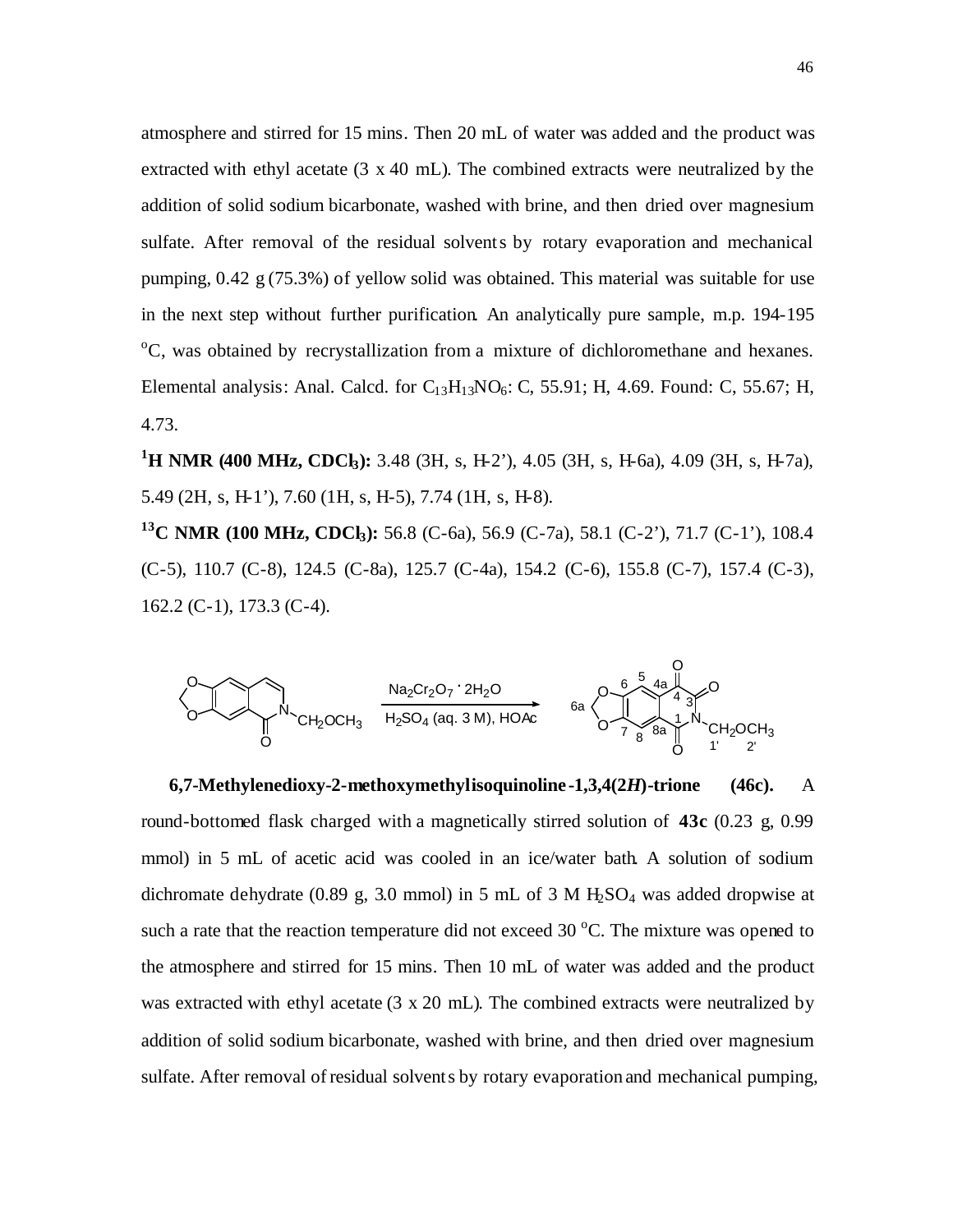atmosphere and stirred for 15 mins. Then 20 mL of water was added and the product was extracted with ethyl acetate (3 x 40 mL). The combined extracts were neutralized by the addition of solid sodium bicarbonate, washed with brine, and then dried over magnesium sulfate. After removal of the residual solvents by rotary evaporation and mechanical pumping, 0.42 g (75.3%) of yellow solid was obtained. This material was suitable for use in the next step without further purification. An analytically pure sample, m.p. 194-195 $^oC$, was obtained by recrystallization from a mixture of dichloromethane and hexanes. Elemental analysis: Anal. Calcd. for $C_{13}H_{13}NO_6$: C, 55.91; H, 4.69. Found: C, 55.67; H, 4.73.

**$^1$H NMR (400 MHz, $CDCl_3$):** 3.48 (3H, s, H-2'), 4.05 (3H, s, H-6a), 4.09 (3H, s, H-7a), 5.49 (2H, s, H-1'), 7.60 (1H, s, H-5), 7.74 (1H, s, H-8).

**$^{13}$C NMR (100 MHz, $CDCl_3$):** 56.8 (C-6a), 56.9 (C-7a), 58.1 (C-2'), 71.7 (C-1'), 108.4 (C-5), 110.7 (C-8), 124.5 (C-8a), 125.7 (C-4a), 154.2 (C-6), 155.8 (C-7), 157.4 (C-3), 162.2 (C-1), 173.3 (C-4).

$Na_2Cr_2O_7 \cdot 2H_2O$, $H_2SO_4$ (aq. 3 M), HOAc

**6,7-Methylenedioxy-2-methoxymethylisoquinoline-1,3,4(2*H*)-trione (46c).** A round-bottomed flask charged with a magnetically stirred solution of **43c** (0.23 g, 0.99 mmol) in 5 mL of acetic acid was cooled in an ice/water bath. A solution of sodium dichromate dehydrate (0.89 g, 3.0 mmol) in 5 mL of 3 M $H_2SO_4$ was added dropwise at such a rate that the reaction temperature did not exceed 30 $^oC$. The mixture was opened to the atmosphere and stirred for 15 mins. Then 10 mL of water was added and the product was extracted with ethyl acetate (3 x 20 mL). The combined extracts were neutralized by addition of solid sodium bicarbonate, washed with brine, and then dried over magnesium sulfate. After removal of residual solvents by rotary evaporation and mechanical pumping,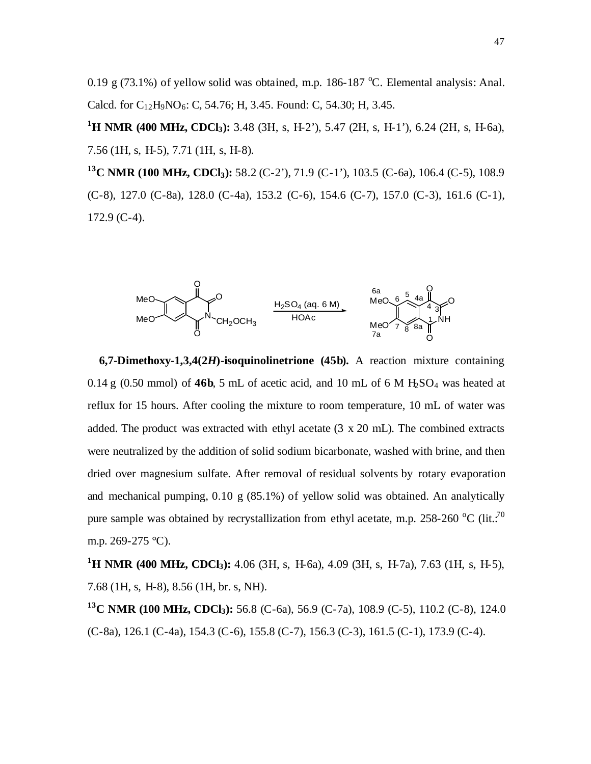0.19 g (73.1%) of yellow solid was obtained, m.p. 186-187 °C. Elemental analysis: Anal. Calcd. for $C_{12}H_9NO_6$: C, 54.76; H, 3.45. Found: C, 54.30; H, 3.45.

**$^1$H NMR (400 MHz, $CDCl_3$):** 3.48 (3H, s, H-2'), 5.47 (2H, s, H-1'), 6.24 (2H, s, H-6a), 7.56 (1H, s, H-5), 7.71 (1H, s, H-8).

**$^{13}$C NMR (100 MHz, $CDCl_3$):** 58.2 (C-2'), 71.9 (C-1'), 103.5 (C-6a), 106.4 (C-5), 108.9 (C-8), 127.0 (C-8a), 128.0 (C-4a), 153.2 (C-6), 154.6 (C-7), 157.0 (C-3), 161.6 (C-1), 172.9 (C-4).

$H_2SO_4$ (aq. 6 M), HOAc

**6,7-Dimethoxy-1,3,4(2*H*)-isoquinolinetrione (45b).** A reaction mixture containing 0.14 g (0.50 mmol) of **46b**, 5 mL of acetic acid, and 10 mL of 6 M $H_2SO_4$ was heated at reflux for 15 hours. After cooling the mixture to room temperature, 10 mL of water was added. The product was extracted with ethyl acetate (3 x 20 mL). The combined extracts were neutralized by the addition of solid sodium bicarbonate, washed with brine, and then dried over magnesium sulfate. After removal of residual solvents by rotary evaporation and mechanical pumping, 0.10 g (85.1%) of yellow solid was obtained. An analytically pure sample was obtained by recrystallization from ethyl acetate, m.p. 258-260 °C (lit.:[70] m.p. 269-275 °C).

**$^1$H NMR (400 MHz, $CDCl_3$):** 4.06 (3H, s, H-6a), 4.09 (3H, s, H-7a), 7.63 (1H, s, H-5), 7.68 (1H, s, H-8), 8.56 (1H, br. s, NH).

**$^{13}$C NMR (100 MHz, $CDCl_3$):** 56.8 (C-6a), 56.9 (C-7a), 108.9 (C-5), 110.2 (C-8), 124.0 (C-8a), 126.1 (C-4a), 154.3 (C-6), 155.8 (C-7), 156.3 (C-3), 161.5 (C-1), 173.9 (C-4).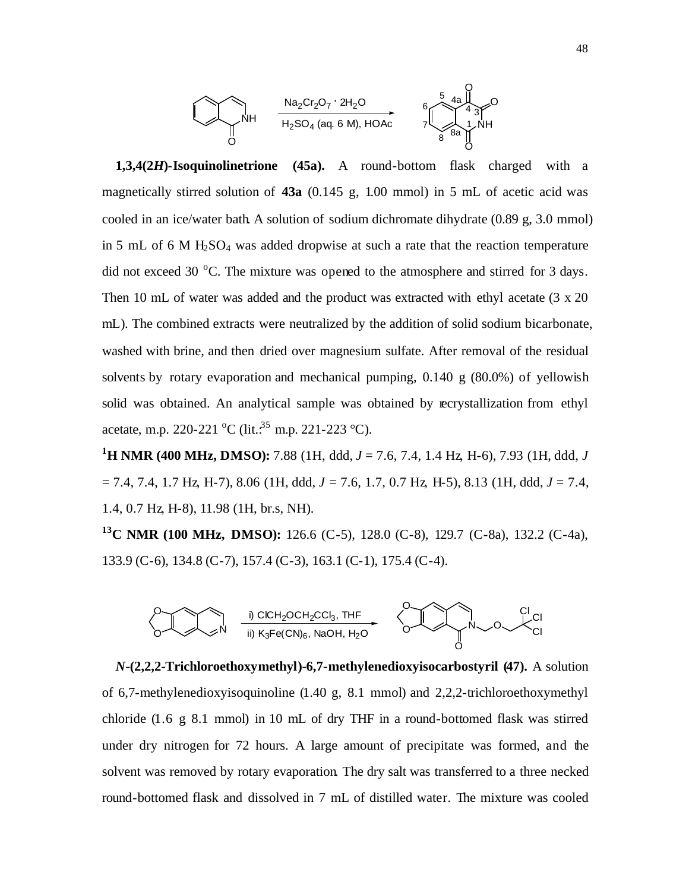**1,3,4(2*H*)-Isoquinolinetrione (45a).** A round-bottom flask charged with a magnetically stirred solution of **43a** (0.145 g, 1.00 mmol) in 5 mL of acetic acid was cooled in an ice/water bath. A solution of sodium dichromate dihydrate (0.89 g, 3.0 mmol) in 5 mL of 6 M $H_2SO_4$ was added dropwise at such a rate that the reaction temperature did not exceed 30 °C. The mixture was opened to the atmosphere and stirred for 3 days. Then 10 mL of water was added and the product was extracted with ethyl acetate (3 x 20 mL). The combined extracts were neutralized by the addition of solid sodium bicarbonate, washed with brine, and then dried over magnesium sulfate. After removal of the residual solvents by rotary evaporation and mechanical pumping, 0.140 g (80.0%) of yellowish solid was obtained. An analytical sample was obtained by recrystallization from ethyl acetate, m.p. 220-221 °C (lit.:[35] m.p. 221-223 °C).

**$^1$H NMR (400 MHz, DMSO):** 7.88 (1H, ddd, *J* = 7.6, 7.4, 1.4 Hz, H-6), 7.93 (1H, ddd, *J* = 7.4, 7.4, 1.7 Hz, H-7), 8.06 (1H, ddd, *J* = 7.6, 1.7, 0.7 Hz, H-5), 8.13 (1H, ddd, *J* = 7.4, 1.4, 0.7 Hz, H-8), 11.98 (1H, br.s, NH).

**$^{13}$C NMR (100 MHz, DMSO):** 126.6 (C-5), 128.0 (C-8), 129.7 (C-8a), 132.2 (C-4a), 133.9 (C-6), 134.8 (C-7), 157.4 (C-3), 163.1 (C-1), 175.4 (C-4).

***N*-(2,2,2-Trichloroethoxymethyl)-6,7-methylenedioxyisocarbostyril (47).** A solution of 6,7-methylenedioxyisoquinoline (1.40 g, 8.1 mmol) and 2,2,2-trichloroethoxymethyl chloride (1.6 g 8.1 mmol) in 10 mL of dry THF in a round-bottomed flask was stirred under dry nitrogen for 72 hours. A large amount of precipitate was formed, and the solvent was removed by rotary evaporation. The dry salt was transferred to a three necked round-bottomed flask and dissolved in 7 mL of distilled water. The mixture was cooled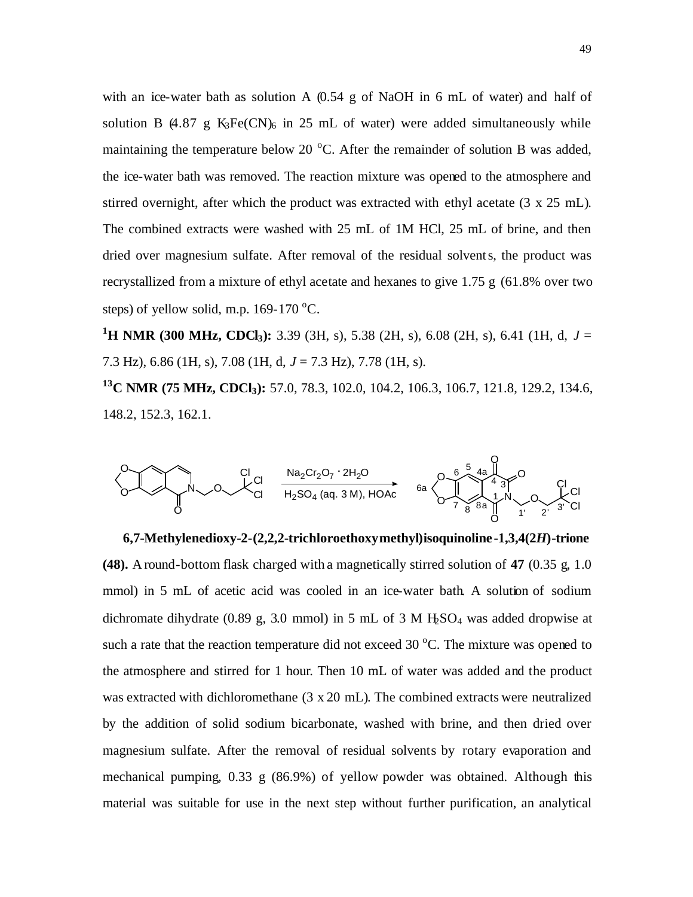with an ice-water bath as solution A (0.54 g of NaOH in 6 mL of water) and half of solution B (4.87 g $K_3Fe(CN)_6$ in 25 mL of water) were added simultaneously while maintaining the temperature below 20 °C. After the remainder of solution B was added, the ice-water bath was removed. The reaction mixture was opened to the atmosphere and stirred overnight, after which the product was extracted with ethyl acetate (3 x 25 mL). The combined extracts were washed with 25 mL of 1M HCl, 25 mL of brine, and then dried over magnesium sulfate. After removal of the residual solvents, the product was recrystallized from a mixture of ethyl acetate and hexanes to give 1.75 g (61.8% over two steps) of yellow solid, m.p. 169-170 °C.

**$^1$H NMR (300 MHz, $CDCl_3$):** 3.39 (3H, s), 5.38 (2H, s), 6.08 (2H, s), 6.41 (1H, d, *J* = 7.3 Hz), 6.86 (1H, s), 7.08 (1H, d, *J* = 7.3 Hz), 7.78 (1H, s).

**$^{13}$C NMR (75 MHz, $CDCl_3$):** 57.0, 78.3, 102.0, 104.2, 106.3, 106.7, 121.8, 129.2, 134.6, 148.2, 152.3, 162.1.

$Na_2Cr_2O_7 \cdot 2H_2O$, $H_2SO_4$ (aq. 3 M), HOAc

**6,7-Methylenedioxy-2-(2,2,2-trichloroethoxymethyl)isoquinoline-1,3,4(2*H*)-trione (48).** A round-bottom flask charged with a magnetically stirred solution of **47** (0.35 g, 1.0 mmol) in 5 mL of acetic acid was cooled in an ice-water bath. A solution of sodium dichromate dihydrate (0.89 g, 3.0 mmol) in 5 mL of 3 M $H_2SO_4$ was added dropwise at such a rate that the reaction temperature did not exceed 30 °C. The mixture was opened to the atmosphere and stirred for 1 hour. Then 10 mL of water was added and the product was extracted with dichloromethane (3 x 20 mL). The combined extracts were neutralized by the addition of solid sodium bicarbonate, washed with brine, and then dried over magnesium sulfate. After the removal of residual solvents by rotary evaporation and mechanical pumping, 0.33 g (86.9%) of yellow powder was obtained. Although this material was suitable for use in the next step without further purification, an analytical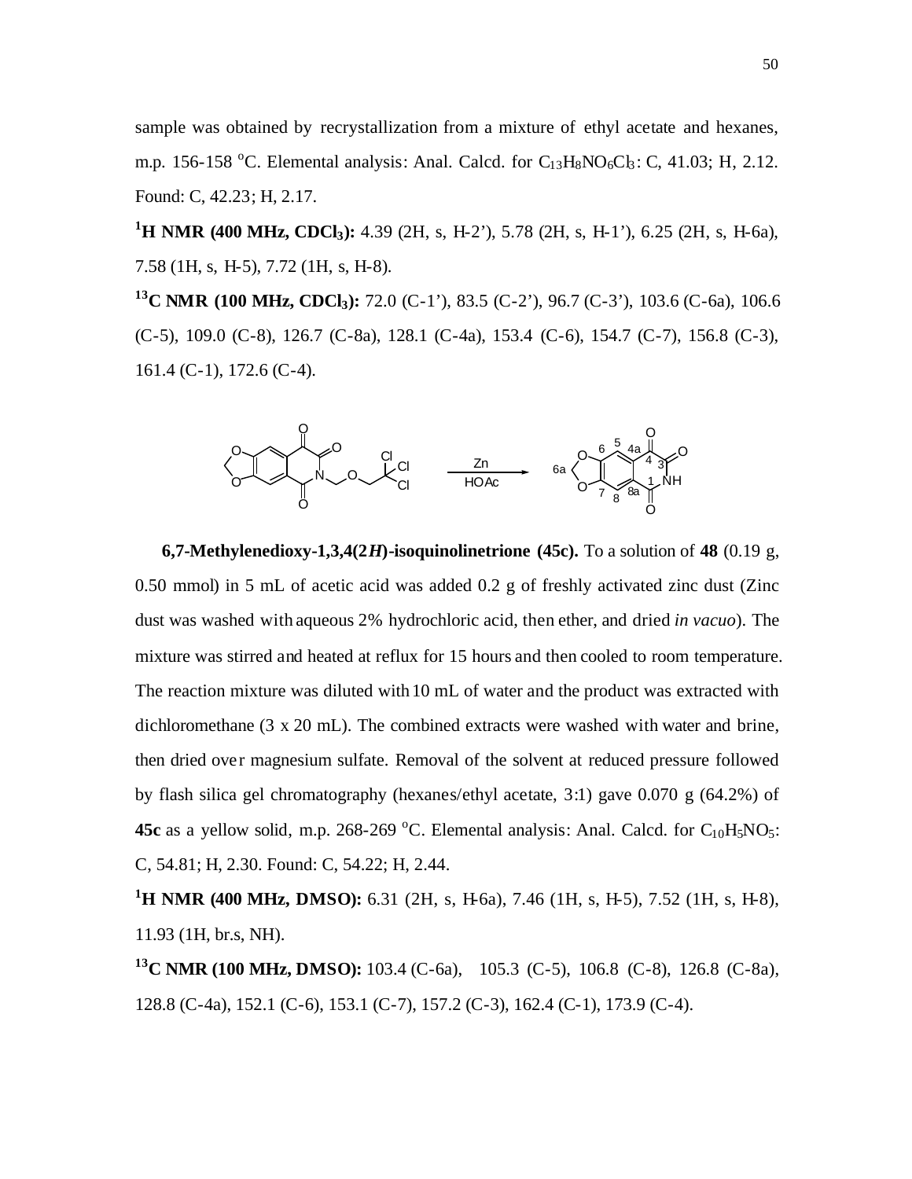sample was obtained by recrystallization from a mixture of ethyl acetate and hexanes, m.p. 156-158 °C. Elemental analysis: Anal. Calcd. for $C_{13}H_8NO_6Cl_3$: C, 41.03; H, 2.12. Found: C, 42.23; H, 2.17.

**[1]H NMR (400 MHz, $CDCl_3$):** 4.39 (2H, s, H-2'), 5.78 (2H, s, H-1'), 6.25 (2H, s, H-6a), 7.58 (1H, s, H-5), 7.72 (1H, s, H-8).

**[13]C NMR (100 MHz, $CDCl_3$):** 72.0 (C-1'), 83.5 (C-2'), 96.7 (C-3'), 103.6 (C-6a), 106.6 (C-5), 109.0 (C-8), 126.7 (C-8a), 128.1 (C-4a), 153.4 (C-6), 154.7 (C-7), 156.8 (C-3), 161.4 (C-1), 172.6 (C-4).

Zn / HOAc

**6,7-Methylenedioxy-1,3,4(2*H*)-isoquinolinetrione (45c).** To a solution of **48** (0.19 g, 0.50 mmol) in 5 mL of acetic acid was added 0.2 g of freshly activated zinc dust (Zinc dust was washed with aqueous 2% hydrochloric acid, then ether, and dried *in vacuo*). The mixture was stirred and heated at reflux for 15 hours and then cooled to room temperature. The reaction mixture was diluted with 10 mL of water and the product was extracted with dichloromethane (3 x 20 mL). The combined extracts were washed with water and brine, then dried over magnesium sulfate. Removal of the solvent at reduced pressure followed by flash silica gel chromatography (hexanes/ethyl acetate, 3:1) gave 0.070 g (64.2%) of **45c** as a yellow solid, m.p. 268-269 °C. Elemental analysis: Anal. Calcd. for $C_{10}H_5NO_5$: C, 54.81; H, 2.30. Found: C, 54.22; H, 2.44.

**[1]H NMR (400 MHz, DMSO):** 6.31 (2H, s, H-6a), 7.46 (1H, s, H-5), 7.52 (1H, s, H-8), 11.93 (1H, br.s, NH).

**[13]C NMR (100 MHz, DMSO):** 103.4 (C-6a), 105.3 (C-5), 106.8 (C-8), 126.8 (C-8a), 128.8 (C-4a), 152.1 (C-6), 153.1 (C-7), 157.2 (C-3), 162.4 (C-1), 173.9 (C-4).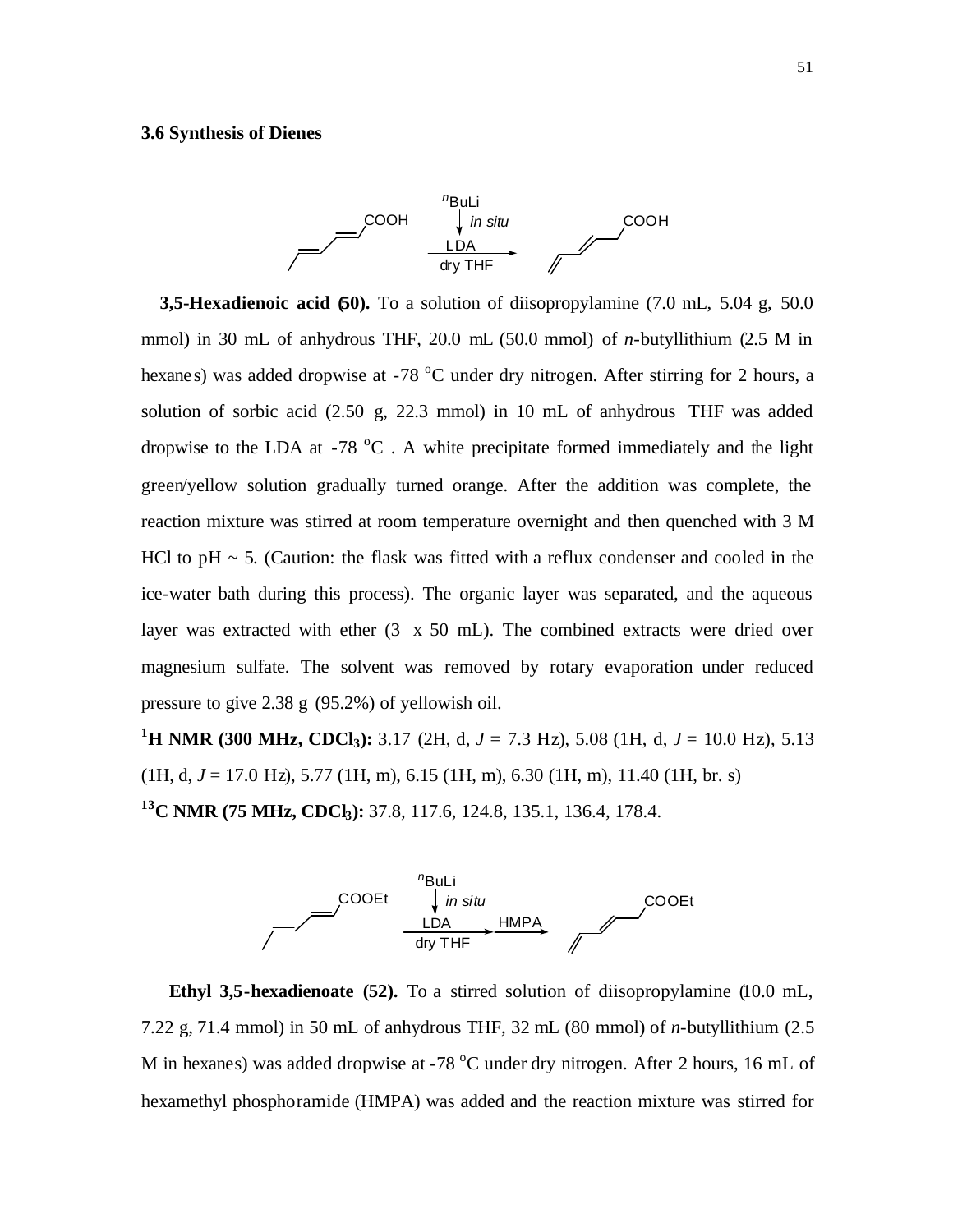### 3.6 Synthesis of Dienes

**3,5-Hexadienoic acid (50).** To a solution of diisopropylamine (7.0 mL, 5.04 g, 50.0 mmol) in 30 mL of anhydrous THF, 20.0 mL (50.0 mmol) of *n*-butyllithium (2.5 M in hexanes) was added dropwise at -78 $^{o}$C under dry nitrogen. After stirring for 2 hours, a solution of sorbic acid (2.50 g, 22.3 mmol) in 10 mL of anhydrous THF was added dropwise to the LDA at -78 $^{o}$C . A white precipitate formed immediately and the light green/yellow solution gradually turned orange. After the addition was complete, the reaction mixture was stirred at room temperature overnight and then quenched with 3 M HCl to pH ~ 5. (Caution: the flask was fitted with a reflux condenser and cooled in the ice-water bath during this process). The organic layer was separated, and the aqueous layer was extracted with ether (3 x 50 mL). The combined extracts were dried over magnesium sulfate. The solvent was removed by rotary evaporation under reduced pressure to give 2.38 g (95.2%) of yellowish oil.

**$^{1}$H NMR (300 MHz, $CDCl_3$):** 3.17 (2H, d, *J* = 7.3 Hz), 5.08 (1H, d, *J* = 10.0 Hz), 5.13 (1H, d, *J* = 17.0 Hz), 5.77 (1H, m), 6.15 (1H, m), 6.30 (1H, m), 11.40 (1H, br. s)

**$^{13}$C NMR (75 MHz, $CDCl_3$):** 37.8, 117.6, 124.8, 135.1, 136.4, 178.4.

**Ethyl 3,5-hexadienoate (52).** To a stirred solution of diisopropylamine (10.0 mL, 7.22 g, 71.4 mmol) in 50 mL of anhydrous THF, 32 mL (80 mmol) of *n*-butyllithium (2.5 M in hexanes) was added dropwise at -78 $^{o}$C under dry nitrogen. After 2 hours, 16 mL of hexamethyl phosphoramide (HMPA) was added and the reaction mixture was stirred for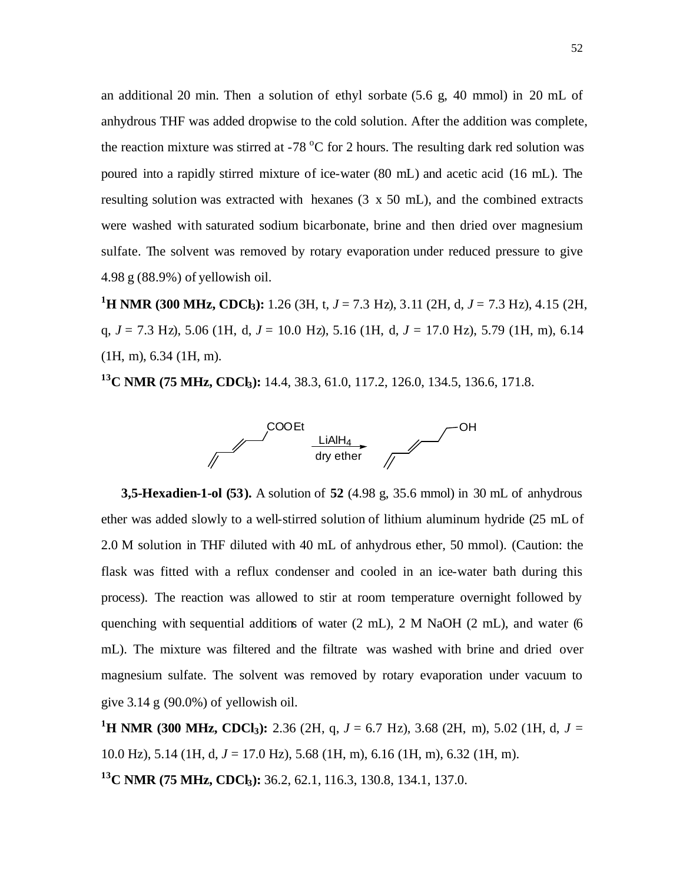an additional 20 min. Then a solution of ethyl sorbate (5.6 g, 40 mmol) in 20 mL of anhydrous THF was added dropwise to the cold solution. After the addition was complete, the reaction mixture was stirred at -78 $^{o}$C for 2 hours. The resulting dark red solution was poured into a rapidly stirred mixture of ice-water (80 mL) and acetic acid (16 mL). The resulting solution was extracted with hexanes (3 x 50 mL), and the combined extracts were washed with saturated sodium bicarbonate, brine and then dried over magnesium sulfate. The solvent was removed by rotary evaporation under reduced pressure to give 4.98 g (88.9%) of yellowish oil.

**$^{1}$H NMR (300 MHz, CDCl$_3$):** 1.26 (3H, t, *J* = 7.3 Hz), 3.11 (2H, d, *J* = 7.3 Hz), 4.15 (2H, q, *J* = 7.3 Hz), 5.06 (1H, d, *J* = 10.0 Hz), 5.16 (1H, d, *J* = 17.0 Hz), 5.79 (1H, m), 6.14 (1H, m), 6.34 (1H, m).

**$^{13}$C NMR (75 MHz, CDCl$_3$):** 14.4, 38.3, 61.0, 117.2, 126.0, 134.5, 136.6, 171.8.

COOEt — $LiAlH_4$, dry ether → OH

**3,5-Hexadien-1-ol (53).** A solution of **52** (4.98 g, 35.6 mmol) in 30 mL of anhydrous ether was added slowly to a well-stirred solution of lithium aluminum hydride (25 mL of 2.0 M solution in THF diluted with 40 mL of anhydrous ether, 50 mmol). (Caution: the flask was fitted with a reflux condenser and cooled in an ice-water bath during this process). The reaction was allowed to stir at room temperature overnight followed by quenching with sequential additions of water (2 mL), 2 M NaOH (2 mL), and water (6 mL). The mixture was filtered and the filtrate was washed with brine and dried over magnesium sulfate. The solvent was removed by rotary evaporation under vacuum to give 3.14 g (90.0%) of yellowish oil.

**$^{1}$H NMR (300 MHz, CDCl$_3$):** 2.36 (2H, q, *J* = 6.7 Hz), 3.68 (2H, m), 5.02 (1H, d, *J* = 10.0 Hz), 5.14 (1H, d, *J* = 17.0 Hz), 5.68 (1H, m), 6.16 (1H, m), 6.32 (1H, m).

**$^{13}$C NMR (75 MHz, CDCl$_3$):** 36.2, 62.1, 116.3, 130.8, 134.1, 137.0.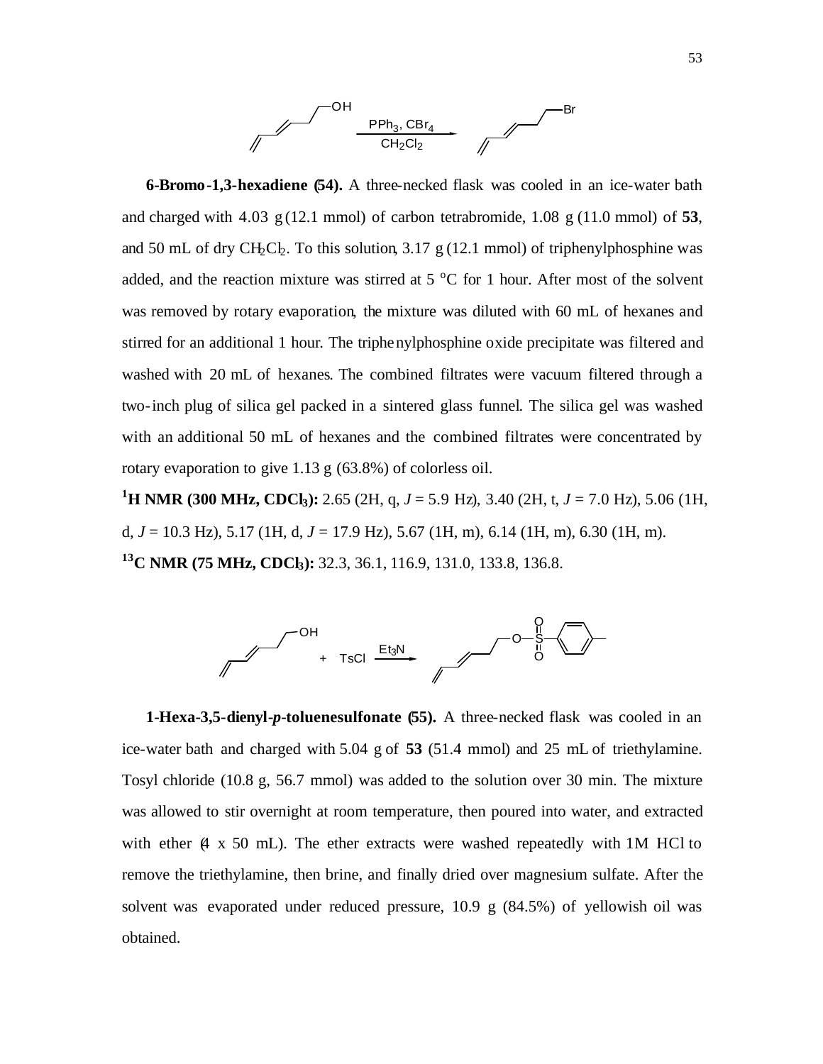**6-Bromo-1,3-hexadiene (54).** A three-necked flask was cooled in an ice-water bath and charged with 4.03 g (12.1 mmol) of carbon tetrabromide, 1.08 g (11.0 mmol) of **53**, and 50 mL of dry $CH_2Cl_2$. To this solution, 3.17 g (12.1 mmol) of triphenylphosphine was added, and the reaction mixture was stirred at 5 $^{o}$C for 1 hour. After most of the solvent was removed by rotary evaporation, the mixture was diluted with 60 mL of hexanes and stirred for an additional 1 hour. The triphenylphosphine oxide precipitate was filtered and washed with 20 mL of hexanes. The combined filtrates were vacuum filtered through a two-inch plug of silica gel packed in a sintered glass funnel. The silica gel was washed with an additional 50 mL of hexanes and the combined filtrates were concentrated by rotary evaporation to give 1.13 g (63.8%) of colorless oil.

**$^{1}$H NMR (300 MHz, $CDCl_3$):** 2.65 (2H, q, *J* = 5.9 Hz), 3.40 (2H, t, *J* = 7.0 Hz), 5.06 (1H, d, *J* = 10.3 Hz), 5.17 (1H, d, *J* = 17.9 Hz), 5.67 (1H, m), 6.14 (1H, m), 6.30 (1H, m).

**$^{13}$C NMR (75 MHz, $CDCl_3$):** 32.3, 36.1, 116.9, 131.0, 133.8, 136.8.

**1-Hexa-3,5-dienyl-*p*-toluenesulfonate (55).** A three-necked flask was cooled in an ice-water bath and charged with 5.04 g of **53** (51.4 mmol) and 25 mL of triethylamine. Tosyl chloride (10.8 g, 56.7 mmol) was added to the solution over 30 min. The mixture was allowed to stir overnight at room temperature, then poured into water, and extracted with ether (4 x 50 mL). The ether extracts were washed repeatedly with 1M HCl to remove the triethylamine, then brine, and finally dried over magnesium sulfate. After the solvent was evaporated under reduced pressure, 10.9 g (84.5%) of yellowish oil was obtained.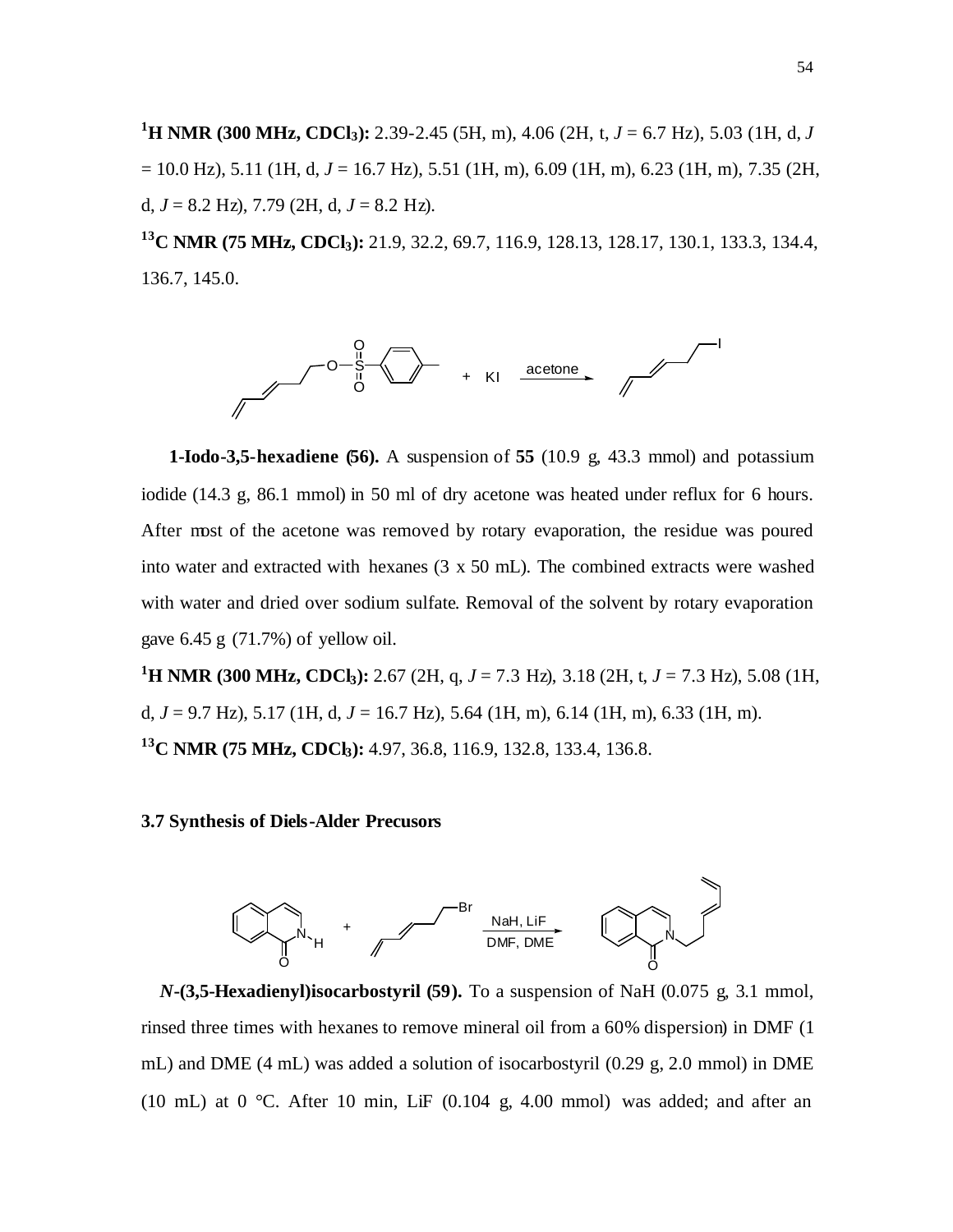**$^1$H NMR (300 MHz, CDCl$_3$):** 2.39-2.45 (5H, m), 4.06 (2H, t, *J* = 6.7 Hz), 5.03 (1H, d, *J* = 10.0 Hz), 5.11 (1H, d, *J* = 16.7 Hz), 5.51 (1H, m), 6.09 (1H, m), 6.23 (1H, m), 7.35 (2H, d, *J* = 8.2 Hz), 7.79 (2H, d, *J* = 8.2 Hz).

**$^{13}$C NMR (75 MHz, CDCl$_3$):** 21.9, 32.2, 69.7, 116.9, 128.13, 128.17, 130.1, 133.3, 134.4, 136.7, 145.0.

**1-Iodo-3,5-hexadiene (56).** A suspension of **55** (10.9 g, 43.3 mmol) and potassium iodide (14.3 g, 86.1 mmol) in 50 ml of dry acetone was heated under reflux for 6 hours. After most of the acetone was removed by rotary evaporation, the residue was poured into water and extracted with hexanes (3 x 50 mL). The combined extracts were washed with water and dried over sodium sulfate. Removal of the solvent by rotary evaporation gave 6.45 g (71.7%) of yellow oil.

**$^1$H NMR (300 MHz, CDCl$_3$):** 2.67 (2H, q, *J* = 7.3 Hz), 3.18 (2H, t, *J* = 7.3 Hz), 5.08 (1H, d, *J* = 9.7 Hz), 5.17 (1H, d, *J* = 16.7 Hz), 5.64 (1H, m), 6.14 (1H, m), 6.33 (1H, m).

**$^{13}$C NMR (75 MHz, CDCl$_3$):** 4.97, 36.8, 116.9, 132.8, 133.4, 136.8.

### 3.7 Synthesis of Diels-Alder Precusors

***N*-(3,5-Hexadienyl)isocarbostyril (59).** To a suspension of NaH (0.075 g, 3.1 mmol, rinsed three times with hexanes to remove mineral oil from a 60% dispersion) in DMF (1 mL) and DME (4 mL) was added a solution of isocarbostyril (0.29 g, 2.0 mmol) in DME (10 mL) at 0 °C. After 10 min, LiF (0.104 g, 4.00 mmol) was added; and after an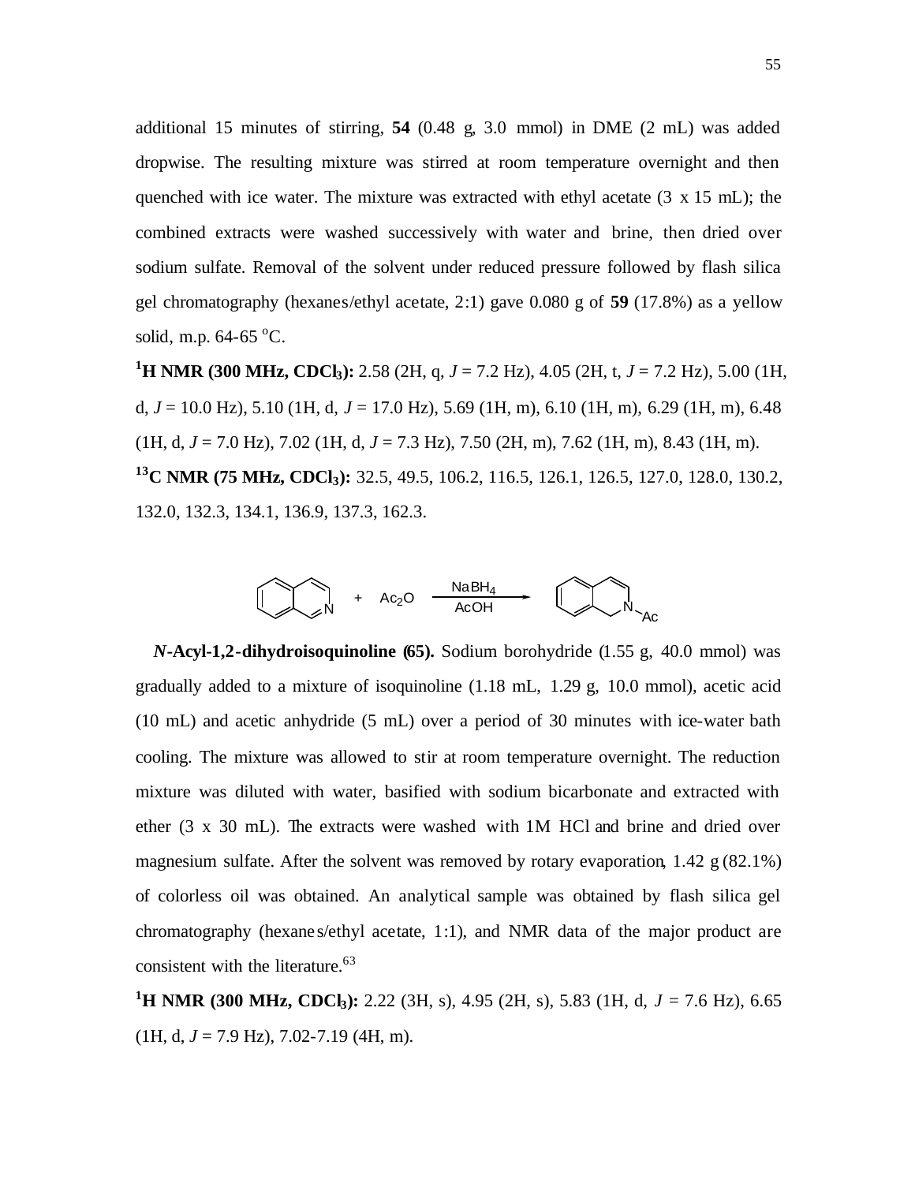additional 15 minutes of stirring, **54** (0.48 g, 3.0 mmol) in DME (2 mL) was added dropwise. The resulting mixture was stirred at room temperature overnight and then quenched with ice water. The mixture was extracted with ethyl acetate (3 x 15 mL); the combined extracts were washed successively with water and brine, then dried over sodium sulfate. Removal of the solvent under reduced pressure followed by flash silica gel chromatography (hexanes/ethyl acetate, 2:1) gave 0.080 g of **59** (17.8%) as a yellow solid, m.p. 64-65 °C.

**$^1$H NMR (300 MHz, $CDCl_3$):** 2.58 (2H, q, *J* = 7.2 Hz), 4.05 (2H, t, *J* = 7.2 Hz), 5.00 (1H, d, *J* = 10.0 Hz), 5.10 (1H, d, *J* = 17.0 Hz), 5.69 (1H, m), 6.10 (1H, m), 6.29 (1H, m), 6.48 (1H, d, *J* = 7.0 Hz), 7.02 (1H, d, *J* = 7.3 Hz), 7.50 (2H, m), 7.62 (1H, m), 8.43 (1H, m).

**$^{13}$C NMR (75 MHz, $CDCl_3$):** 32.5, 49.5, 106.2, 116.5, 126.1, 126.5, 127.0, 128.0, 130.2, 132.0, 132.3, 134.1, 136.9, 137.3, 162.3.

Isoquinoline + $Ac_2O$ —($NaBH_4$, AcOH)→ N-Ac-1,2-dihydroisoquinoline

***N*-Acyl-1,2-dihydroisoquinoline (65).** Sodium borohydride (1.55 g, 40.0 mmol) was gradually added to a mixture of isoquinoline (1.18 mL, 1.29 g, 10.0 mmol), acetic acid (10 mL) and acetic anhydride (5 mL) over a period of 30 minutes with ice-water bath cooling. The mixture was allowed to stir at room temperature overnight. The reduction mixture was diluted with water, basified with sodium bicarbonate and extracted with ether (3 x 30 mL). The extracts were washed with 1M HCl and brine and dried over magnesium sulfate. After the solvent was removed by rotary evaporation, 1.42 g (82.1%) of colorless oil was obtained. An analytical sample was obtained by flash silica gel chromatography (hexanes/ethyl acetate, 1:1), and NMR data of the major product are consistent with the literature.[63]

**$^1$H NMR (300 MHz, $CDCl_3$):** 2.22 (3H, s), 4.95 (2H, s), 5.83 (1H, d, *J* = 7.6 Hz), 6.65 (1H, d, *J* = 7.9 Hz), 7.02-7.19 (4H, m).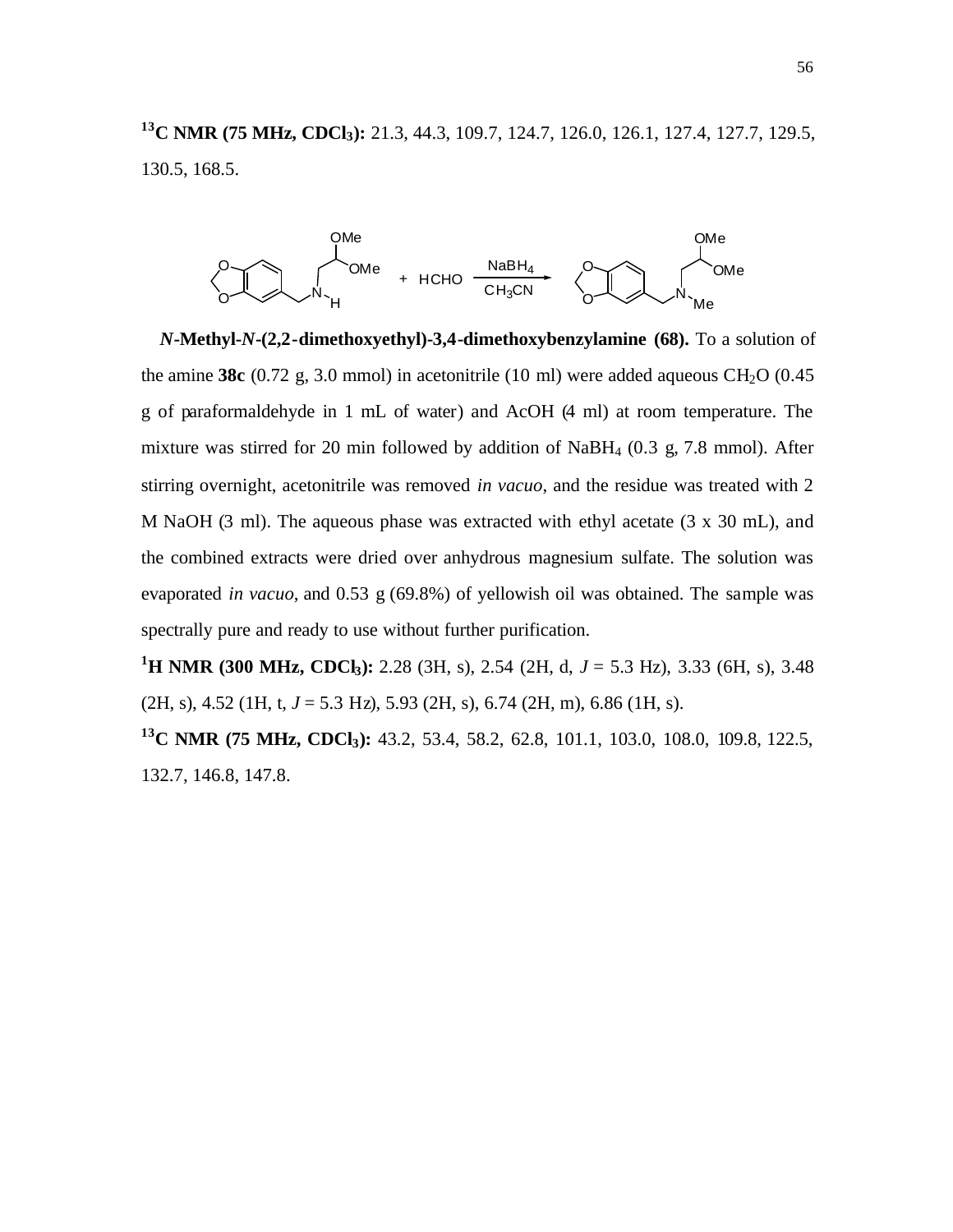**$^{13}$C NMR (75 MHz, $CDCl_3$):** 21.3, 44.3, 109.7, 124.7, 126.0, 126.1, 127.4, 127.7, 129.5, 130.5, 168.5.

***N*-Methyl-*N*-(2,2-dimethoxyethyl)-3,4-dimethoxybenzylamine (68).** To a solution of the amine **38c** (0.72 g, 3.0 mmol) in acetonitrile (10 ml) were added aqueous $CH_2O$ (0.45 g of paraformaldehyde in 1 mL of water) and AcOH (4 ml) at room temperature. The mixture was stirred for 20 min followed by addition of $NaBH_4$ (0.3 g, 7.8 mmol). After stirring overnight, acetonitrile was removed *in vacuo*, and the residue was treated with 2 M NaOH (3 ml). The aqueous phase was extracted with ethyl acetate (3 x 30 mL), and the combined extracts were dried over anhydrous magnesium sulfate. The solution was evaporated *in vacuo*, and 0.53 g (69.8%) of yellowish oil was obtained. The sample was spectrally pure and ready to use without further purification.

**$^{1}$H NMR (300 MHz, $CDCl_3$):** 2.28 (3H, s), 2.54 (2H, d, *J* = 5.3 Hz), 3.33 (6H, s), 3.48 (2H, s), 4.52 (1H, t, *J* = 5.3 Hz), 5.93 (2H, s), 6.74 (2H, m), 6.86 (1H, s).

**$^{13}$C NMR (75 MHz, $CDCl_3$):** 43.2, 53.4, 58.2, 62.8, 101.1, 103.0, 108.0, 109.8, 122.5, 132.7, 146.8, 147.8.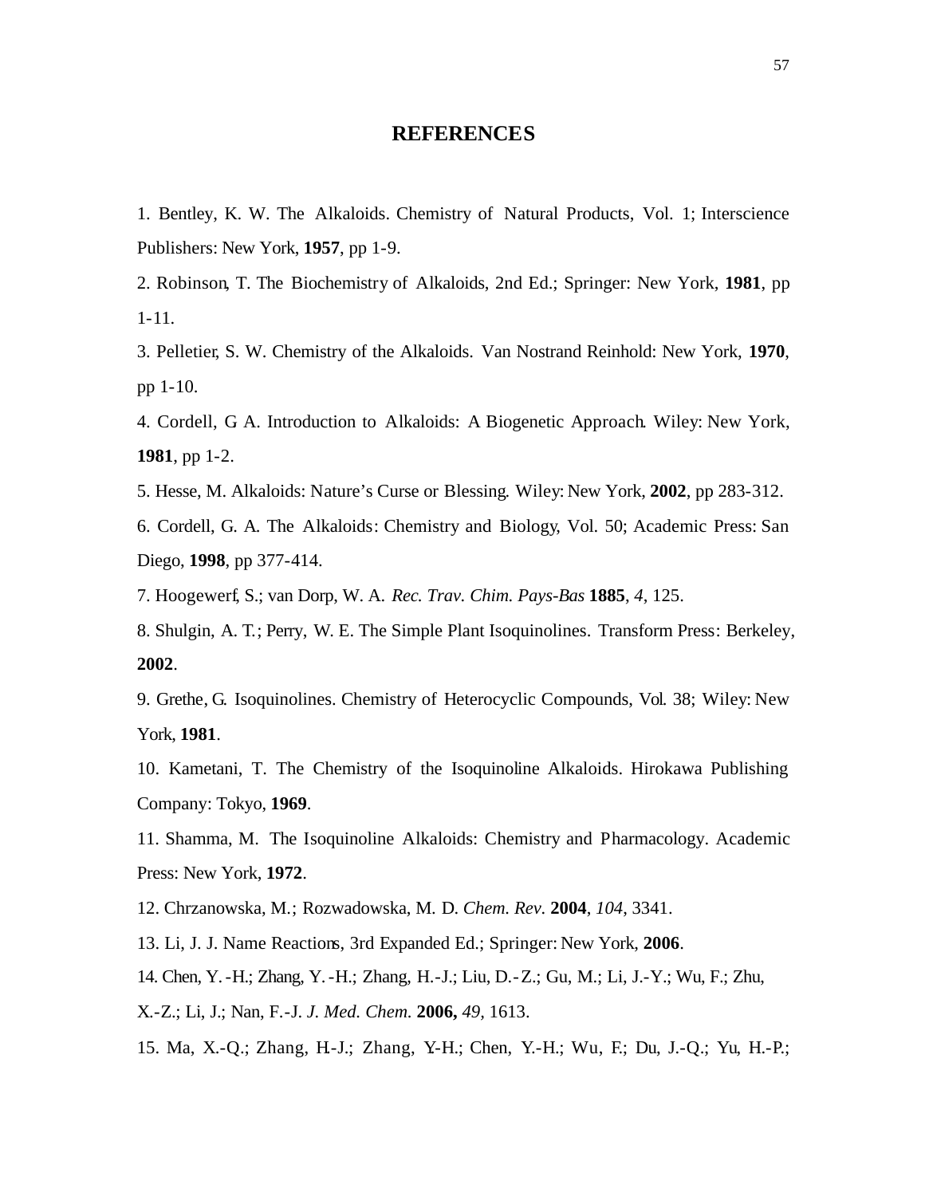# REFERENCES

1. Bentley, K. W. The Alkaloids. Chemistry of Natural Products, Vol. 1; Interscience Publishers: New York, **1957**, pp 1-9.

2. Robinson, T. The Biochemistry of Alkaloids, 2nd Ed.; Springer: New York, **1981**, pp 1-11.

3. Pelletier, S. W. Chemistry of the Alkaloids. Van Nostrand Reinhold: New York, **1970**, pp 1-10.

4. Cordell, G A. Introduction to Alkaloids: A Biogenetic Approach. Wiley: New York, **1981**, pp 1-2.

5. Hesse, M. Alkaloids: Nature's Curse or Blessing. Wiley: New York, **2002**, pp 283-312.

6. Cordell, G. A. The Alkaloids: Chemistry and Biology, Vol. 50; Academic Press: San Diego, **1998**, pp 377-414.

7. Hoogewerf, S.; van Dorp, W. A. *Rec. Trav. Chim. Pays-Bas* **1885**, *4*, 125.

8. Shulgin, A. T.; Perry, W. E. The Simple Plant Isoquinolines. Transform Press: Berkeley, **2002**.

9. Grethe, G. Isoquinolines. Chemistry of Heterocyclic Compounds, Vol. 38; Wiley: New York, **1981**.

10. Kametani, T. The Chemistry of the Isoquinoline Alkaloids. Hirokawa Publishing Company: Tokyo, **1969**.

11. Shamma, M. The Isoquinoline Alkaloids: Chemistry and Pharmacology. Academic Press: New York, **1972**.

12. Chrzanowska, M.; Rozwadowska, M. D. *Chem. Rev.* **2004**, *104*, 3341.

13. Li, J. J. Name Reactions, 3rd Expanded Ed.; Springer: New York, **2006**.

14. Chen, Y.-H.; Zhang, Y.-H.; Zhang, H.-J.; Liu, D.-Z.; Gu, M.; Li, J.-Y.; Wu, F.; Zhu, X.-Z.; Li, J.; Nan, F.-J. *J. Med. Chem.* **2006,** *49*, 1613.

15. Ma, X.-Q.; Zhang, H.-J.; Zhang, Y.-H.; Chen, Y.-H.; Wu, F.; Du, J.-Q.; Yu, H.-P.;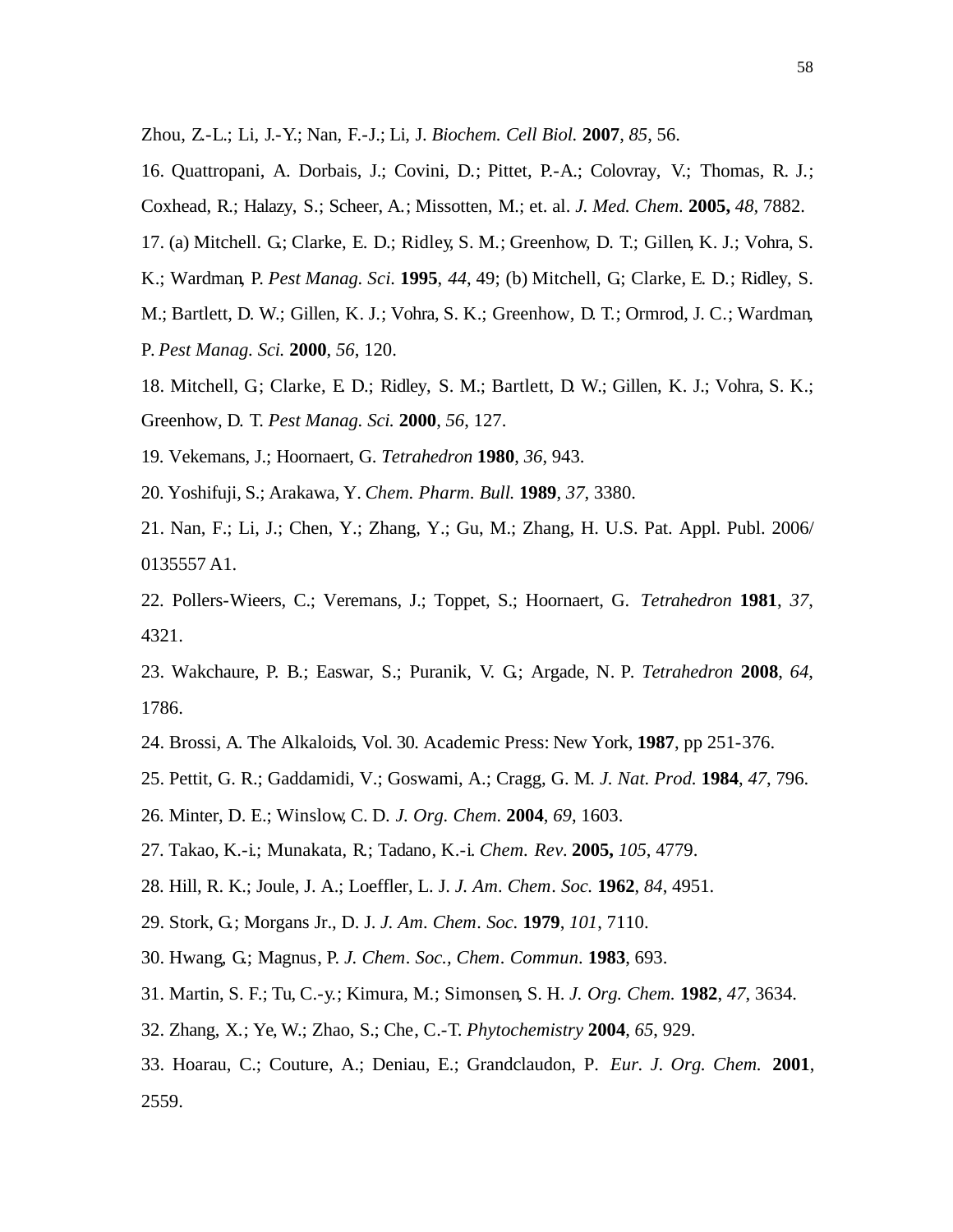Zhou, Z.-L.; Li, J.-Y.; Nan, F.-J.; Li, J. *Biochem. Cell Biol.* **2007**, *85*, 56.

16. Quattropani, A. Dorbais, J.; Covini, D.; Pittet, P.-A.; Colovray, V.; Thomas, R. J.; Coxhead, R.; Halazy, S.; Scheer, A.; Missotten, M.; et. al. *J. Med. Chem.* **2005,** *48*, 7882.

17. (a) Mitchell. G.; Clarke, E. D.; Ridley, S. M.; Greenhow, D. T.; Gillen, K. J.; Vohra, S. K.; Wardman, P. *Pest Manag. Sci.* **1995**, *44*, 49; (b) Mitchell, G; Clarke, E. D.; Ridley, S. M.; Bartlett, D. W.; Gillen, K. J.; Vohra, S. K.; Greenhow, D. T.; Ormrod, J. C.; Wardman, P. *Pest Manag. Sci.* **2000**, *56*, 120.

18. Mitchell, G; Clarke, E. D.; Ridley, S. M.; Bartlett, D. W.; Gillen, K. J.; Vohra, S. K.; Greenhow, D. T. *Pest Manag. Sci.* **2000**, *56*, 127.

19. Vekemans, J.; Hoornaert, G. *Tetrahedron* **1980**, *36*, 943.

20. Yoshifuji, S.; Arakawa, Y. *Chem. Pharm. Bull.* **1989**, *37*, 3380.

21. Nan, F.; Li, J.; Chen, Y.; Zhang, Y.; Gu, M.; Zhang, H. U.S. Pat. Appl. Publ. 2006/0135557 A1.

22. Pollers-Wieers, C.; Veremans, J.; Toppet, S.; Hoornaert, G. *Tetrahedron* **1981**, *37*, 4321.

23. Wakchaure, P. B.; Easwar, S.; Puranik, V. G.; Argade, N. P. *Tetrahedron* **2008**, *64*, 1786.

24. Brossi, A. The Alkaloids, Vol. 30. Academic Press: New York, **1987**, pp 251-376.

25. Pettit, G. R.; Gaddamidi, V.; Goswami, A.; Cragg, G. M. *J. Nat. Prod.* **1984**, *47*, 796.

26. Minter, D. E.; Winslow, C. D. *J. Org. Chem.* **2004**, *69*, 1603.

27. Takao, K.-i.; Munakata, R.; Tadano, K.-i. *Chem. Rev.* **2005,** *105*, 4779.

28. Hill, R. K.; Joule, J. A.; Loeffler, L. J. *J. Am. Chem. Soc.* **1962**, *84*, 4951.

29. Stork, G.; Morgans Jr., D. J. *J. Am. Chem. Soc.* **1979**, *101*, 7110.

30. Hwang, G.; Magnus, P. *J. Chem. Soc., Chem. Commun.* **1983**, 693.

31. Martin, S. F.; Tu, C.-y.; Kimura, M.; Simonsen, S. H. *J. Org. Chem.* **1982**, *47*, 3634.

32. Zhang, X.; Ye, W.; Zhao, S.; Che, C.-T. *Phytochemistry* **2004**, *65*, 929.

33. Hoarau, C.; Couture, A.; Deniau, E.; Grandclaudon, P. *Eur. J. Org. Chem.* **2001**, 2559.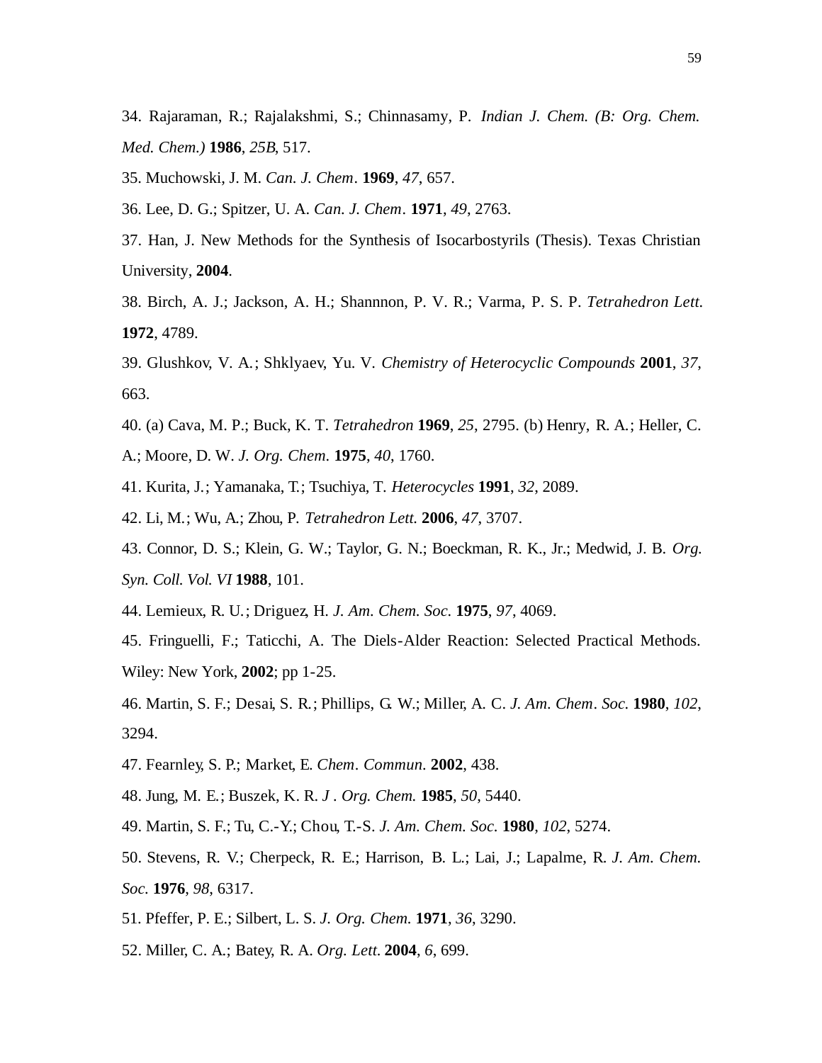34. Rajaraman, R.; Rajalakshmi, S.; Chinnasamy, P. *Indian J. Chem. (B: Org. Chem. Med. Chem.)* **1986**, *25B*, 517.

35. Muchowski, J. M. *Can. J. Chem*. **1969**, *47*, 657.

36. Lee, D. G.; Spitzer, U. A. *Can. J. Chem*. **1971**, *49*, 2763.

37. Han, J. New Methods for the Synthesis of Isocarbostyrils (Thesis). Texas Christian University, **2004**.

38. Birch, A. J.; Jackson, A. H.; Shannnon, P. V. R.; Varma, P. S. P. *Tetrahedron Lett.* **1972**, 4789.

39. Glushkov, V. A.; Shklyaev, Yu. V. *Chemistry of Heterocyclic Compounds* **2001**, *37*, 663.

40. (a) Cava, M. P.; Buck, K. T. *Tetrahedron* **1969**, *25*, 2795. (b) Henry, R. A.; Heller, C. A.; Moore, D. W. *J. Org. Chem.* **1975**, *40*, 1760.

41. Kurita, J.; Yamanaka, T.; Tsuchiya, T. *Heterocycles* **1991**, *32*, 2089.

42. Li, M.; Wu, A.; Zhou, P. *Tetrahedron Lett.* **2006**, *47*, 3707.

43. Connor, D. S.; Klein, G. W.; Taylor, G. N.; Boeckman, R. K., Jr.; Medwid, J. B. *Org. Syn. Coll. Vol. VI* **1988**, 101.

44. Lemieux, R. U.; Driguez, H. *J. Am. Chem. Soc.* **1975**, *97*, 4069.

45. Fringuelli, F.; Taticchi, A. The Diels-Alder Reaction: Selected Practical Methods. Wiley: New York, **2002**; pp 1-25.

46. Martin, S. F.; Desai, S. R.; Phillips, G. W.; Miller, A. C. *J. Am. Chem. Soc.* **1980**, *102*, 3294.

47. Fearnley, S. P.; Market, E. *Chem. Commun.* **2002**, 438.

48. Jung, M. E.; Buszek, K. R. *J . Org. Chem.* **1985**, *50*, 5440.

49. Martin, S. F.; Tu, C.-Y.; Chou, T.-S. *J. Am. Chem. Soc.* **1980**, *102*, 5274.

50. Stevens, R. V.; Cherpeck, R. E.; Harrison, B. L.; Lai, J.; Lapalme, R. *J. Am. Chem. Soc.* **1976**, *98*, 6317.

51. Pfeffer, P. E.; Silbert, L. S. *J. Org. Chem.* **1971**, *36*, 3290.

52. Miller, C. A.; Batey, R. A. *Org. Lett.* **2004**, *6*, 699.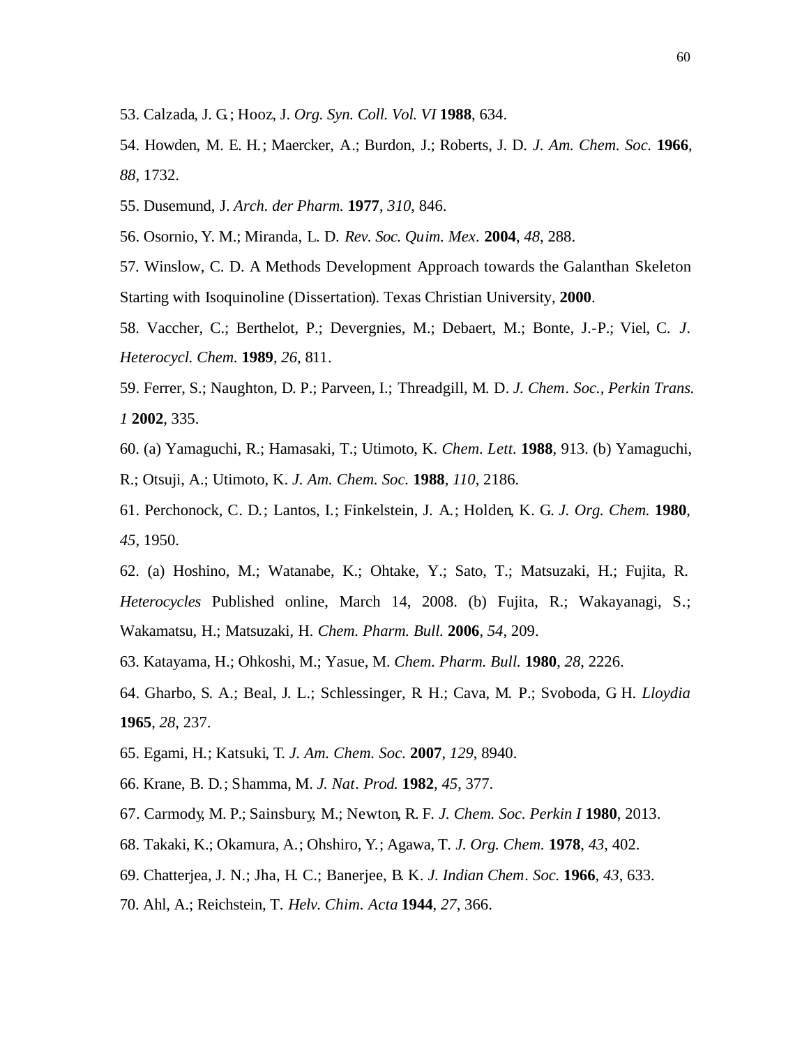53. Calzada, J. G.; Hooz, J. *Org. Syn. Coll. Vol. VI* **1988**, 634.

54. Howden, M. E. H.; Maercker, A.; Burdon, J.; Roberts, J. D. *J. Am. Chem. Soc.* **1966**, *88*, 1732.

55. Dusemund, J. *Arch. der Pharm.* **1977**, *310*, 846.

56. Osornio, Y. M.; Miranda, L. D. *Rev. Soc. Quim. Mex*. **2004**, *48*, 288.

57. Winslow, C. D. A Methods Development Approach towards the Galanthan Skeleton Starting with Isoquinoline (Dissertation). Texas Christian University, **2000**.

58. Vaccher, C.; Berthelot, P.; Devergnies, M.; Debaert, M.; Bonte, J.-P.; Viel, C. *J. Heterocycl. Chem.* **1989**, *26*, 811.

59. Ferrer, S.; Naughton, D. P.; Parveen, I.; Threadgill, M. D. *J. Chem. Soc., Perkin Trans. 1* **2002**, 335.

60. (a) Yamaguchi, R.; Hamasaki, T.; Utimoto, K. *Chem. Lett.* **1988**, 913. (b) Yamaguchi, R.; Otsuji, A.; Utimoto, K. *J. Am. Chem. Soc.* **1988**, *110*, 2186.

61. Perchonock, C. D.; Lantos, I.; Finkelstein, J. A.; Holden, K. G. *J. Org. Chem.* **1980**, *45*, 1950.

62. (a) Hoshino, M.; Watanabe, K.; Ohtake, Y.; Sato, T.; Matsuzaki, H.; Fujita, R. *Heterocycles* Published online, March 14, 2008. (b) Fujita, R.; Wakayanagi, S.; Wakamatsu, H.; Matsuzaki, H. *Chem. Pharm. Bull.* **2006**, *54*, 209.

63. Katayama, H.; Ohkoshi, M.; Yasue, M. *Chem. Pharm. Bull.* **1980**, *28*, 2226.

64. Gharbo, S. A.; Beal, J. L.; Schlessinger, R. H.; Cava, M. P.; Svoboda, G. H. *Lloydia* **1965**, *28*, 237.

65. Egami, H.; Katsuki, T. *J. Am. Chem. Soc.* **2007**, *129*, 8940.

66. Krane, B. D.; Shamma, M. *J. Nat. Prod.* **1982**, *45*, 377.

67. Carmody, M. P.; Sainsbury, M.; Newton, R. F. *J. Chem. Soc. Perkin I* **1980**, 2013.

68. Takaki, K.; Okamura, A.; Ohshiro, Y.; Agawa, T. *J. Org. Chem.* **1978**, *43*, 402.

69. Chatterjea, J. N.; Jha, H. C.; Banerjee, B. K. *J. Indian Chem. Soc.* **1966**, *43*, 633.

70. Ahl, A.; Reichstein, T. *Helv. Chim. Acta* **1944**, *27*, 366.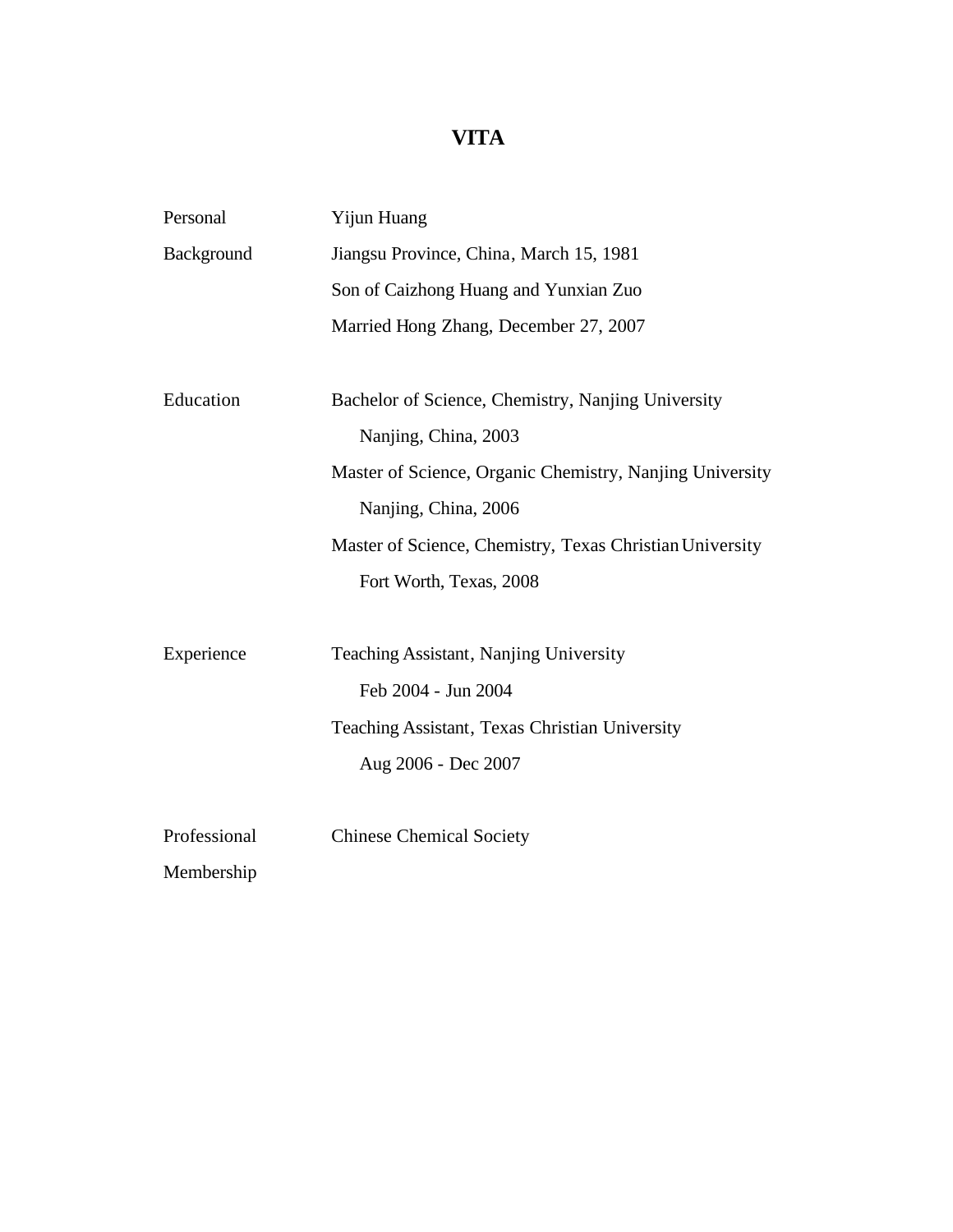# VITA

| | |
|---|---|
| Personal Background | Yijun Huang |
| | Jiangsu Province, China, March 15, 1981 |
| | Son of Caizhong Huang and Yunxian Zuo |
| | Married Hong Zhang, December 27, 2007 |
| Education | Bachelor of Science, Chemistry, Nanjing University<br>Nanjing, China, 2003 |
| | Master of Science, Organic Chemistry, Nanjing University<br>Nanjing, China, 2006 |
| | Master of Science, Chemistry, Texas Christian University<br>Fort Worth, Texas, 2008 |
| Experience | Teaching Assistant, Nanjing University<br>Feb 2004 - Jun 2004 |
| | Teaching Assistant, Texas Christian University<br>Aug 2006 - Dec 2007 |
| Professional Membership | Chinese Chemical Society |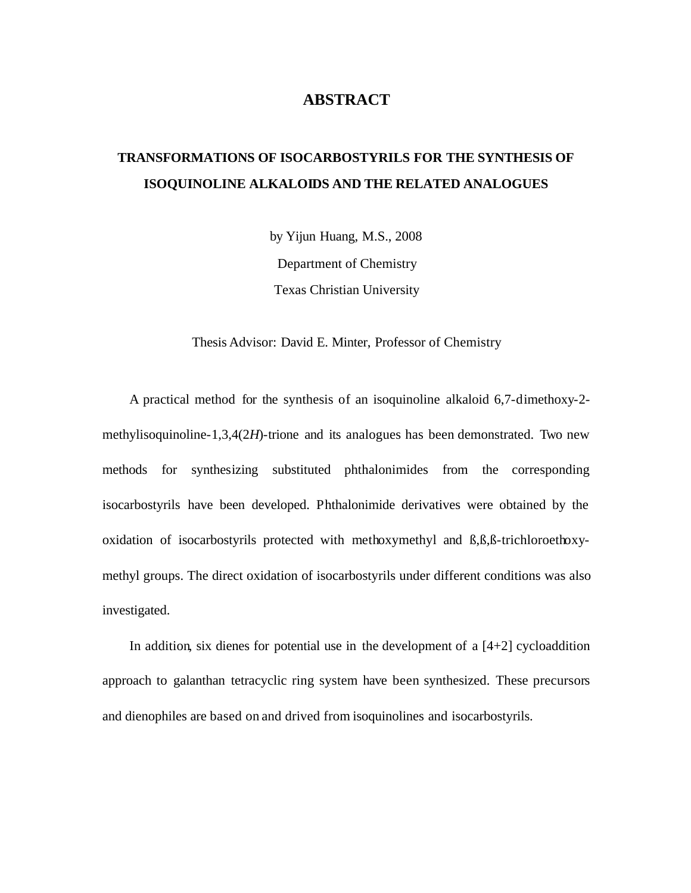# ABSTRACT

## TRANSFORMATIONS OF ISOCARBOSTYRILS FOR THE SYNTHESIS OF ISOQUINOLINE ALKALOIDS AND THE RELATED ANALOGUES

by Yijun Huang, M.S., 2008

Department of Chemistry

Texas Christian University

Thesis Advisor: David E. Minter, Professor of Chemistry

A practical method for the synthesis of an isoquinoline alkaloid 6,7-dimethoxy-2-methylisoquinoline-1,3,4(2*H*)-trione and its analogues has been demonstrated. Two new methods for synthesizing substituted phthalonimides from the corresponding isocarbostyrils have been developed. Phthalonimide derivatives were obtained by the oxidation of isocarbostyrils protected with methoxymethyl and ß,ß,ß-trichloroethoxy-methyl groups. The direct oxidation of isocarbostyrils under different conditions was also investigated.

In addition, six dienes for potential use in the development of a [4+2] cycloaddition approach to galanthan tetracyclic ring system have been synthesized. These precursors and dienophiles are based on and drived from isoquinolines and isocarbostyrils.